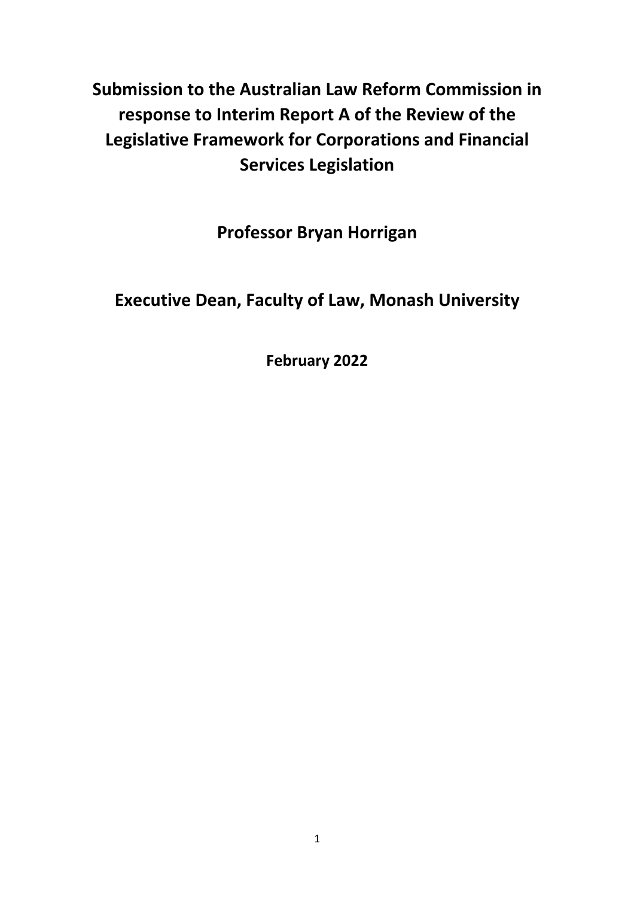# Submission to the Australian Law Reform Commission in response to Interim Report A of the Review of the Legislative Framework for Corporations and Financial Services Legislation

## Professor Bryan Horrigan

## Executive Dean, Faculty of Law, Monash University

**February 2022**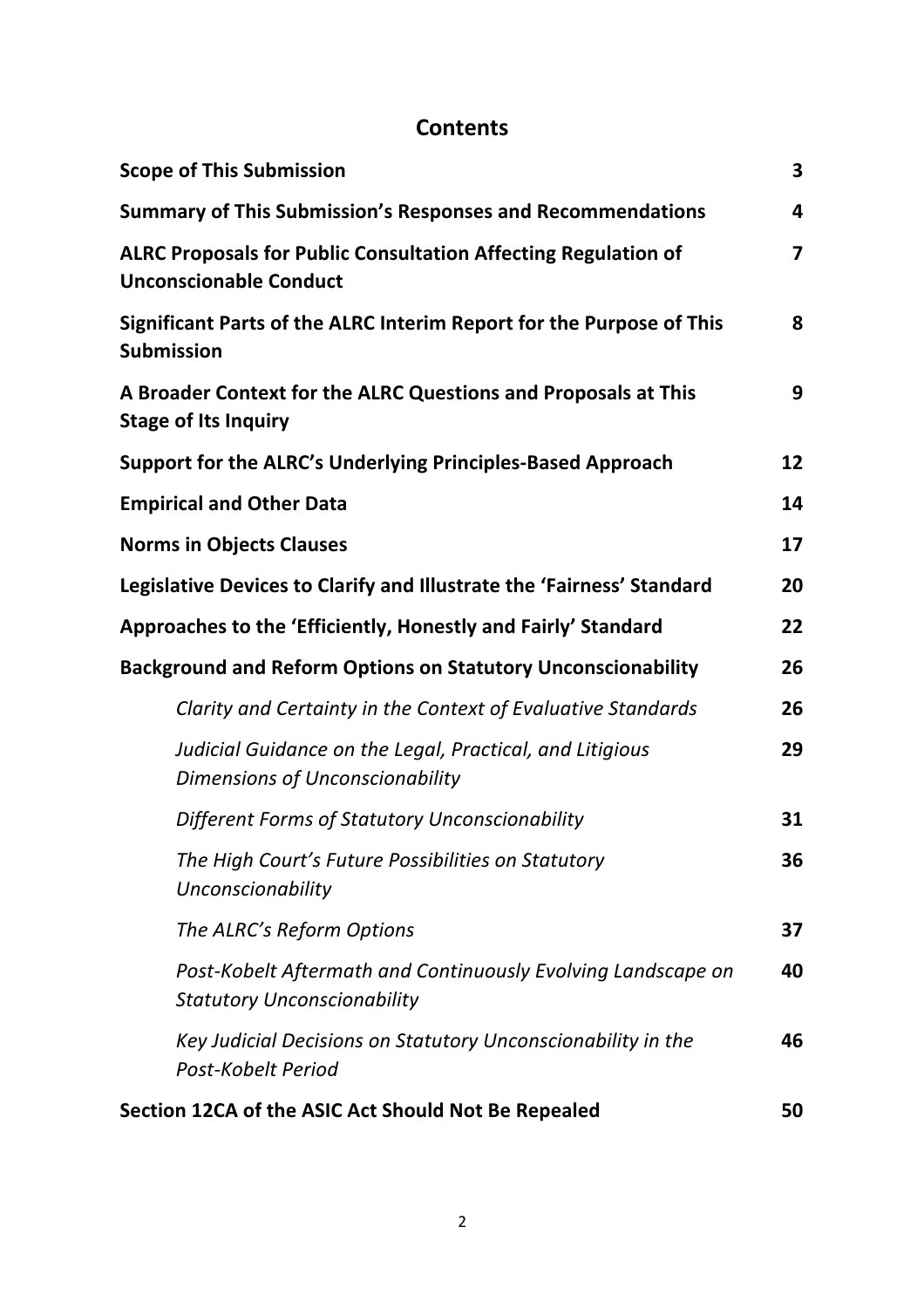# Contents

| | |
|---|---|
| **Scope of This Submission** | **3** |
| **Summary of This Submission's Responses and Recommendations** | **4** |
| **ALRC Proposals for Public Consultation Affecting Regulation of Unconscionable Conduct** | **7** |
| **Significant Parts of the ALRC Interim Report for the Purpose of This Submission** | **8** |
| **A Broader Context for the ALRC Questions and Proposals at This Stage of Its Inquiry** | **9** |
| **Support for the ALRC's Underlying Principles-Based Approach** | **12** |
| **Empirical and Other Data** | **14** |
| **Norms in Objects Clauses** | **17** |
| **Legislative Devices to Clarify and Illustrate the 'Fairness' Standard** | **20** |
| **Approaches to the 'Efficiently, Honestly and Fairly' Standard** | **22** |
| **Background and Reform Options on Statutory Unconscionability** | **26** |
| *Clarity and Certainty in the Context of Evaluative Standards* | **26** |
| *Judicial Guidance on the Legal, Practical, and Litigious Dimensions of Unconscionability* | **29** |
| *Different Forms of Statutory Unconscionability* | **31** |
| *The High Court's Future Possibilities on Statutory Unconscionability* | **36** |
| *The ALRC's Reform Options* | **37** |
| *Post-Kobelt Aftermath and Continuously Evolving Landscape on Statutory Unconscionability* | **40** |
| *Key Judicial Decisions on Statutory Unconscionability in the Post-Kobelt Period* | **46** |
| **Section 12CA of the ASIC Act Should Not Be Repealed** | **50** |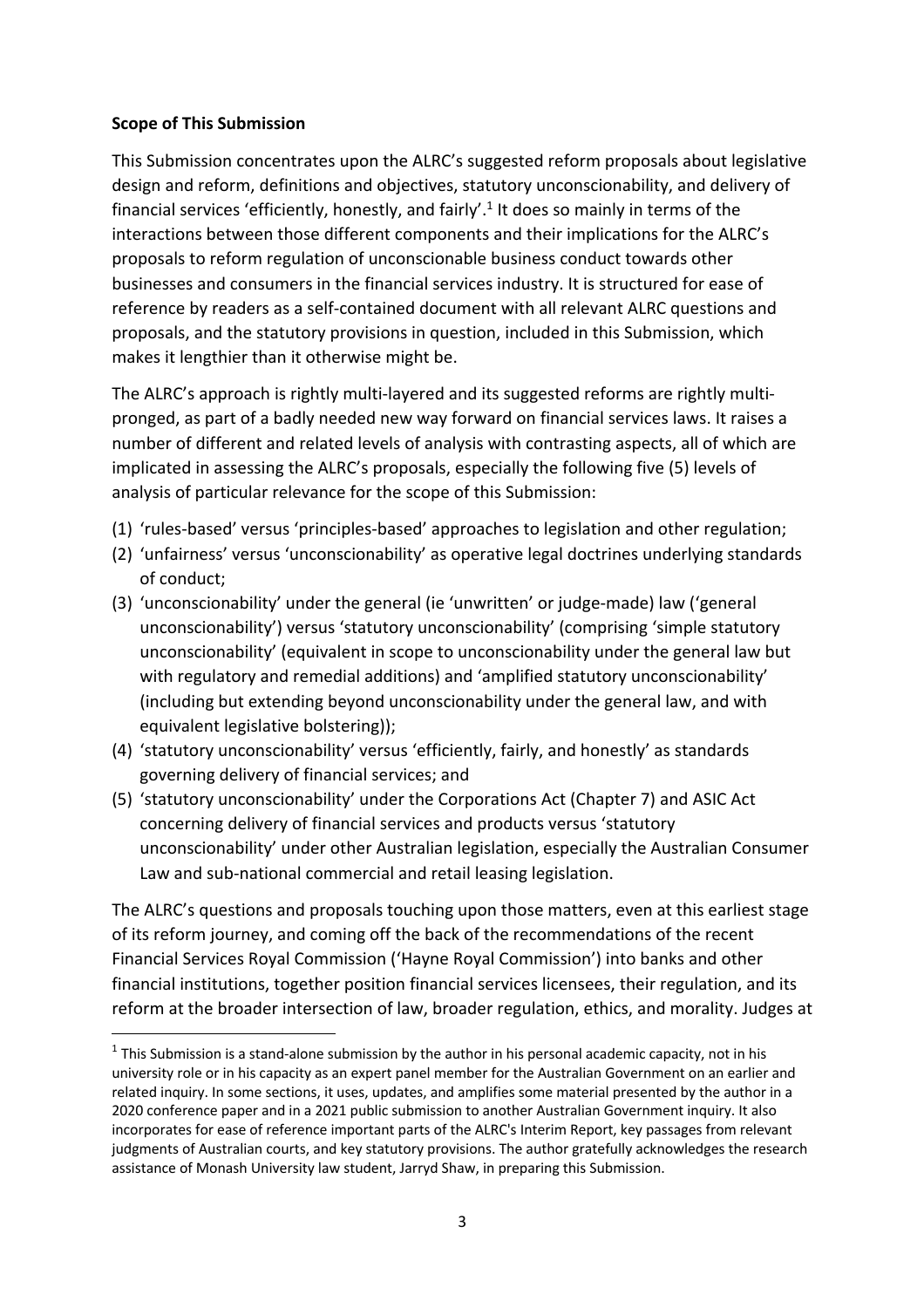**Scope of This Submission**

This Submission concentrates upon the ALRC's suggested reform proposals about legislative design and reform, definitions and objectives, statutory unconscionability, and delivery of financial services 'efficiently, honestly, and fairly'.[1] It does so mainly in terms of the interactions between those different components and their implications for the ALRC's proposals to reform regulation of unconscionable business conduct towards other businesses and consumers in the financial services industry. It is structured for ease of reference by readers as a self-contained document with all relevant ALRC questions and proposals, and the statutory provisions in question, included in this Submission, which makes it lengthier than it otherwise might be.

The ALRC's approach is rightly multi-layered and its suggested reforms are rightly multi-pronged, as part of a badly needed new way forward on financial services laws. It raises a number of different and related levels of analysis with contrasting aspects, all of which are implicated in assessing the ALRC's proposals, especially the following five (5) levels of analysis of particular relevance for the scope of this Submission:

(1) 'rules-based' versus 'principles-based' approaches to legislation and other regulation;
(2) 'unfairness' versus 'unconscionability' as operative legal doctrines underlying standards of conduct;
(3) 'unconscionability' under the general (ie 'unwritten' or judge-made) law ('general unconscionability') versus 'statutory unconscionability' (comprising 'simple statutory unconscionability' (equivalent in scope to unconscionability under the general law but with regulatory and remedial additions) and 'amplified statutory unconscionability' (including but extending beyond unconscionability under the general law, and with equivalent legislative bolstering));
(4) 'statutory unconscionability' versus 'efficiently, fairly, and honestly' as standards governing delivery of financial services; and
(5) 'statutory unconscionability' under the Corporations Act (Chapter 7) and ASIC Act concerning delivery of financial services and products versus 'statutory unconscionability' under other Australian legislation, especially the Australian Consumer Law and sub-national commercial and retail leasing legislation.

The ALRC's questions and proposals touching upon those matters, even at this earliest stage of its reform journey, and coming off the back of the recommendations of the recent Financial Services Royal Commission ('Hayne Royal Commission') into banks and other financial institutions, together position financial services licensees, their regulation, and its reform at the broader intersection of law, broader regulation, ethics, and morality. Judges at

[1] This Submission is a stand-alone submission by the author in his personal academic capacity, not in his university role or in his capacity as an expert panel member for the Australian Government on an earlier and related inquiry. In some sections, it uses, updates, and amplifies some material presented by the author in a 2020 conference paper and in a 2021 public submission to another Australian Government inquiry. It also incorporates for ease of reference important parts of the ALRC's Interim Report, key passages from relevant judgments of Australian courts, and key statutory provisions. The author gratefully acknowledges the research assistance of Monash University law student, Jarryd Shaw, in preparing this Submission.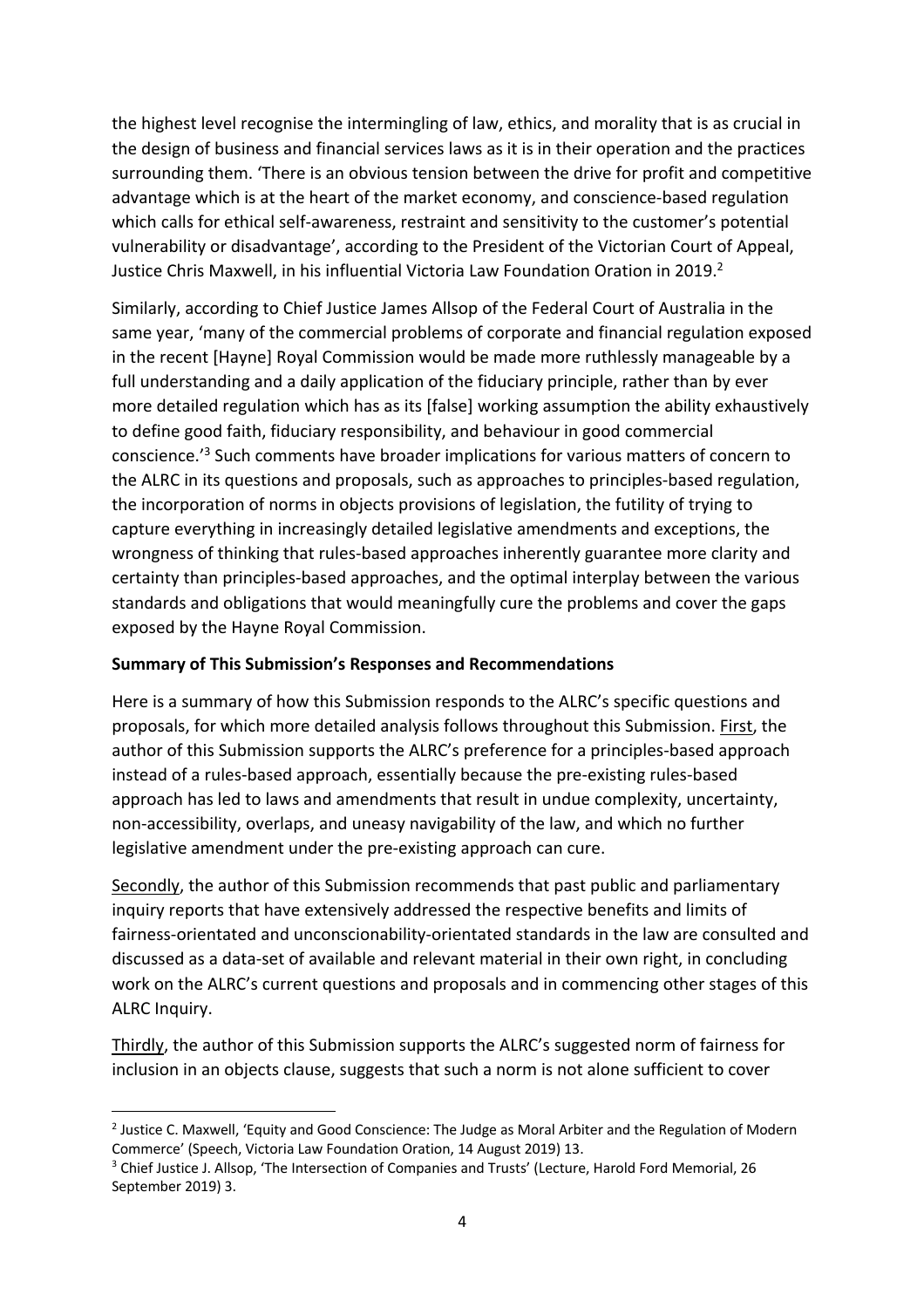the highest level recognise the intermingling of law, ethics, and morality that is as crucial in the design of business and financial services laws as it is in their operation and the practices surrounding them. 'There is an obvious tension between the drive for profit and competitive advantage which is at the heart of the market economy, and conscience-based regulation which calls for ethical self-awareness, restraint and sensitivity to the customer's potential vulnerability or disadvantage', according to the President of the Victorian Court of Appeal, Justice Chris Maxwell, in his influential Victoria Law Foundation Oration in 2019.[2]

Similarly, according to Chief Justice James Allsop of the Federal Court of Australia in the same year, 'many of the commercial problems of corporate and financial regulation exposed in the recent [Hayne] Royal Commission would be made more ruthlessly manageable by a full understanding and a daily application of the fiduciary principle, rather than by ever more detailed regulation which has as its [false] working assumption the ability exhaustively to define good faith, fiduciary responsibility, and behaviour in good commercial conscience.'[3] Such comments have broader implications for various matters of concern to the ALRC in its questions and proposals, such as approaches to principles-based regulation, the incorporation of norms in objects provisions of legislation, the futility of trying to capture everything in increasingly detailed legislative amendments and exceptions, the wrongness of thinking that rules-based approaches inherently guarantee more clarity and certainty than principles-based approaches, and the optimal interplay between the various standards and obligations that would meaningfully cure the problems and cover the gaps exposed by the Hayne Royal Commission.

**Summary of This Submission's Responses and Recommendations**

Here is a summary of how this Submission responds to the ALRC's specific questions and proposals, for which more detailed analysis follows throughout this Submission. First, the author of this Submission supports the ALRC's preference for a principles-based approach instead of a rules-based approach, essentially because the pre-existing rules-based approach has led to laws and amendments that result in undue complexity, uncertainty, non-accessibility, overlaps, and uneasy navigability of the law, and which no further legislative amendment under the pre-existing approach can cure.

Secondly, the author of this Submission recommends that past public and parliamentary inquiry reports that have extensively addressed the respective benefits and limits of fairness-orientated and unconscionability-orientated standards in the law are consulted and discussed as a data-set of available and relevant material in their own right, in concluding work on the ALRC's current questions and proposals and in commencing other stages of this ALRC Inquiry.

Thirdly, the author of this Submission supports the ALRC's suggested norm of fairness for inclusion in an objects clause, suggests that such a norm is not alone sufficient to cover

[2] Justice C. Maxwell, 'Equity and Good Conscience: The Judge as Moral Arbiter and the Regulation of Modern Commerce' (Speech, Victoria Law Foundation Oration, 14 August 2019) 13.

[3] Chief Justice J. Allsop, 'The Intersection of Companies and Trusts' (Lecture, Harold Ford Memorial, 26 September 2019) 3.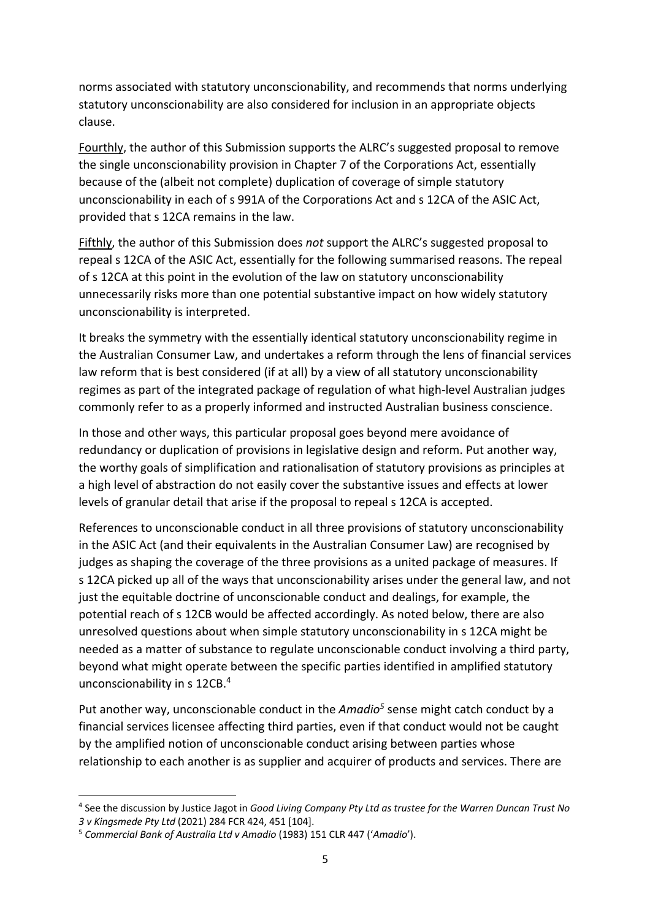norms associated with statutory unconscionability, and recommends that norms underlying statutory unconscionability are also considered for inclusion in an appropriate objects clause.

<u>Fourthly</u>, the author of this Submission supports the ALRC's suggested proposal to remove the single unconscionability provision in Chapter 7 of the Corporations Act, essentially because of the (albeit not complete) duplication of coverage of simple statutory unconscionability in each of s 991A of the Corporations Act and s 12CA of the ASIC Act, provided that s 12CA remains in the law.

<u>Fifthly</u>, the author of this Submission does *not* support the ALRC's suggested proposal to repeal s 12CA of the ASIC Act, essentially for the following summarised reasons. The repeal of s 12CA at this point in the evolution of the law on statutory unconscionability unnecessarily risks more than one potential substantive impact on how widely statutory unconscionability is interpreted.

It breaks the symmetry with the essentially identical statutory unconscionability regime in the Australian Consumer Law, and undertakes a reform through the lens of financial services law reform that is best considered (if at all) by a view of all statutory unconscionability regimes as part of the integrated package of regulation of what high-level Australian judges commonly refer to as a properly informed and instructed Australian business conscience.

In those and other ways, this particular proposal goes beyond mere avoidance of redundancy or duplication of provisions in legislative design and reform. Put another way, the worthy goals of simplification and rationalisation of statutory provisions as principles at a high level of abstraction do not easily cover the substantive issues and effects at lower levels of granular detail that arise if the proposal to repeal s 12CA is accepted.

References to unconscionable conduct in all three provisions of statutory unconscionability in the ASIC Act (and their equivalents in the Australian Consumer Law) are recognised by judges as shaping the coverage of the three provisions as a united package of measures. If s 12CA picked up all of the ways that unconscionability arises under the general law, and not just the equitable doctrine of unconscionable conduct and dealings, for example, the potential reach of s 12CB would be affected accordingly. As noted below, there are also unresolved questions about when simple statutory unconscionability in s 12CA might be needed as a matter of substance to regulate unconscionable conduct involving a third party, beyond what might operate between the specific parties identified in amplified statutory unconscionability in s 12CB.[4]

Put another way, unconscionable conduct in the *Amadio*[5] sense might catch conduct by a financial services licensee affecting third parties, even if that conduct would not be caught by the amplified notion of unconscionable conduct arising between parties whose relationship to each another is as supplier and acquirer of products and services. There are

---

[4] See the discussion by Justice Jagot in *Good Living Company Pty Ltd as trustee for the Warren Duncan Trust No 3 v Kingsmede Pty Ltd* (2021) 284 FCR 424, 451 [104].

[5] *Commercial Bank of Australia Ltd v Amadio* (1983) 151 CLR 447 ('*Amadio*').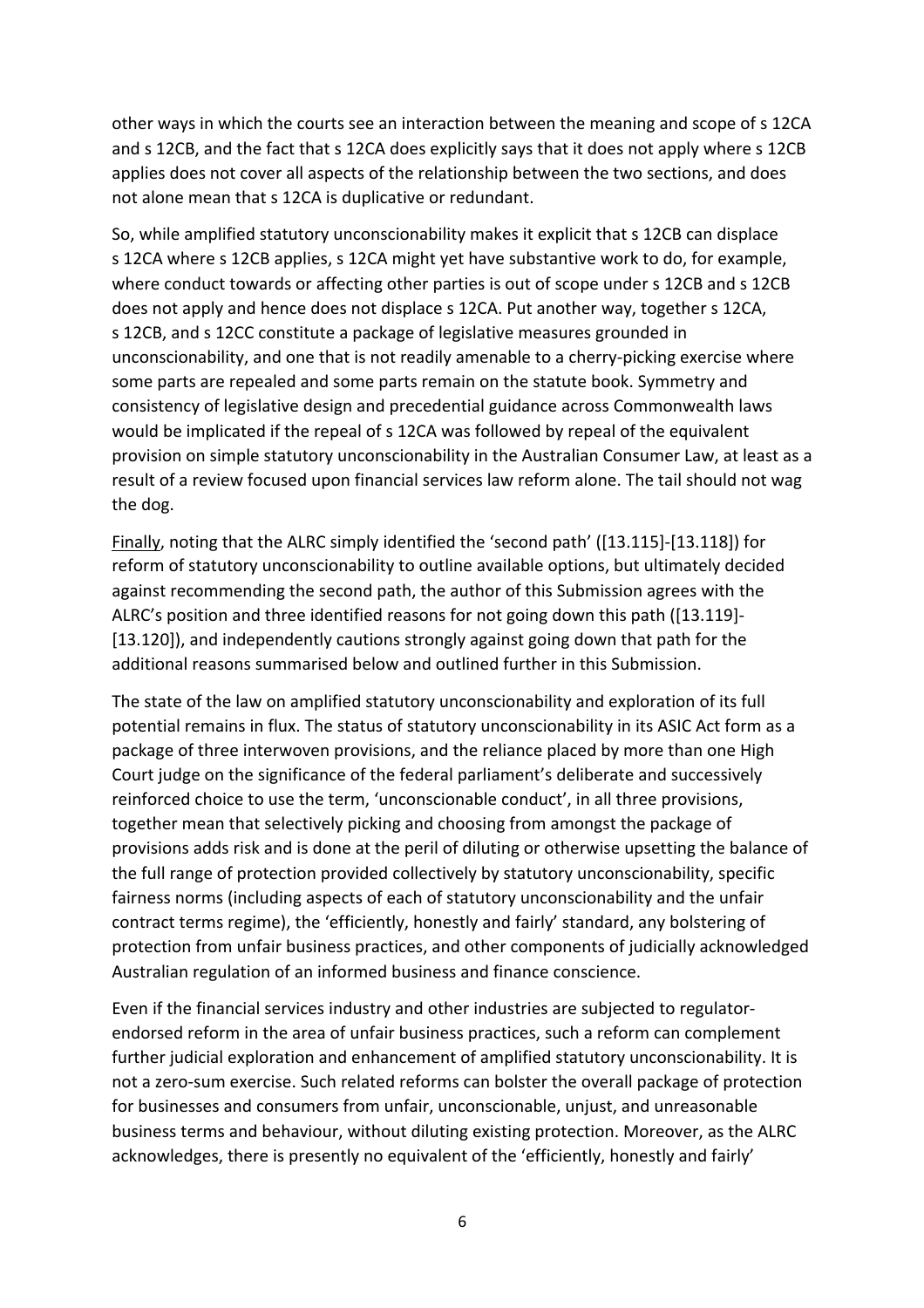other ways in which the courts see an interaction between the meaning and scope of s 12CA and s 12CB, and the fact that s 12CA does explicitly says that it does not apply where s 12CB applies does not cover all aspects of the relationship between the two sections, and does not alone mean that s 12CA is duplicative or redundant.

So, while amplified statutory unconscionability makes it explicit that s 12CB can displace s 12CA where s 12CB applies, s 12CA might yet have substantive work to do, for example, where conduct towards or affecting other parties is out of scope under s 12CB and s 12CB does not apply and hence does not displace s 12CA. Put another way, together s 12CA, s 12CB, and s 12CC constitute a package of legislative measures grounded in unconscionability, and one that is not readily amenable to a cherry-picking exercise where some parts are repealed and some parts remain on the statute book. Symmetry and consistency of legislative design and precedential guidance across Commonwealth laws would be implicated if the repeal of s 12CA was followed by repeal of the equivalent provision on simple statutory unconscionability in the Australian Consumer Law, at least as a result of a review focused upon financial services law reform alone. The tail should not wag the dog.

Finally, noting that the ALRC simply identified the 'second path' ([13.115]-[13.118]) for reform of statutory unconscionability to outline available options, but ultimately decided against recommending the second path, the author of this Submission agrees with the ALRC's position and three identified reasons for not going down this path ([13.119]-[13.120]), and independently cautions strongly against going down that path for the additional reasons summarised below and outlined further in this Submission.

The state of the law on amplified statutory unconscionability and exploration of its full potential remains in flux. The status of statutory unconscionability in its ASIC Act form as a package of three interwoven provisions, and the reliance placed by more than one High Court judge on the significance of the federal parliament's deliberate and successively reinforced choice to use the term, 'unconscionable conduct', in all three provisions, together mean that selectively picking and choosing from amongst the package of provisions adds risk and is done at the peril of diluting or otherwise upsetting the balance of the full range of protection provided collectively by statutory unconscionability, specific fairness norms (including aspects of each of statutory unconscionability and the unfair contract terms regime), the 'efficiently, honestly and fairly' standard, any bolstering of protection from unfair business practices, and other components of judicially acknowledged Australian regulation of an informed business and finance conscience.

Even if the financial services industry and other industries are subjected to regulator-endorsed reform in the area of unfair business practices, such a reform can complement further judicial exploration and enhancement of amplified statutory unconscionability. It is not a zero-sum exercise. Such related reforms can bolster the overall package of protection for businesses and consumers from unfair, unconscionable, unjust, and unreasonable business terms and behaviour, without diluting existing protection. Moreover, as the ALRC acknowledges, there is presently no equivalent of the 'efficiently, honestly and fairly'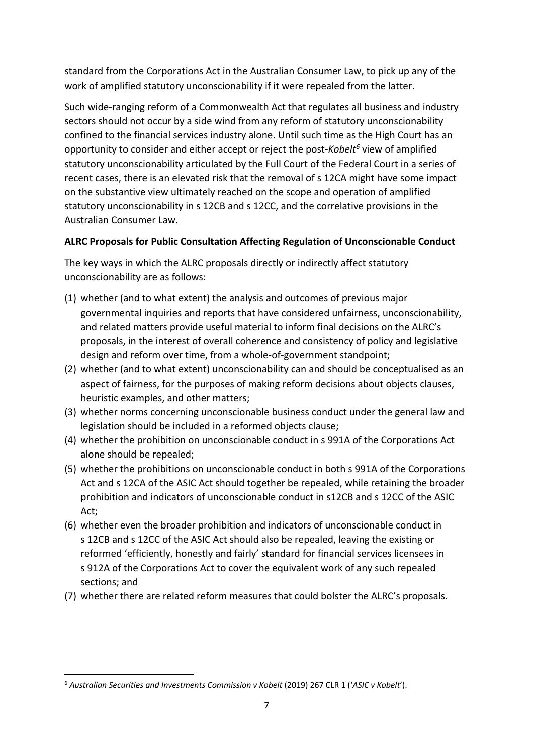standard from the Corporations Act in the Australian Consumer Law, to pick up any of the work of amplified statutory unconscionability if it were repealed from the latter.

Such wide-ranging reform of a Commonwealth Act that regulates all business and industry sectors should not occur by a side wind from any reform of statutory unconscionability confined to the financial services industry alone. Until such time as the High Court has an opportunity to consider and either accept or reject the post-*Kobelt*[6] view of amplified statutory unconscionability articulated by the Full Court of the Federal Court in a series of recent cases, there is an elevated risk that the removal of s 12CA might have some impact on the substantive view ultimately reached on the scope and operation of amplified statutory unconscionability in s 12CB and s 12CC, and the correlative provisions in the Australian Consumer Law.

**ALRC Proposals for Public Consultation Affecting Regulation of Unconscionable Conduct**

The key ways in which the ALRC proposals directly or indirectly affect statutory unconscionability are as follows:

(1) whether (and to what extent) the analysis and outcomes of previous major governmental inquiries and reports that have considered unfairness, unconscionability, and related matters provide useful material to inform final decisions on the ALRC's proposals, in the interest of overall coherence and consistency of policy and legislative design and reform over time, from a whole-of-government standpoint;
(2) whether (and to what extent) unconscionability can and should be conceptualised as an aspect of fairness, for the purposes of making reform decisions about objects clauses, heuristic examples, and other matters;
(3) whether norms concerning unconscionable business conduct under the general law and legislation should be included in a reformed objects clause;
(4) whether the prohibition on unconscionable conduct in s 991A of the Corporations Act alone should be repealed;
(5) whether the prohibitions on unconscionable conduct in both s 991A of the Corporations Act and s 12CA of the ASIC Act should together be repealed, while retaining the broader prohibition and indicators of unconscionable conduct in s12CB and s 12CC of the ASIC Act;
(6) whether even the broader prohibition and indicators of unconscionable conduct in s 12CB and s 12CC of the ASIC Act should also be repealed, leaving the existing or reformed 'efficiently, honestly and fairly' standard for financial services licensees in s 912A of the Corporations Act to cover the equivalent work of any such repealed sections; and
(7) whether there are related reform measures that could bolster the ALRC's proposals.

---

[6] *Australian Securities and Investments Commission v Kobelt* (2019) 267 CLR 1 ('*ASIC v Kobelt*').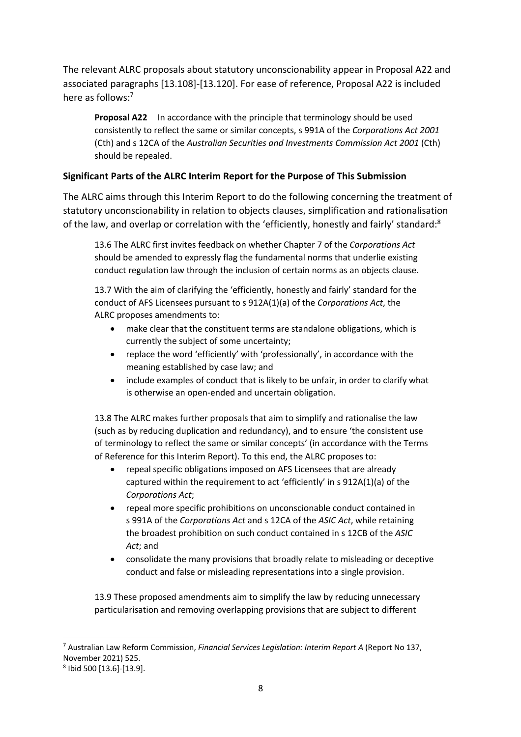The relevant ALRC proposals about statutory unconscionability appear in Proposal A22 and associated paragraphs [13.108]-[13.120]. For ease of reference, Proposal A22 is included here as follows:[7]

> **Proposal A22** In accordance with the principle that terminology should be used consistently to reflect the same or similar concepts, s 991A of the *Corporations Act 2001* (Cth) and s 12CA of the *Australian Securities and Investments Commission Act 2001* (Cth) should be repealed.

**Significant Parts of the ALRC Interim Report for the Purpose of This Submission**

The ALRC aims through this Interim Report to do the following concerning the treatment of statutory unconscionability in relation to objects clauses, simplification and rationalisation of the law, and overlap or correlation with the 'efficiently, honestly and fairly' standard:[8]

> 13.6 The ALRC first invites feedback on whether Chapter 7 of the *Corporations Act* should be amended to expressly flag the fundamental norms that underlie existing conduct regulation law through the inclusion of certain norms as an objects clause.
>
> 13.7 With the aim of clarifying the 'efficiently, honestly and fairly' standard for the conduct of AFS Licensees pursuant to s 912A(1)(a) of the *Corporations Act*, the ALRC proposes amendments to:
>
> - make clear that the constituent terms are standalone obligations, which is currently the subject of some uncertainty;
> - replace the word 'efficiently' with 'professionally', in accordance with the meaning established by case law; and
> - include examples of conduct that is likely to be unfair, in order to clarify what is otherwise an open-ended and uncertain obligation.
>
> 13.8 The ALRC makes further proposals that aim to simplify and rationalise the law (such as by reducing duplication and redundancy), and to ensure 'the consistent use of terminology to reflect the same or similar concepts' (in accordance with the Terms of Reference for this Interim Report). To this end, the ALRC proposes to:
>
> - repeal specific obligations imposed on AFS Licensees that are already captured within the requirement to act 'efficiently' in s 912A(1)(a) of the *Corporations Act*;
> - repeal more specific prohibitions on unconscionable conduct contained in s 991A of the *Corporations Act* and s 12CA of the *ASIC Act*, while retaining the broadest prohibition on such conduct contained in s 12CB of the *ASIC Act*; and
> - consolidate the many provisions that broadly relate to misleading or deceptive conduct and false or misleading representations into a single provision.
>
> 13.9 These proposed amendments aim to simplify the law by reducing unnecessary particularisation and removing overlapping provisions that are subject to different

---

[7] Australian Law Reform Commission, *Financial Services Legislation: Interim Report A* (Report No 137, November 2021) 525.

[8] Ibid 500 [13.6]-[13.9].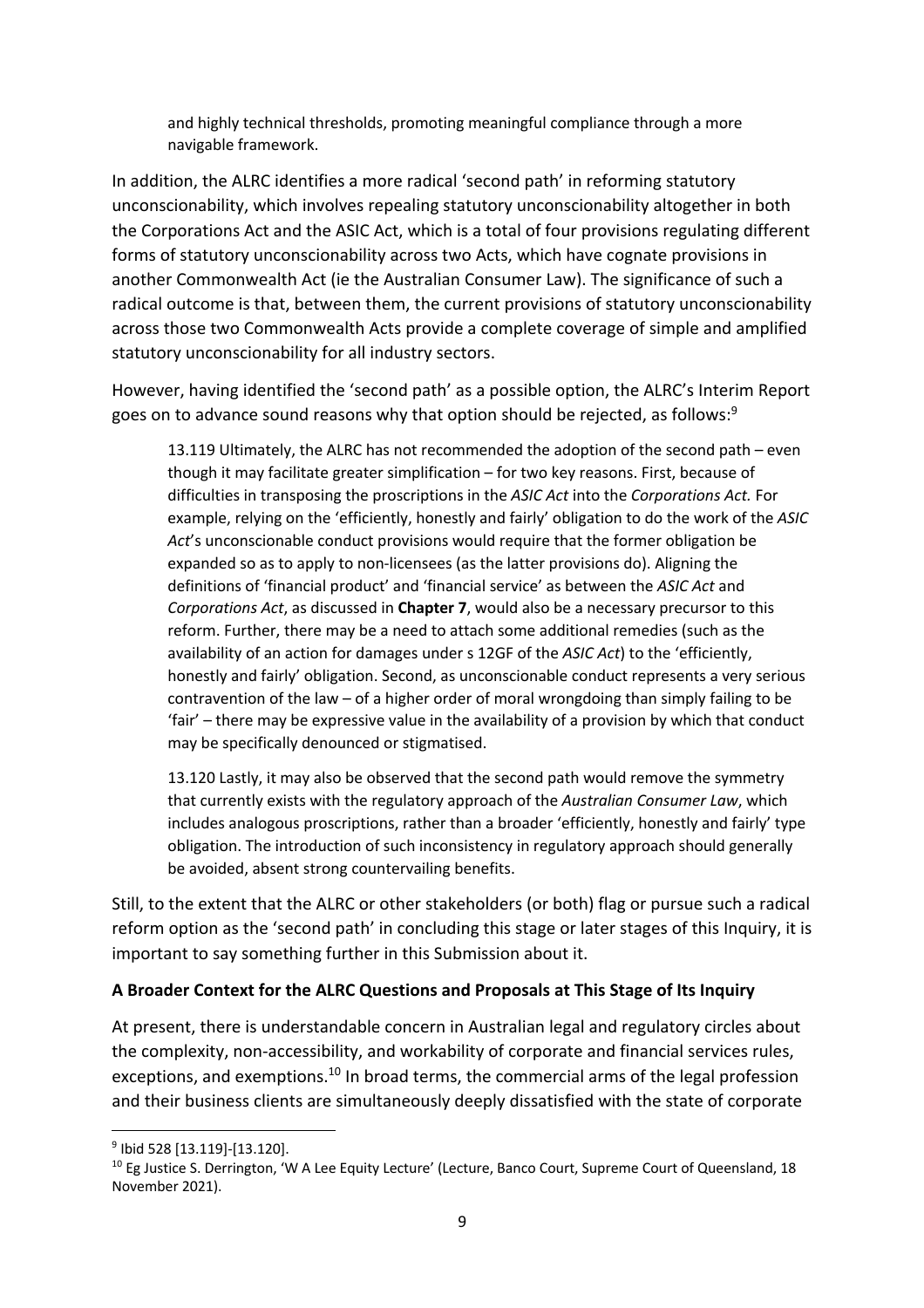> and highly technical thresholds, promoting meaningful compliance through a more navigable framework.

In addition, the ALRC identifies a more radical 'second path' in reforming statutory unconscionability, which involves repealing statutory unconscionability altogether in both the Corporations Act and the ASIC Act, which is a total of four provisions regulating different forms of statutory unconscionability across two Acts, which have cognate provisions in another Commonwealth Act (ie the Australian Consumer Law). The significance of such a radical outcome is that, between them, the current provisions of statutory unconscionability across those two Commonwealth Acts provide a complete coverage of simple and amplified statutory unconscionability for all industry sectors.

However, having identified the 'second path' as a possible option, the ALRC's Interim Report goes on to advance sound reasons why that option should be rejected, as follows:[9]

> 13.119 Ultimately, the ALRC has not recommended the adoption of the second path – even though it may facilitate greater simplification – for two key reasons. First, because of difficulties in transposing the proscriptions in the *ASIC Act* into the *Corporations Act.* For example, relying on the 'efficiently, honestly and fairly' obligation to do the work of the *ASIC Act*'s unconscionable conduct provisions would require that the former obligation be expanded so as to apply to non-licensees (as the latter provisions do). Aligning the definitions of 'financial product' and 'financial service' as between the *ASIC Act* and *Corporations Act*, as discussed in **Chapter 7**, would also be a necessary precursor to this reform. Further, there may be a need to attach some additional remedies (such as the availability of an action for damages under s 12GF of the *ASIC Act*) to the 'efficiently, honestly and fairly' obligation. Second, as unconscionable conduct represents a very serious contravention of the law – of a higher order of moral wrongdoing than simply failing to be 'fair' – there may be expressive value in the availability of a provision by which that conduct may be specifically denounced or stigmatised.
>
> 13.120 Lastly, it may also be observed that the second path would remove the symmetry that currently exists with the regulatory approach of the *Australian Consumer Law*, which includes analogous proscriptions, rather than a broader 'efficiently, honestly and fairly' type obligation. The introduction of such inconsistency in regulatory approach should generally be avoided, absent strong countervailing benefits.

Still, to the extent that the ALRC or other stakeholders (or both) flag or pursue such a radical reform option as the 'second path' in concluding this stage or later stages of this Inquiry, it is important to say something further in this Submission about it.

**A Broader Context for the ALRC Questions and Proposals at This Stage of Its Inquiry**

At present, there is understandable concern in Australian legal and regulatory circles about the complexity, non-accessibility, and workability of corporate and financial services rules, exceptions, and exemptions.[10] In broad terms, the commercial arms of the legal profession and their business clients are simultaneously deeply dissatisfied with the state of corporate

---

[9] Ibid 528 [13.119]-[13.120].

[10] Eg Justice S. Derrington, 'W A Lee Equity Lecture' (Lecture, Banco Court, Supreme Court of Queensland, 18 November 2021).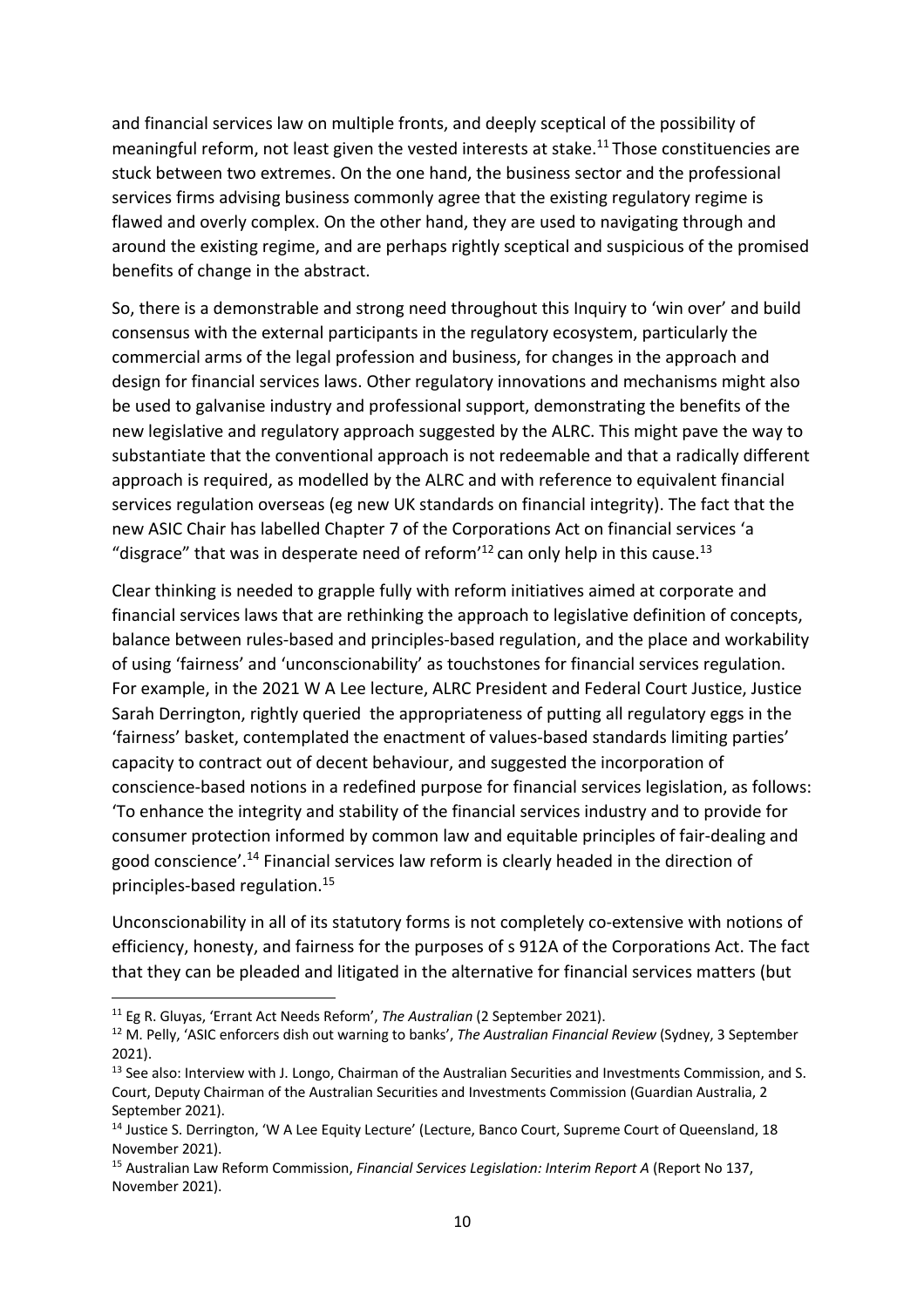and financial services law on multiple fronts, and deeply sceptical of the possibility of meaningful reform, not least given the vested interests at stake.[11] Those constituencies are stuck between two extremes. On the one hand, the business sector and the professional services firms advising business commonly agree that the existing regulatory regime is flawed and overly complex. On the other hand, they are used to navigating through and around the existing regime, and are perhaps rightly sceptical and suspicious of the promised benefits of change in the abstract.

So, there is a demonstrable and strong need throughout this Inquiry to 'win over' and build consensus with the external participants in the regulatory ecosystem, particularly the commercial arms of the legal profession and business, for changes in the approach and design for financial services laws. Other regulatory innovations and mechanisms might also be used to galvanise industry and professional support, demonstrating the benefits of the new legislative and regulatory approach suggested by the ALRC. This might pave the way to substantiate that the conventional approach is not redeemable and that a radically different approach is required, as modelled by the ALRC and with reference to equivalent financial services regulation overseas (eg new UK standards on financial integrity). The fact that the new ASIC Chair has labelled Chapter 7 of the Corporations Act on financial services 'a "disgrace" that was in desperate need of reform'[12] can only help in this cause.[13]

Clear thinking is needed to grapple fully with reform initiatives aimed at corporate and financial services laws that are rethinking the approach to legislative definition of concepts, balance between rules-based and principles-based regulation, and the place and workability of using 'fairness' and 'unconscionability' as touchstones for financial services regulation. For example, in the 2021 W A Lee lecture, ALRC President and Federal Court Justice, Justice Sarah Derrington, rightly queried the appropriateness of putting all regulatory eggs in the 'fairness' basket, contemplated the enactment of values-based standards limiting parties' capacity to contract out of decent behaviour, and suggested the incorporation of conscience-based notions in a redefined purpose for financial services legislation, as follows: 'To enhance the integrity and stability of the financial services industry and to provide for consumer protection informed by common law and equitable principles of fair-dealing and good conscience'.[14] Financial services law reform is clearly headed in the direction of principles-based regulation.[15]

Unconscionability in all of its statutory forms is not completely co-extensive with notions of efficiency, honesty, and fairness for the purposes of s 912A of the Corporations Act. The fact that they can be pleaded and litigated in the alternative for financial services matters (but

---

[11] Eg R. Gluyas, 'Errant Act Needs Reform', *The Australian* (2 September 2021).

[12] M. Pelly, 'ASIC enforcers dish out warning to banks', *The Australian Financial Review* (Sydney, 3 September 2021).

[13] See also: Interview with J. Longo, Chairman of the Australian Securities and Investments Commission, and S. Court, Deputy Chairman of the Australian Securities and Investments Commission (Guardian Australia, 2 September 2021).

[14] Justice S. Derrington, 'W A Lee Equity Lecture' (Lecture, Banco Court, Supreme Court of Queensland, 18 November 2021).

[15] Australian Law Reform Commission, *Financial Services Legislation: Interim Report A* (Report No 137, November 2021).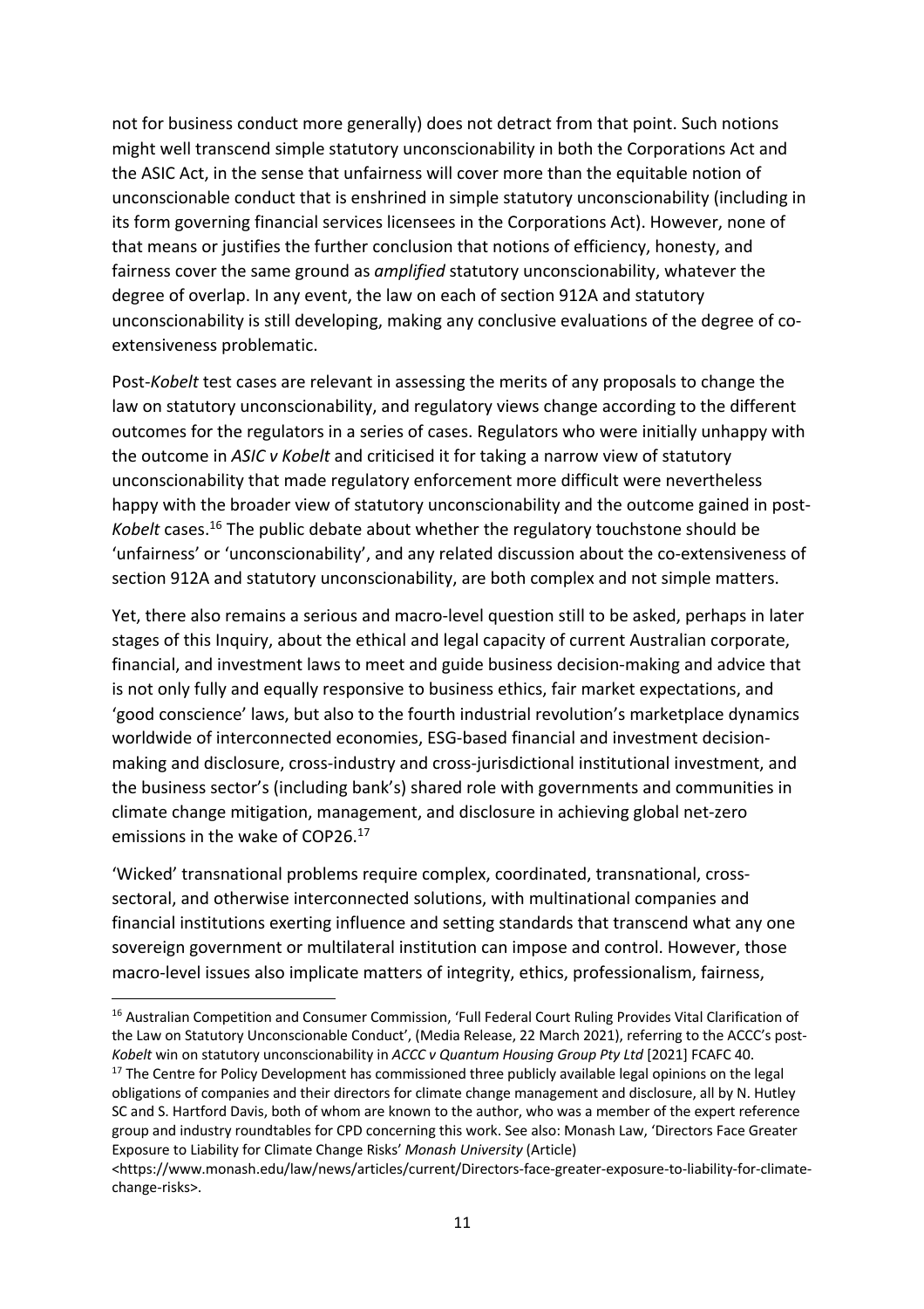not for business conduct more generally) does not detract from that point. Such notions might well transcend simple statutory unconscionability in both the Corporations Act and the ASIC Act, in the sense that unfairness will cover more than the equitable notion of unconscionable conduct that is enshrined in simple statutory unconscionability (including in its form governing financial services licensees in the Corporations Act). However, none of that means or justifies the further conclusion that notions of efficiency, honesty, and fairness cover the same ground as *amplified* statutory unconscionability, whatever the degree of overlap. In any event, the law on each of section 912A and statutory unconscionability is still developing, making any conclusive evaluations of the degree of co-extensiveness problematic.

Post-*Kobelt* test cases are relevant in assessing the merits of any proposals to change the law on statutory unconscionability, and regulatory views change according to the different outcomes for the regulators in a series of cases. Regulators who were initially unhappy with the outcome in *ASIC v Kobelt* and criticised it for taking a narrow view of statutory unconscionability that made regulatory enforcement more difficult were nevertheless happy with the broader view of statutory unconscionability and the outcome gained in post-*Kobelt* cases.[16] The public debate about whether the regulatory touchstone should be 'unfairness' or 'unconscionability', and any related discussion about the co-extensiveness of section 912A and statutory unconscionability, are both complex and not simple matters.

Yet, there also remains a serious and macro-level question still to be asked, perhaps in later stages of this Inquiry, about the ethical and legal capacity of current Australian corporate, financial, and investment laws to meet and guide business decision-making and advice that is not only fully and equally responsive to business ethics, fair market expectations, and 'good conscience' laws, but also to the fourth industrial revolution's marketplace dynamics worldwide of interconnected economies, ESG-based financial and investment decision-making and disclosure, cross-industry and cross-jurisdictional institutional investment, and the business sector's (including bank's) shared role with governments and communities in climate change mitigation, management, and disclosure in achieving global net-zero emissions in the wake of COP26.[17]

'Wicked' transnational problems require complex, coordinated, transnational, cross-sectoral, and otherwise interconnected solutions, with multinational companies and financial institutions exerting influence and setting standards that transcend what any one sovereign government or multilateral institution can impose and control. However, those macro-level issues also implicate matters of integrity, ethics, professionalism, fairness,

---

[16] Australian Competition and Consumer Commission, 'Full Federal Court Ruling Provides Vital Clarification of the Law on Statutory Unconscionable Conduct', (Media Release, 22 March 2021), referring to the ACCC's post-*Kobelt* win on statutory unconscionability in *ACCC v Quantum Housing Group Pty Ltd* [2021] FCAFC 40.

[17] The Centre for Policy Development has commissioned three publicly available legal opinions on the legal obligations of companies and their directors for climate change management and disclosure, all by N. Hutley SC and S. Hartford Davis, both of whom are known to the author, who was a member of the expert reference group and industry roundtables for CPD concerning this work. See also: Monash Law, 'Directors Face Greater Exposure to Liability for Climate Change Risks' *Monash University* (Article) <https://www.monash.edu/law/news/articles/current/Directors-face-greater-exposure-to-liability-for-climate-change-risks>.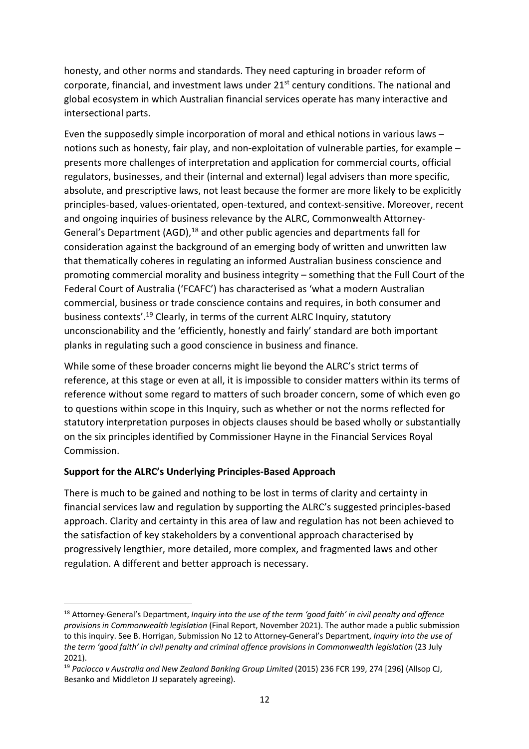honesty, and other norms and standards. They need capturing in broader reform of corporate, financial, and investment laws under 21st century conditions. The national and global ecosystem in which Australian financial services operate has many interactive and intersectional parts.

Even the supposedly simple incorporation of moral and ethical notions in various laws – notions such as honesty, fair play, and non-exploitation of vulnerable parties, for example – presents more challenges of interpretation and application for commercial courts, official regulators, businesses, and their (internal and external) legal advisers than more specific, absolute, and prescriptive laws, not least because the former are more likely to be explicitly principles-based, values-orientated, open-textured, and context-sensitive. Moreover, recent and ongoing inquiries of business relevance by the ALRC, Commonwealth Attorney-General's Department (AGD),[18] and other public agencies and departments fall for consideration against the background of an emerging body of written and unwritten law that thematically coheres in regulating an informed Australian business conscience and promoting commercial morality and business integrity – something that the Full Court of the Federal Court of Australia ('FCAFC') has characterised as 'what a modern Australian commercial, business or trade conscience contains and requires, in both consumer and business contexts'.[19] Clearly, in terms of the current ALRC Inquiry, statutory unconscionability and the 'efficiently, honestly and fairly' standard are both important planks in regulating such a good conscience in business and finance.

While some of these broader concerns might lie beyond the ALRC's strict terms of reference, at this stage or even at all, it is impossible to consider matters within its terms of reference without some regard to matters of such broader concern, some of which even go to questions within scope in this Inquiry, such as whether or not the norms reflected for statutory interpretation purposes in objects clauses should be based wholly or substantially on the six principles identified by Commissioner Hayne in the Financial Services Royal Commission.

**Support for the ALRC's Underlying Principles-Based Approach**

There is much to be gained and nothing to be lost in terms of clarity and certainty in financial services law and regulation by supporting the ALRC's suggested principles-based approach. Clarity and certainty in this area of law and regulation has not been achieved to the satisfaction of key stakeholders by a conventional approach characterised by progressively lengthier, more detailed, more complex, and fragmented laws and other regulation. A different and better approach is necessary.

---

[18] Attorney-General's Department, *Inquiry into the use of the term 'good faith' in civil penalty and offence provisions in Commonwealth legislation* (Final Report, November 2021). The author made a public submission to this inquiry. See B. Horrigan, Submission No 12 to Attorney-General's Department, *Inquiry into the use of the term 'good faith' in civil penalty and criminal offence provisions in Commonwealth legislation* (23 July 2021).

[19] *Paciocco v Australia and New Zealand Banking Group Limited* (2015) 236 FCR 199, 274 [296] (Allsop CJ, Besanko and Middleton JJ separately agreeing).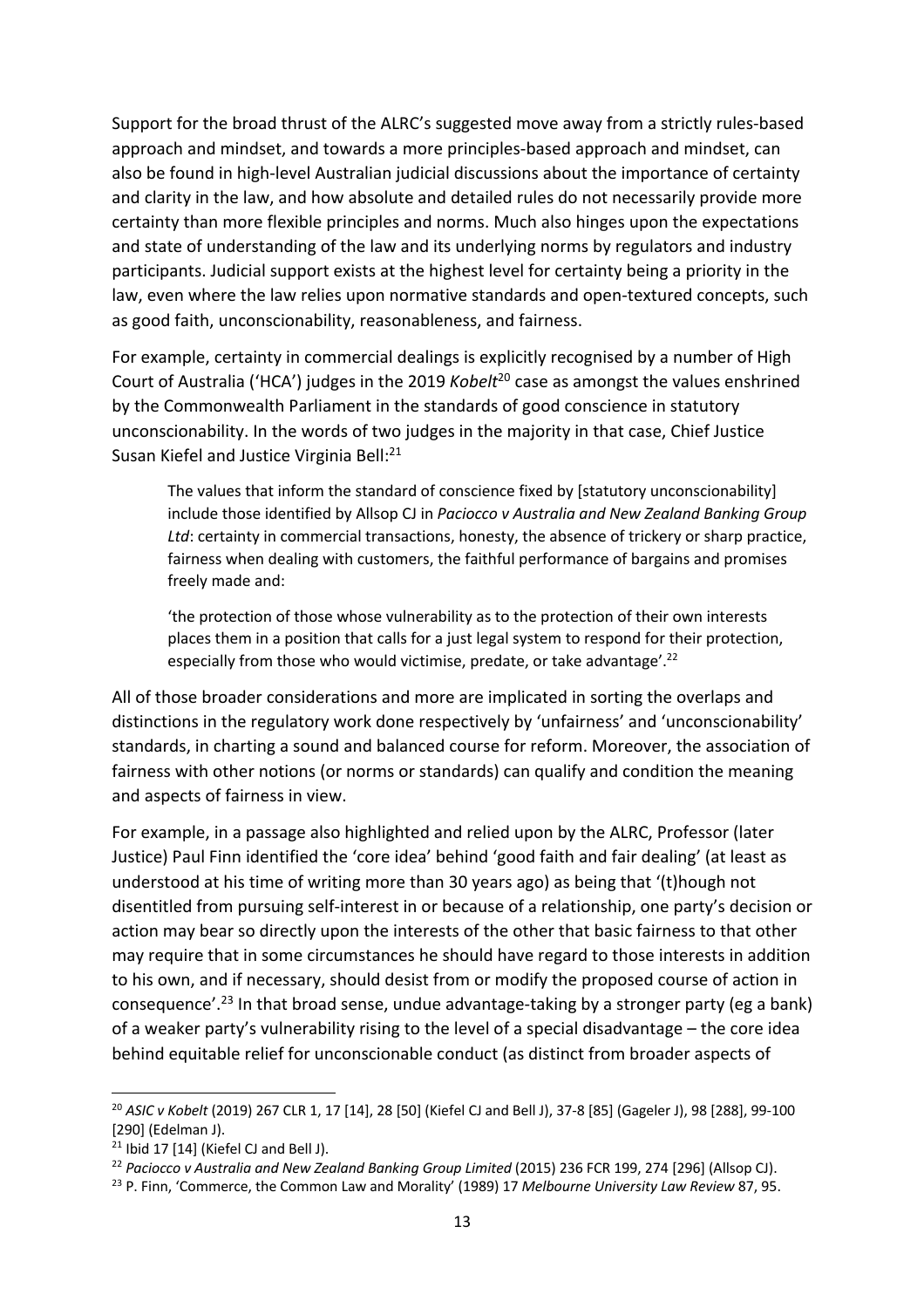Support for the broad thrust of the ALRC's suggested move away from a strictly rules-based approach and mindset, and towards a more principles-based approach and mindset, can also be found in high-level Australian judicial discussions about the importance of certainty and clarity in the law, and how absolute and detailed rules do not necessarily provide more certainty than more flexible principles and norms. Much also hinges upon the expectations and state of understanding of the law and its underlying norms by regulators and industry participants. Judicial support exists at the highest level for certainty being a priority in the law, even where the law relies upon normative standards and open-textured concepts, such as good faith, unconscionability, reasonableness, and fairness.

For example, certainty in commercial dealings is explicitly recognised by a number of High Court of Australia ('HCA') judges in the 2019 *Kobelt*[20] case as amongst the values enshrined by the Commonwealth Parliament in the standards of good conscience in statutory unconscionability. In the words of two judges in the majority in that case, Chief Justice Susan Kiefel and Justice Virginia Bell:[21]

> The values that inform the standard of conscience fixed by [statutory unconscionability] include those identified by Allsop CJ in *Paciocco v Australia and New Zealand Banking Group Ltd*: certainty in commercial transactions, honesty, the absence of trickery or sharp practice, fairness when dealing with customers, the faithful performance of bargains and promises freely made and:
>
> 'the protection of those whose vulnerability as to the protection of their own interests places them in a position that calls for a just legal system to respond for their protection, especially from those who would victimise, predate, or take advantage'.[22]

All of those broader considerations and more are implicated in sorting the overlaps and distinctions in the regulatory work done respectively by 'unfairness' and 'unconscionability' standards, in charting a sound and balanced course for reform. Moreover, the association of fairness with other notions (or norms or standards) can qualify and condition the meaning and aspects of fairness in view.

For example, in a passage also highlighted and relied upon by the ALRC, Professor (later Justice) Paul Finn identified the 'core idea' behind 'good faith and fair dealing' (at least as understood at his time of writing more than 30 years ago) as being that '(t)hough not disentitled from pursuing self-interest in or because of a relationship, one party's decision or action may bear so directly upon the interests of the other that basic fairness to that other may require that in some circumstances he should have regard to those interests in addition to his own, and if necessary, should desist from or modify the proposed course of action in consequence'.[23] In that broad sense, undue advantage-taking by a stronger party (eg a bank) of a weaker party's vulnerability rising to the level of a special disadvantage – the core idea behind equitable relief for unconscionable conduct (as distinct from broader aspects of

---

[20] *ASIC v Kobelt* (2019) 267 CLR 1, 17 [14], 28 [50] (Kiefel CJ and Bell J), 37-8 [85] (Gageler J), 98 [288], 99-100 [290] (Edelman J).

[21] Ibid 17 [14] (Kiefel CJ and Bell J).

[22] *Paciocco v Australia and New Zealand Banking Group Limited* (2015) 236 FCR 199, 274 [296] (Allsop CJ).

[23] P. Finn, 'Commerce, the Common Law and Morality' (1989) 17 *Melbourne University Law Review* 87, 95.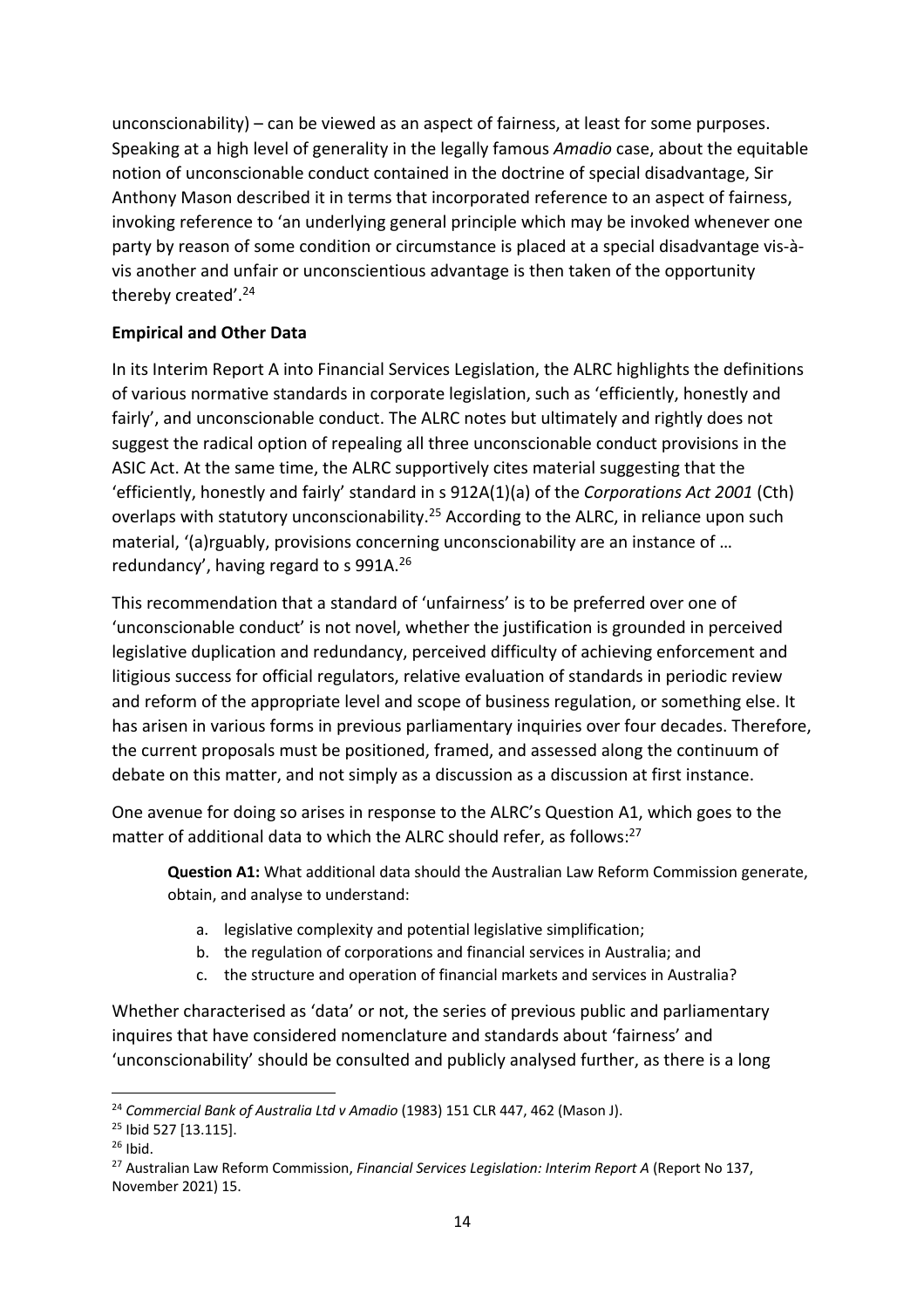unconscionability) – can be viewed as an aspect of fairness, at least for some purposes. Speaking at a high level of generality in the legally famous *Amadio* case, about the equitable notion of unconscionable conduct contained in the doctrine of special disadvantage, Sir Anthony Mason described it in terms that incorporated reference to an aspect of fairness, invoking reference to 'an underlying general principle which may be invoked whenever one party by reason of some condition or circumstance is placed at a special disadvantage vis-à-vis another and unfair or unconscientious advantage is then taken of the opportunity thereby created'.[24]

**Empirical and Other Data**

In its Interim Report A into Financial Services Legislation, the ALRC highlights the definitions of various normative standards in corporate legislation, such as 'efficiently, honestly and fairly', and unconscionable conduct. The ALRC notes but ultimately and rightly does not suggest the radical option of repealing all three unconscionable conduct provisions in the ASIC Act. At the same time, the ALRC supportively cites material suggesting that the 'efficiently, honestly and fairly' standard in s 912A(1)(a) of the *Corporations Act 2001* (Cth) overlaps with statutory unconscionability.[25] According to the ALRC, in reliance upon such material, '(a)rguably, provisions concerning unconscionability are an instance of … redundancy', having regard to s 991A.[26]

This recommendation that a standard of 'unfairness' is to be preferred over one of 'unconscionable conduct' is not novel, whether the justification is grounded in perceived legislative duplication and redundancy, perceived difficulty of achieving enforcement and litigious success for official regulators, relative evaluation of standards in periodic review and reform of the appropriate level and scope of business regulation, or something else. It has arisen in various forms in previous parliamentary inquiries over four decades. Therefore, the current proposals must be positioned, framed, and assessed along the continuum of debate on this matter, and not simply as a discussion as a discussion at first instance.

One avenue for doing so arises in response to the ALRC's Question A1, which goes to the matter of additional data to which the ALRC should refer, as follows:[27]

> **Question A1:** What additional data should the Australian Law Reform Commission generate, obtain, and analyse to understand:
>
> a. legislative complexity and potential legislative simplification;
> b. the regulation of corporations and financial services in Australia; and
> c. the structure and operation of financial markets and services in Australia?

Whether characterised as 'data' or not, the series of previous public and parliamentary inquires that have considered nomenclature and standards about 'fairness' and 'unconscionability' should be consulted and publicly analysed further, as there is a long

---

[24] *Commercial Bank of Australia Ltd v Amadio* (1983) 151 CLR 447, 462 (Mason J).

[25] Ibid 527 [13.115].

[26] Ibid.

[27] Australian Law Reform Commission, *Financial Services Legislation: Interim Report A* (Report No 137, November 2021) 15.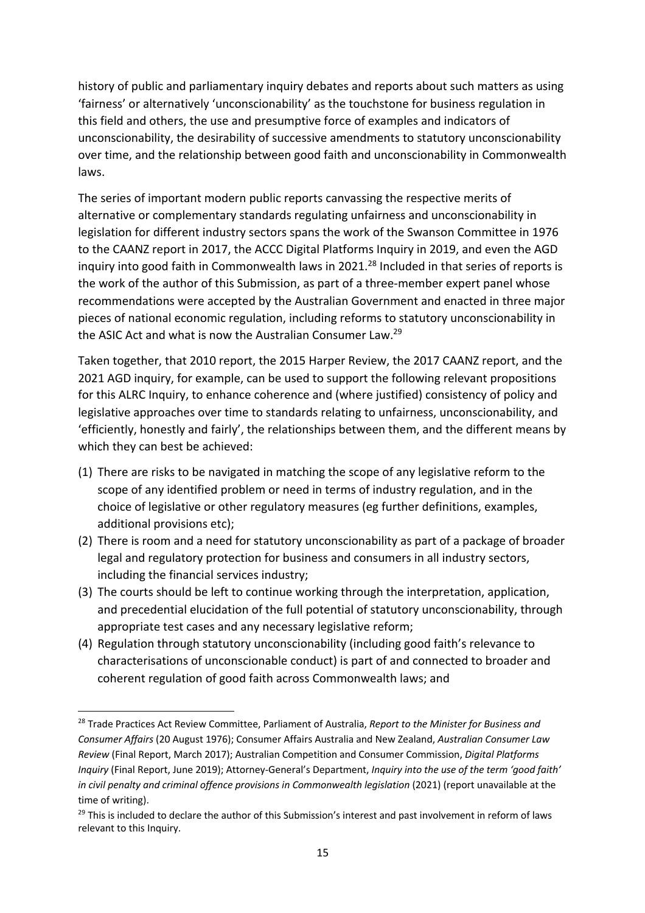history of public and parliamentary inquiry debates and reports about such matters as using 'fairness' or alternatively 'unconscionability' as the touchstone for business regulation in this field and others, the use and presumptive force of examples and indicators of unconscionability, the desirability of successive amendments to statutory unconscionability over time, and the relationship between good faith and unconscionability in Commonwealth laws.

The series of important modern public reports canvassing the respective merits of alternative or complementary standards regulating unfairness and unconscionability in legislation for different industry sectors spans the work of the Swanson Committee in 1976 to the CAANZ report in 2017, the ACCC Digital Platforms Inquiry in 2019, and even the AGD inquiry into good faith in Commonwealth laws in 2021.[28] Included in that series of reports is the work of the author of this Submission, as part of a three-member expert panel whose recommendations were accepted by the Australian Government and enacted in three major pieces of national economic regulation, including reforms to statutory unconscionability in the ASIC Act and what is now the Australian Consumer Law.[29]

Taken together, that 2010 report, the 2015 Harper Review, the 2017 CAANZ report, and the 2021 AGD inquiry, for example, can be used to support the following relevant propositions for this ALRC Inquiry, to enhance coherence and (where justified) consistency of policy and legislative approaches over time to standards relating to unfairness, unconscionability, and 'efficiently, honestly and fairly', the relationships between them, and the different means by which they can best be achieved:

(1) There are risks to be navigated in matching the scope of any legislative reform to the scope of any identified problem or need in terms of industry regulation, and in the choice of legislative or other regulatory measures (eg further definitions, examples, additional provisions etc);
(2) There is room and a need for statutory unconscionability as part of a package of broader legal and regulatory protection for business and consumers in all industry sectors, including the financial services industry;
(3) The courts should be left to continue working through the interpretation, application, and precedential elucidation of the full potential of statutory unconscionability, through appropriate test cases and any necessary legislative reform;
(4) Regulation through statutory unconscionability (including good faith's relevance to characterisations of unconscionable conduct) is part of and connected to broader and coherent regulation of good faith across Commonwealth laws; and

---

[28] Trade Practices Act Review Committee, Parliament of Australia, *Report to the Minister for Business and Consumer Affairs* (20 August 1976); Consumer Affairs Australia and New Zealand, *Australian Consumer Law Review* (Final Report, March 2017); Australian Competition and Consumer Commission, *Digital Platforms Inquiry* (Final Report, June 2019); Attorney-General's Department, *Inquiry into the use of the term 'good faith' in civil penalty and criminal offence provisions in Commonwealth legislation* (2021) (report unavailable at the time of writing).

[29] This is included to declare the author of this Submission's interest and past involvement in reform of laws relevant to this Inquiry.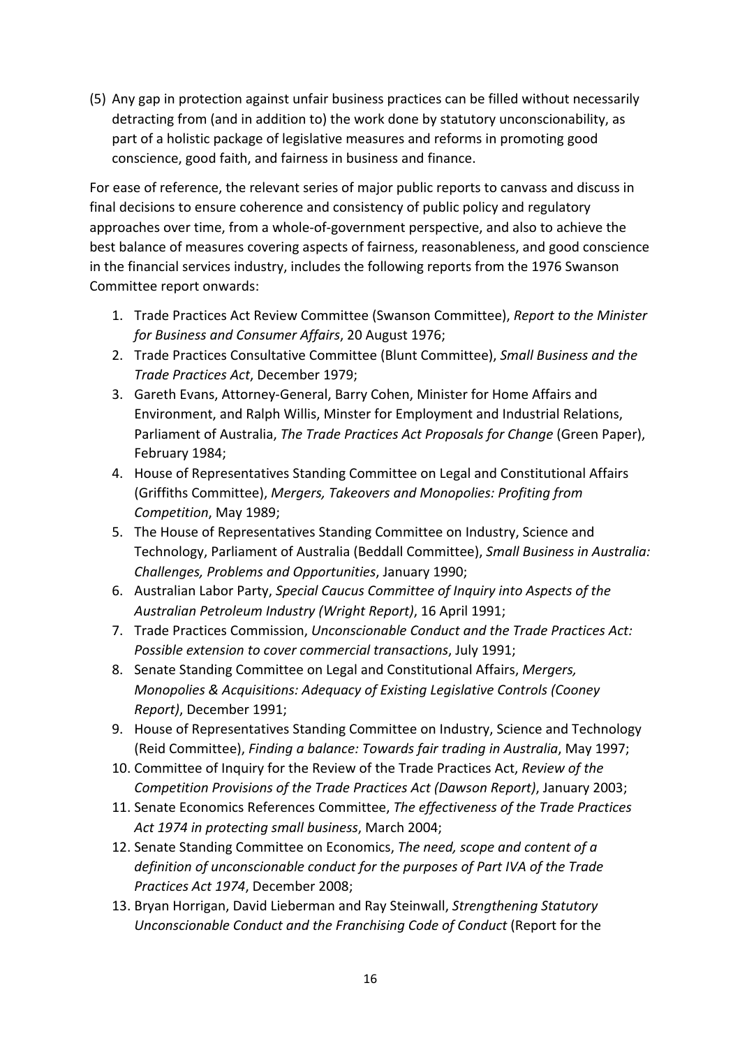(5) Any gap in protection against unfair business practices can be filled without necessarily detracting from (and in addition to) the work done by statutory unconscionability, as part of a holistic package of legislative measures and reforms in promoting good conscience, good faith, and fairness in business and finance.

For ease of reference, the relevant series of major public reports to canvass and discuss in final decisions to ensure coherence and consistency of public policy and regulatory approaches over time, from a whole-of-government perspective, and also to achieve the best balance of measures covering aspects of fairness, reasonableness, and good conscience in the financial services industry, includes the following reports from the 1976 Swanson Committee report onwards:

1. Trade Practices Act Review Committee (Swanson Committee), *Report to the Minister for Business and Consumer Affairs*, 20 August 1976;
2. Trade Practices Consultative Committee (Blunt Committee), *Small Business and the Trade Practices Act*, December 1979;
3. Gareth Evans, Attorney-General, Barry Cohen, Minister for Home Affairs and Environment, and Ralph Willis, Minster for Employment and Industrial Relations, Parliament of Australia, *The Trade Practices Act Proposals for Change* (Green Paper), February 1984;
4. House of Representatives Standing Committee on Legal and Constitutional Affairs (Griffiths Committee), *Mergers, Takeovers and Monopolies: Profiting from Competition*, May 1989;
5. The House of Representatives Standing Committee on Industry, Science and Technology, Parliament of Australia (Beddall Committee), *Small Business in Australia: Challenges, Problems and Opportunities*, January 1990;
6. Australian Labor Party, *Special Caucus Committee of Inquiry into Aspects of the Australian Petroleum Industry (Wright Report)*, 16 April 1991;
7. Trade Practices Commission, *Unconscionable Conduct and the Trade Practices Act: Possible extension to cover commercial transactions*, July 1991;
8. Senate Standing Committee on Legal and Constitutional Affairs, *Mergers, Monopolies & Acquisitions: Adequacy of Existing Legislative Controls (Cooney Report)*, December 1991;
9. House of Representatives Standing Committee on Industry, Science and Technology (Reid Committee), *Finding a balance: Towards fair trading in Australia*, May 1997;
10. Committee of Inquiry for the Review of the Trade Practices Act, *Review of the Competition Provisions of the Trade Practices Act (Dawson Report)*, January 2003;
11. Senate Economics References Committee, *The effectiveness of the Trade Practices Act 1974 in protecting small business*, March 2004;
12. Senate Standing Committee on Economics, *The need, scope and content of a definition of unconscionable conduct for the purposes of Part IVA of the Trade Practices Act 1974*, December 2008;
13. Bryan Horrigan, David Lieberman and Ray Steinwall, *Strengthening Statutory Unconscionable Conduct and the Franchising Code of Conduct* (Report for the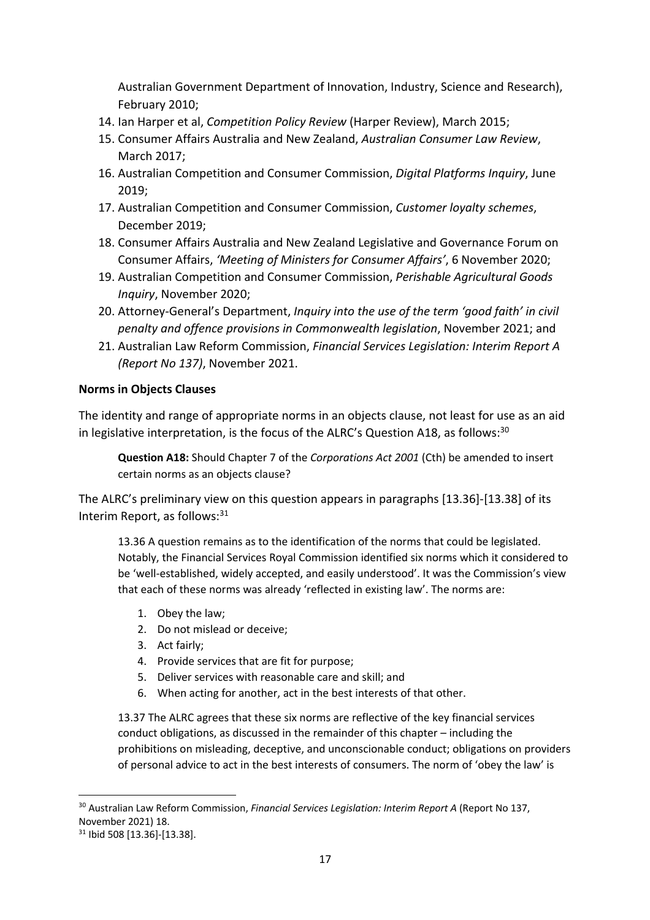Australian Government Department of Innovation, Industry, Science and Research), February 2010;

14. Ian Harper et al, *Competition Policy Review* (Harper Review), March 2015;
15. Consumer Affairs Australia and New Zealand, *Australian Consumer Law Review*, March 2017;
16. Australian Competition and Consumer Commission, *Digital Platforms Inquiry*, June 2019;
17. Australian Competition and Consumer Commission, *Customer loyalty schemes*, December 2019;
18. Consumer Affairs Australia and New Zealand Legislative and Governance Forum on Consumer Affairs, *'Meeting of Ministers for Consumer Affairs'*, 6 November 2020;
19. Australian Competition and Consumer Commission, *Perishable Agricultural Goods Inquiry*, November 2020;
20. Attorney-General's Department, *Inquiry into the use of the term 'good faith' in civil penalty and offence provisions in Commonwealth legislation*, November 2021; and
21. Australian Law Reform Commission, *Financial Services Legislation: Interim Report A (Report No 137)*, November 2021.

**Norms in Objects Clauses**

The identity and range of appropriate norms in an objects clause, not least for use as an aid in legislative interpretation, is the focus of the ALRC's Question A18, as follows:[30]

> **Question A18:** Should Chapter 7 of the *Corporations Act 2001* (Cth) be amended to insert certain norms as an objects clause?

The ALRC's preliminary view on this question appears in paragraphs [13.36]-[13.38] of its Interim Report, as follows:[31]

> 13.36 A question remains as to the identification of the norms that could be legislated. Notably, the Financial Services Royal Commission identified six norms which it considered to be 'well-established, widely accepted, and easily understood'. It was the Commission's view that each of these norms was already 'reflected in existing law'. The norms are:
>
> 1. Obey the law;
> 2. Do not mislead or deceive;
> 3. Act fairly;
> 4. Provide services that are fit for purpose;
> 5. Deliver services with reasonable care and skill; and
> 6. When acting for another, act in the best interests of that other.
>
> 13.37 The ALRC agrees that these six norms are reflective of the key financial services conduct obligations, as discussed in the remainder of this chapter – including the prohibitions on misleading, deceptive, and unconscionable conduct; obligations on providers of personal advice to act in the best interests of consumers. The norm of 'obey the law' is

[30] Australian Law Reform Commission, *Financial Services Legislation: Interim Report A* (Report No 137, November 2021) 18.

[31] Ibid 508 [13.36]-[13.38].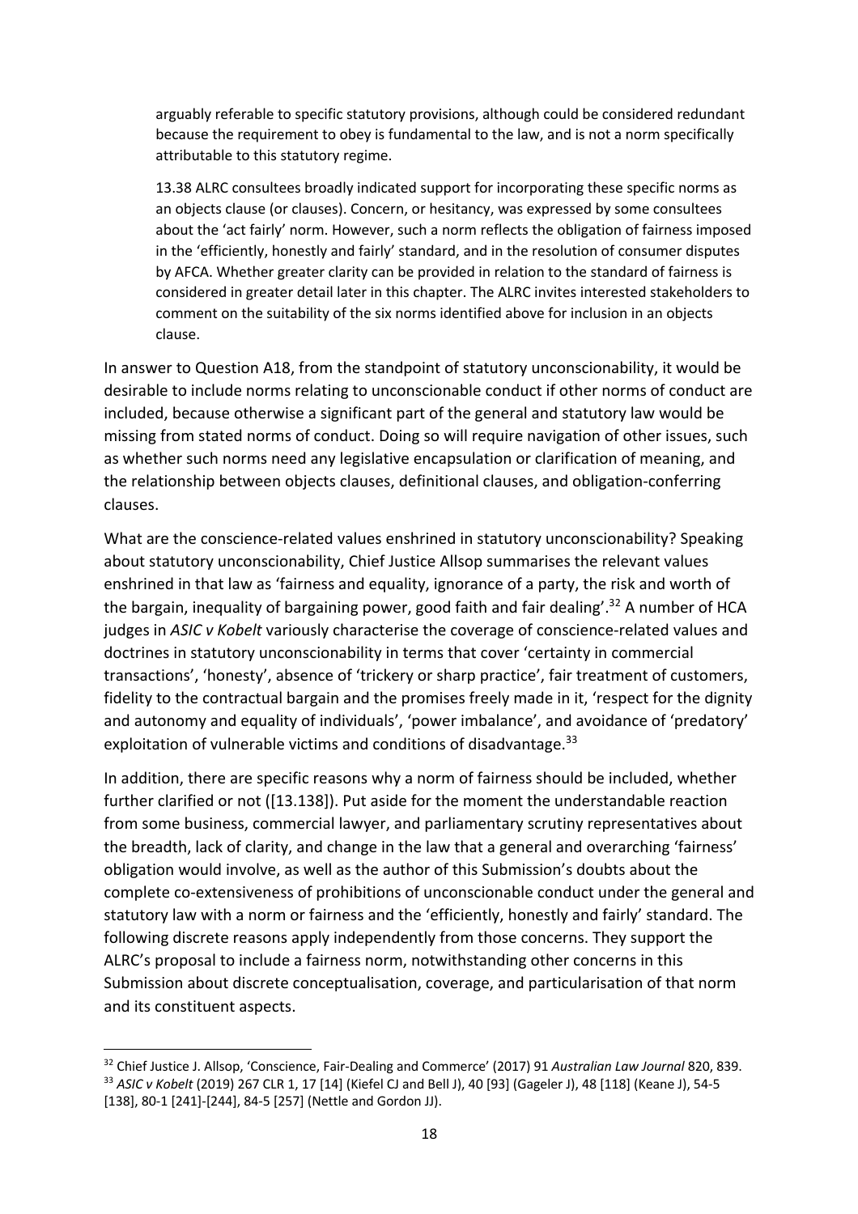> arguably referable to specific statutory provisions, although could be considered redundant because the requirement to obey is fundamental to the law, and is not a norm specifically attributable to this statutory regime.
>
> 13.38 ALRC consultees broadly indicated support for incorporating these specific norms as an objects clause (or clauses). Concern, or hesitancy, was expressed by some consultees about the 'act fairly' norm. However, such a norm reflects the obligation of fairness imposed in the 'efficiently, honestly and fairly' standard, and in the resolution of consumer disputes by AFCA. Whether greater clarity can be provided in relation to the standard of fairness is considered in greater detail later in this chapter. The ALRC invites interested stakeholders to comment on the suitability of the six norms identified above for inclusion in an objects clause.

In answer to Question A18, from the standpoint of statutory unconscionability, it would be desirable to include norms relating to unconscionable conduct if other norms of conduct are included, because otherwise a significant part of the general and statutory law would be missing from stated norms of conduct. Doing so will require navigation of other issues, such as whether such norms need any legislative encapsulation or clarification of meaning, and the relationship between objects clauses, definitional clauses, and obligation-conferring clauses.

What are the conscience-related values enshrined in statutory unconscionability? Speaking about statutory unconscionability, Chief Justice Allsop summarises the relevant values enshrined in that law as 'fairness and equality, ignorance of a party, the risk and worth of the bargain, inequality of bargaining power, good faith and fair dealing'.[32] A number of HCA judges in *ASIC v Kobelt* variously characterise the coverage of conscience-related values and doctrines in statutory unconscionability in terms that cover 'certainty in commercial transactions', 'honesty', absence of 'trickery or sharp practice', fair treatment of customers, fidelity to the contractual bargain and the promises freely made in it, 'respect for the dignity and autonomy and equality of individuals', 'power imbalance', and avoidance of 'predatory' exploitation of vulnerable victims and conditions of disadvantage.[33]

In addition, there are specific reasons why a norm of fairness should be included, whether further clarified or not ([13.138]). Put aside for the moment the understandable reaction from some business, commercial lawyer, and parliamentary scrutiny representatives about the breadth, lack of clarity, and change in the law that a general and overarching 'fairness' obligation would involve, as well as the author of this Submission's doubts about the complete co-extensiveness of prohibitions of unconscionable conduct under the general and statutory law with a norm or fairness and the 'efficiently, honestly and fairly' standard. The following discrete reasons apply independently from those concerns. They support the ALRC's proposal to include a fairness norm, notwithstanding other concerns in this Submission about discrete conceptualisation, coverage, and particularisation of that norm and its constituent aspects.

---

[32] Chief Justice J. Allsop, 'Conscience, Fair-Dealing and Commerce' (2017) 91 *Australian Law Journal* 820, 839.

[33] *ASIC v Kobelt* (2019) 267 CLR 1, 17 [14] (Kiefel CJ and Bell J), 40 [93] (Gageler J), 48 [118] (Keane J), 54-5 [138], 80-1 [241]-[244], 84-5 [257] (Nettle and Gordon JJ).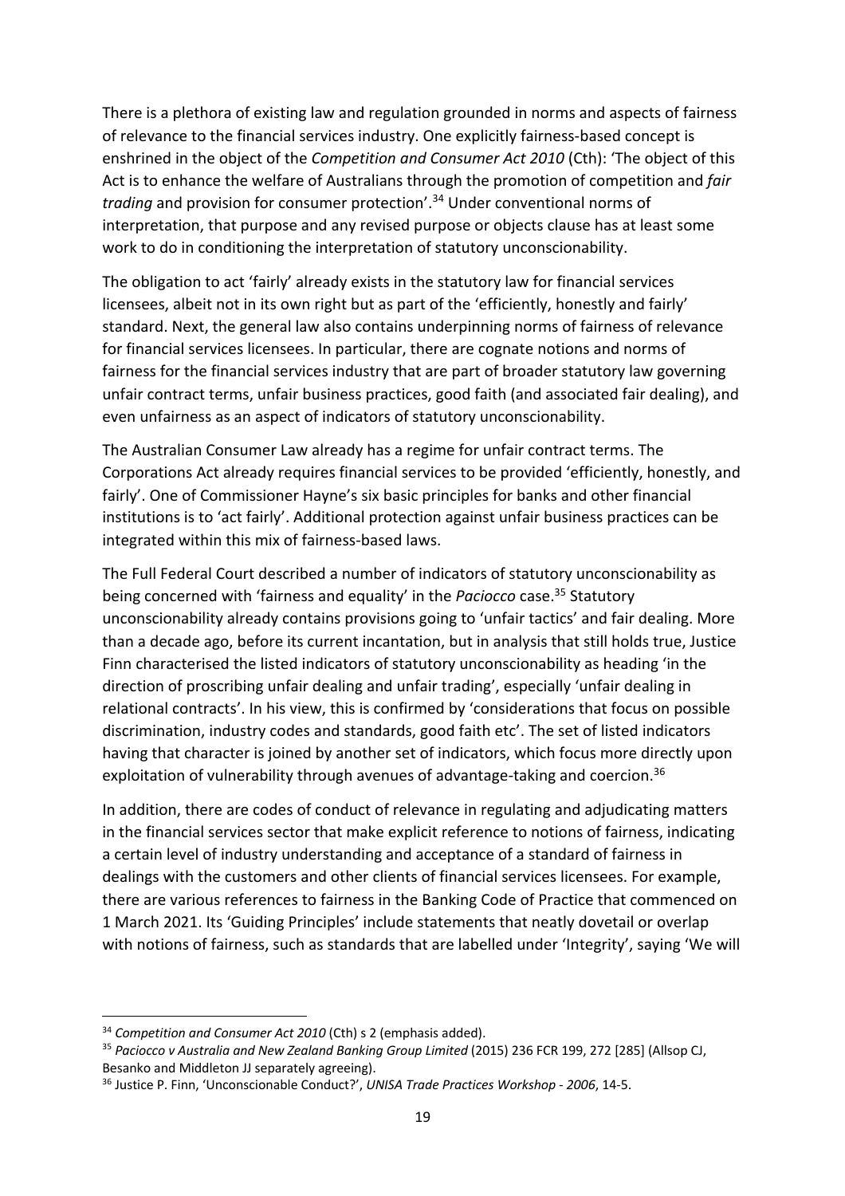There is a plethora of existing law and regulation grounded in norms and aspects of fairness of relevance to the financial services industry. One explicitly fairness-based concept is enshrined in the object of the *Competition and Consumer Act 2010* (Cth): 'The object of this Act is to enhance the welfare of Australians through the promotion of competition and *fair trading* and provision for consumer protection'.[34] Under conventional norms of interpretation, that purpose and any revised purpose or objects clause has at least some work to do in conditioning the interpretation of statutory unconscionability.

The obligation to act 'fairly' already exists in the statutory law for financial services licensees, albeit not in its own right but as part of the 'efficiently, honestly and fairly' standard. Next, the general law also contains underpinning norms of fairness of relevance for financial services licensees. In particular, there are cognate notions and norms of fairness for the financial services industry that are part of broader statutory law governing unfair contract terms, unfair business practices, good faith (and associated fair dealing), and even unfairness as an aspect of indicators of statutory unconscionability.

The Australian Consumer Law already has a regime for unfair contract terms. The Corporations Act already requires financial services to be provided 'efficiently, honestly, and fairly'. One of Commissioner Hayne's six basic principles for banks and other financial institutions is to 'act fairly'. Additional protection against unfair business practices can be integrated within this mix of fairness-based laws.

The Full Federal Court described a number of indicators of statutory unconscionability as being concerned with 'fairness and equality' in the *Paciocco* case.[35] Statutory unconscionability already contains provisions going to 'unfair tactics' and fair dealing. More than a decade ago, before its current incantation, but in analysis that still holds true, Justice Finn characterised the listed indicators of statutory unconscionability as heading 'in the direction of proscribing unfair dealing and unfair trading', especially 'unfair dealing in relational contracts'. In his view, this is confirmed by 'considerations that focus on possible discrimination, industry codes and standards, good faith etc'. The set of listed indicators having that character is joined by another set of indicators, which focus more directly upon exploitation of vulnerability through avenues of advantage-taking and coercion.[36]

In addition, there are codes of conduct of relevance in regulating and adjudicating matters in the financial services sector that make explicit reference to notions of fairness, indicating a certain level of industry understanding and acceptance of a standard of fairness in dealings with the customers and other clients of financial services licensees. For example, there are various references to fairness in the Banking Code of Practice that commenced on 1 March 2021. Its 'Guiding Principles' include statements that neatly dovetail or overlap with notions of fairness, such as standards that are labelled under 'Integrity', saying 'We will

---

[34] *Competition and Consumer Act 2010* (Cth) s 2 (emphasis added).

[35] *Paciocco v Australia and New Zealand Banking Group Limited* (2015) 236 FCR 199, 272 [285] (Allsop CJ, Besanko and Middleton JJ separately agreeing).

[36] Justice P. Finn, 'Unconscionable Conduct?', *UNISA Trade Practices Workshop - 2006*, 14-5.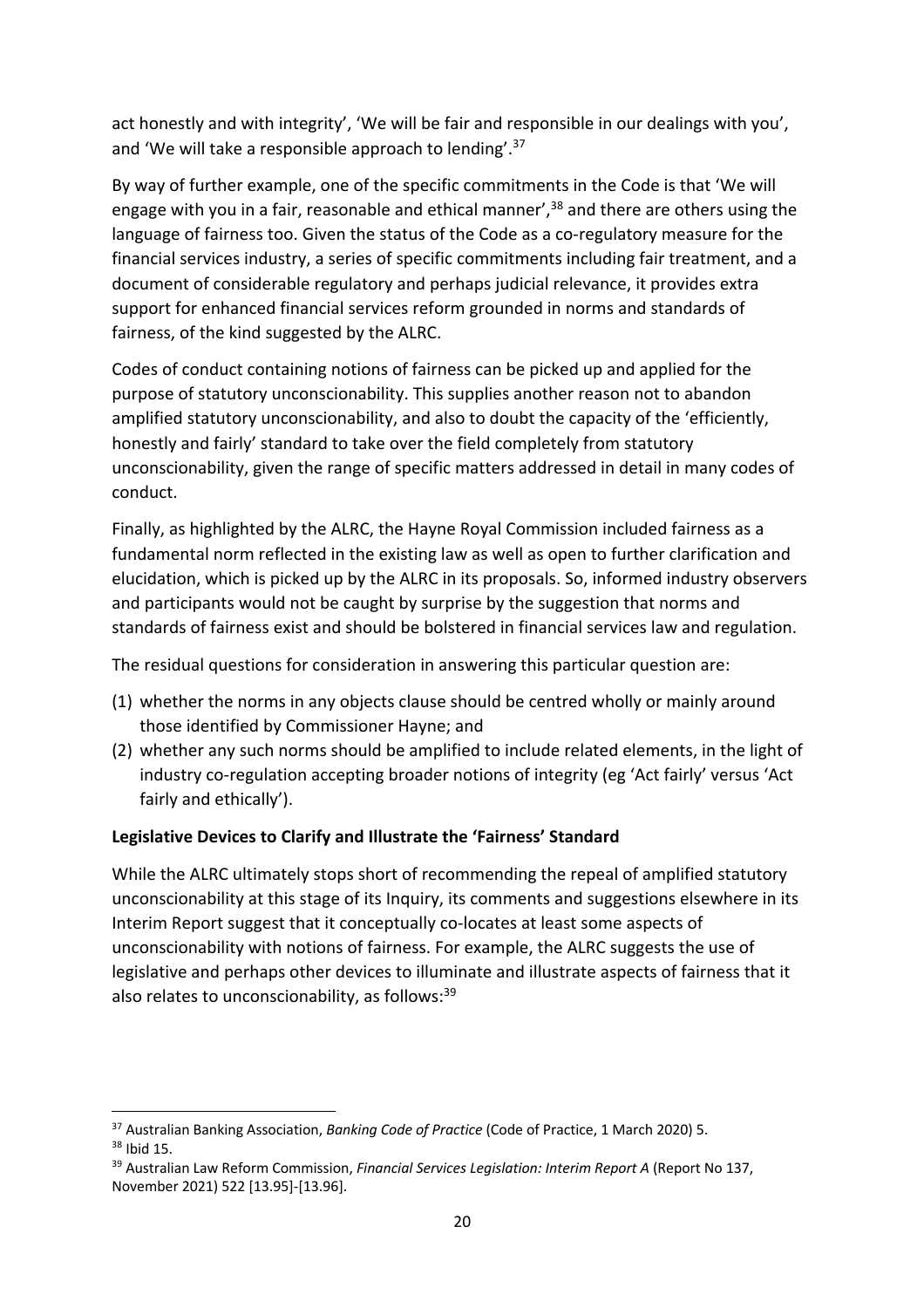act honestly and with integrity', 'We will be fair and responsible in our dealings with you', and 'We will take a responsible approach to lending'.[37]

By way of further example, one of the specific commitments in the Code is that 'We will engage with you in a fair, reasonable and ethical manner',[38] and there are others using the language of fairness too. Given the status of the Code as a co-regulatory measure for the financial services industry, a series of specific commitments including fair treatment, and a document of considerable regulatory and perhaps judicial relevance, it provides extra support for enhanced financial services reform grounded in norms and standards of fairness, of the kind suggested by the ALRC.

Codes of conduct containing notions of fairness can be picked up and applied for the purpose of statutory unconscionability. This supplies another reason not to abandon amplified statutory unconscionability, and also to doubt the capacity of the 'efficiently, honestly and fairly' standard to take over the field completely from statutory unconscionability, given the range of specific matters addressed in detail in many codes of conduct.

Finally, as highlighted by the ALRC, the Hayne Royal Commission included fairness as a fundamental norm reflected in the existing law as well as open to further clarification and elucidation, which is picked up by the ALRC in its proposals. So, informed industry observers and participants would not be caught by surprise by the suggestion that norms and standards of fairness exist and should be bolstered in financial services law and regulation.

The residual questions for consideration in answering this particular question are:

(1) whether the norms in any objects clause should be centred wholly or mainly around those identified by Commissioner Hayne; and
(2) whether any such norms should be amplified to include related elements, in the light of industry co-regulation accepting broader notions of integrity (eg 'Act fairly' versus 'Act fairly and ethically').

**Legislative Devices to Clarify and Illustrate the 'Fairness' Standard**

While the ALRC ultimately stops short of recommending the repeal of amplified statutory unconscionability at this stage of its Inquiry, its comments and suggestions elsewhere in its Interim Report suggest that it conceptually co-locates at least some aspects of unconscionability with notions of fairness. For example, the ALRC suggests the use of legislative and perhaps other devices to illuminate and illustrate aspects of fairness that it also relates to unconscionability, as follows:[39]

---

[37] Australian Banking Association, *Banking Code of Practice* (Code of Practice, 1 March 2020) 5.
[38] Ibid 15.
[39] Australian Law Reform Commission, *Financial Services Legislation: Interim Report A* (Report No 137, November 2021) 522 [13.95]-[13.96].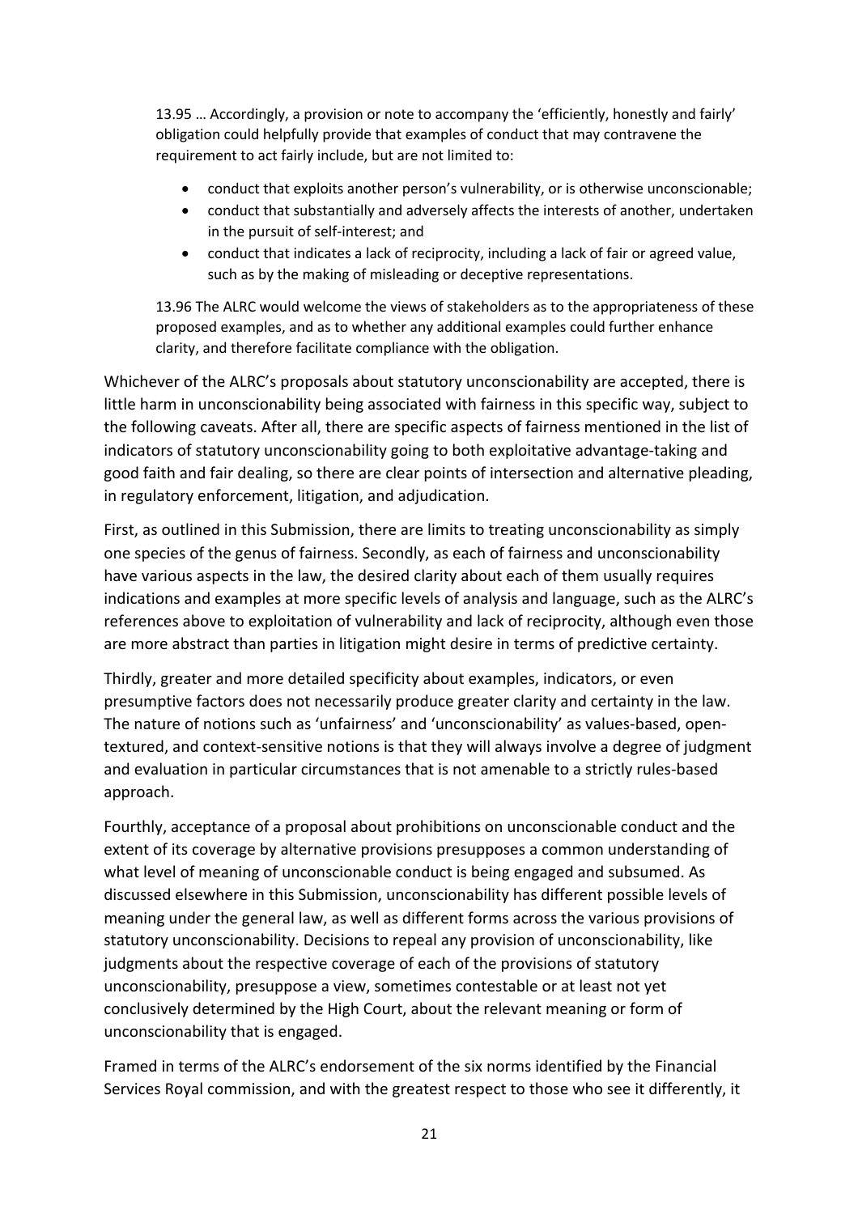> 13.95 … Accordingly, a provision or note to accompany the 'efficiently, honestly and fairly' obligation could helpfully provide that examples of conduct that may contravene the requirement to act fairly include, but are not limited to:
>
> - conduct that exploits another person's vulnerability, or is otherwise unconscionable;
> - conduct that substantially and adversely affects the interests of another, undertaken in the pursuit of self-interest; and
> - conduct that indicates a lack of reciprocity, including a lack of fair or agreed value, such as by the making of misleading or deceptive representations.
>
> 13.96 The ALRC would welcome the views of stakeholders as to the appropriateness of these proposed examples, and as to whether any additional examples could further enhance clarity, and therefore facilitate compliance with the obligation.

Whichever of the ALRC's proposals about statutory unconscionability are accepted, there is little harm in unconscionability being associated with fairness in this specific way, subject to the following caveats. After all, there are specific aspects of fairness mentioned in the list of indicators of statutory unconscionability going to both exploitative advantage-taking and good faith and fair dealing, so there are clear points of intersection and alternative pleading, in regulatory enforcement, litigation, and adjudication.

First, as outlined in this Submission, there are limits to treating unconscionability as simply one species of the genus of fairness. Secondly, as each of fairness and unconscionability have various aspects in the law, the desired clarity about each of them usually requires indications and examples at more specific levels of analysis and language, such as the ALRC's references above to exploitation of vulnerability and lack of reciprocity, although even those are more abstract than parties in litigation might desire in terms of predictive certainty.

Thirdly, greater and more detailed specificity about examples, indicators, or even presumptive factors does not necessarily produce greater clarity and certainty in the law. The nature of notions such as 'unfairness' and 'unconscionability' as values-based, open-textured, and context-sensitive notions is that they will always involve a degree of judgment and evaluation in particular circumstances that is not amenable to a strictly rules-based approach.

Fourthly, acceptance of a proposal about prohibitions on unconscionable conduct and the extent of its coverage by alternative provisions presupposes a common understanding of what level of meaning of unconscionable conduct is being engaged and subsumed. As discussed elsewhere in this Submission, unconscionability has different possible levels of meaning under the general law, as well as different forms across the various provisions of statutory unconscionability. Decisions to repeal any provision of unconscionability, like judgments about the respective coverage of each of the provisions of statutory unconscionability, presuppose a view, sometimes contestable or at least not yet conclusively determined by the High Court, about the relevant meaning or form of unconscionability that is engaged.

Framed in terms of the ALRC's endorsement of the six norms identified by the Financial Services Royal commission, and with the greatest respect to those who see it differently, it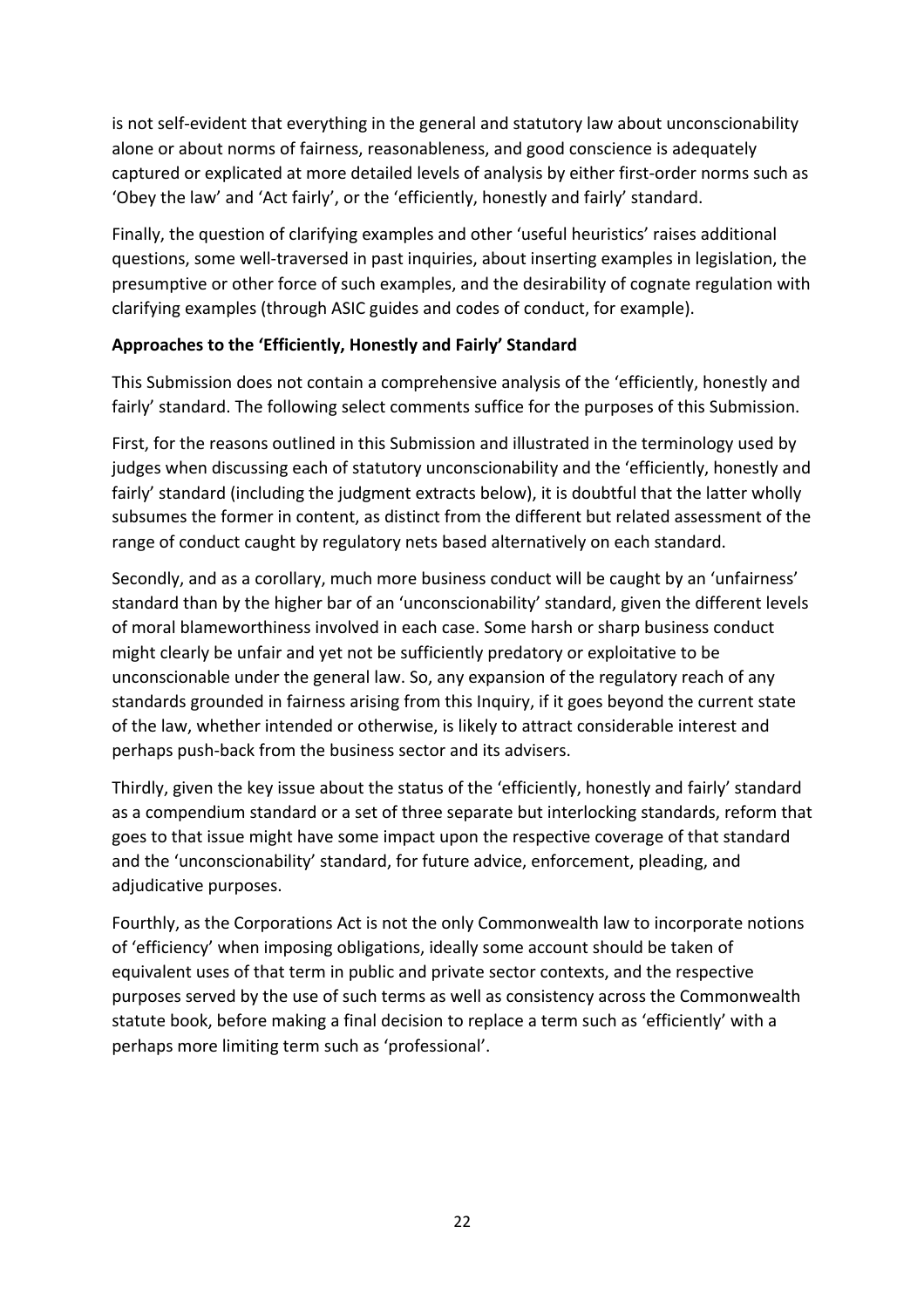is not self-evident that everything in the general and statutory law about unconscionability alone or about norms of fairness, reasonableness, and good conscience is adequately captured or explicated at more detailed levels of analysis by either first-order norms such as 'Obey the law' and 'Act fairly', or the 'efficiently, honestly and fairly' standard.

Finally, the question of clarifying examples and other 'useful heuristics' raises additional questions, some well-traversed in past inquiries, about inserting examples in legislation, the presumptive or other force of such examples, and the desirability of cognate regulation with clarifying examples (through ASIC guides and codes of conduct, for example).

**Approaches to the 'Efficiently, Honestly and Fairly' Standard**

This Submission does not contain a comprehensive analysis of the 'efficiently, honestly and fairly' standard. The following select comments suffice for the purposes of this Submission.

First, for the reasons outlined in this Submission and illustrated in the terminology used by judges when discussing each of statutory unconscionability and the 'efficiently, honestly and fairly' standard (including the judgment extracts below), it is doubtful that the latter wholly subsumes the former in content, as distinct from the different but related assessment of the range of conduct caught by regulatory nets based alternatively on each standard.

Secondly, and as a corollary, much more business conduct will be caught by an 'unfairness' standard than by the higher bar of an 'unconscionability' standard, given the different levels of moral blameworthiness involved in each case. Some harsh or sharp business conduct might clearly be unfair and yet not be sufficiently predatory or exploitative to be unconscionable under the general law. So, any expansion of the regulatory reach of any standards grounded in fairness arising from this Inquiry, if it goes beyond the current state of the law, whether intended or otherwise, is likely to attract considerable interest and perhaps push-back from the business sector and its advisers.

Thirdly, given the key issue about the status of the 'efficiently, honestly and fairly' standard as a compendium standard or a set of three separate but interlocking standards, reform that goes to that issue might have some impact upon the respective coverage of that standard and the 'unconscionability' standard, for future advice, enforcement, pleading, and adjudicative purposes.

Fourthly, as the Corporations Act is not the only Commonwealth law to incorporate notions of 'efficiency' when imposing obligations, ideally some account should be taken of equivalent uses of that term in public and private sector contexts, and the respective purposes served by the use of such terms as well as consistency across the Commonwealth statute book, before making a final decision to replace a term such as 'efficiently' with a perhaps more limiting term such as 'professional'.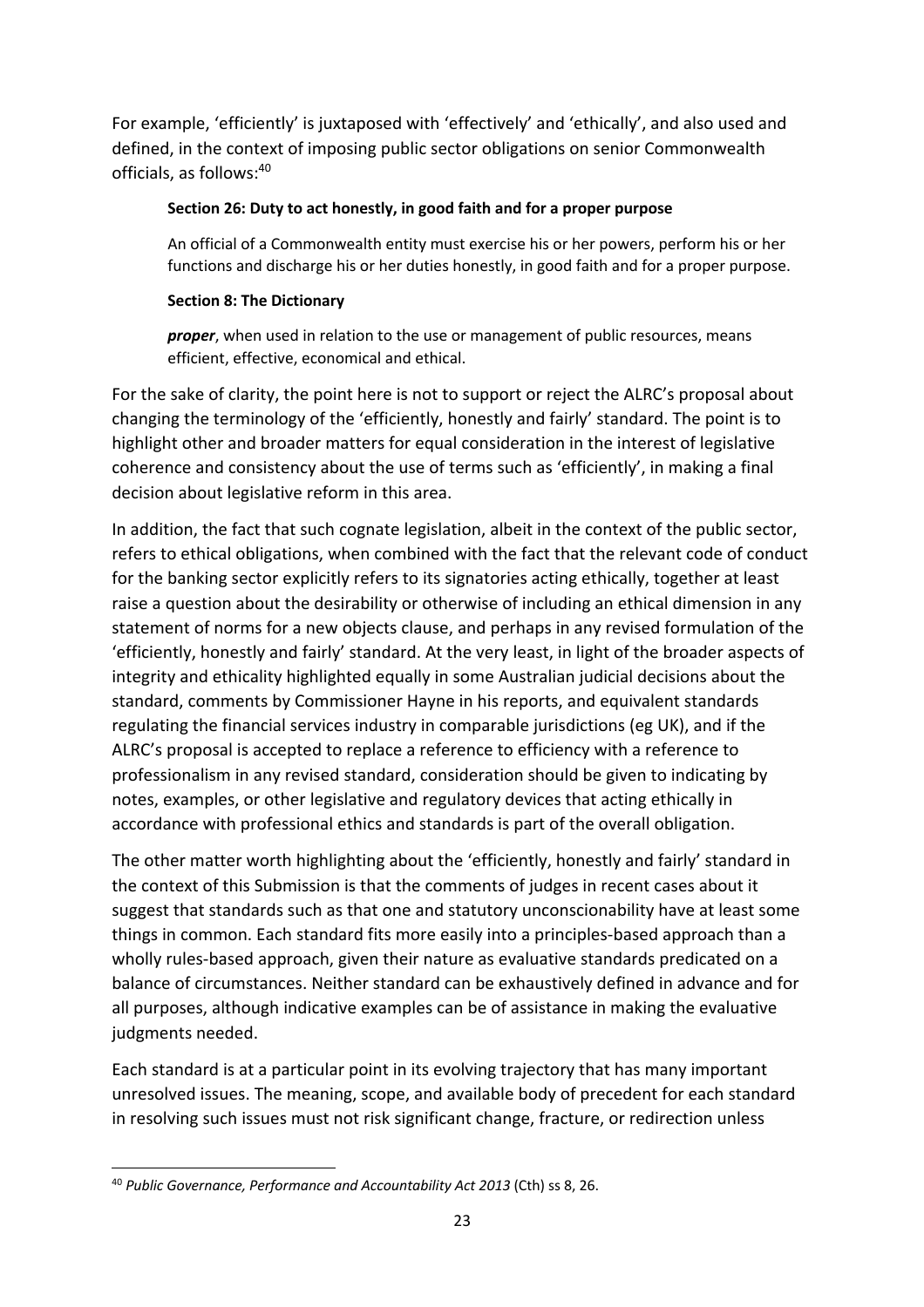For example, 'efficiently' is juxtaposed with 'effectively' and 'ethically', and also used and defined, in the context of imposing public sector obligations on senior Commonwealth officials, as follows:[40]

> **Section 26: Duty to act honestly, in good faith and for a proper purpose**
>
> An official of a Commonwealth entity must exercise his or her powers, perform his or her functions and discharge his or her duties honestly, in good faith and for a proper purpose.
>
> **Section 8: The Dictionary**
>
> ***proper***, when used in relation to the use or management of public resources, means efficient, effective, economical and ethical.

For the sake of clarity, the point here is not to support or reject the ALRC's proposal about changing the terminology of the 'efficiently, honestly and fairly' standard. The point is to highlight other and broader matters for equal consideration in the interest of legislative coherence and consistency about the use of terms such as 'efficiently', in making a final decision about legislative reform in this area.

In addition, the fact that such cognate legislation, albeit in the context of the public sector, refers to ethical obligations, when combined with the fact that the relevant code of conduct for the banking sector explicitly refers to its signatories acting ethically, together at least raise a question about the desirability or otherwise of including an ethical dimension in any statement of norms for a new objects clause, and perhaps in any revised formulation of the 'efficiently, honestly and fairly' standard. At the very least, in light of the broader aspects of integrity and ethicality highlighted equally in some Australian judicial decisions about the standard, comments by Commissioner Hayne in his reports, and equivalent standards regulating the financial services industry in comparable jurisdictions (eg UK), and if the ALRC's proposal is accepted to replace a reference to efficiency with a reference to professionalism in any revised standard, consideration should be given to indicating by notes, examples, or other legislative and regulatory devices that acting ethically in accordance with professional ethics and standards is part of the overall obligation.

The other matter worth highlighting about the 'efficiently, honestly and fairly' standard in the context of this Submission is that the comments of judges in recent cases about it suggest that standards such as that one and statutory unconscionability have at least some things in common. Each standard fits more easily into a principles-based approach than a wholly rules-based approach, given their nature as evaluative standards predicated on a balance of circumstances. Neither standard can be exhaustively defined in advance and for all purposes, although indicative examples can be of assistance in making the evaluative judgments needed.

Each standard is at a particular point in its evolving trajectory that has many important unresolved issues. The meaning, scope, and available body of precedent for each standard in resolving such issues must not risk significant change, fracture, or redirection unless

---

[40] *Public Governance, Performance and Accountability Act 2013* (Cth) ss 8, 26.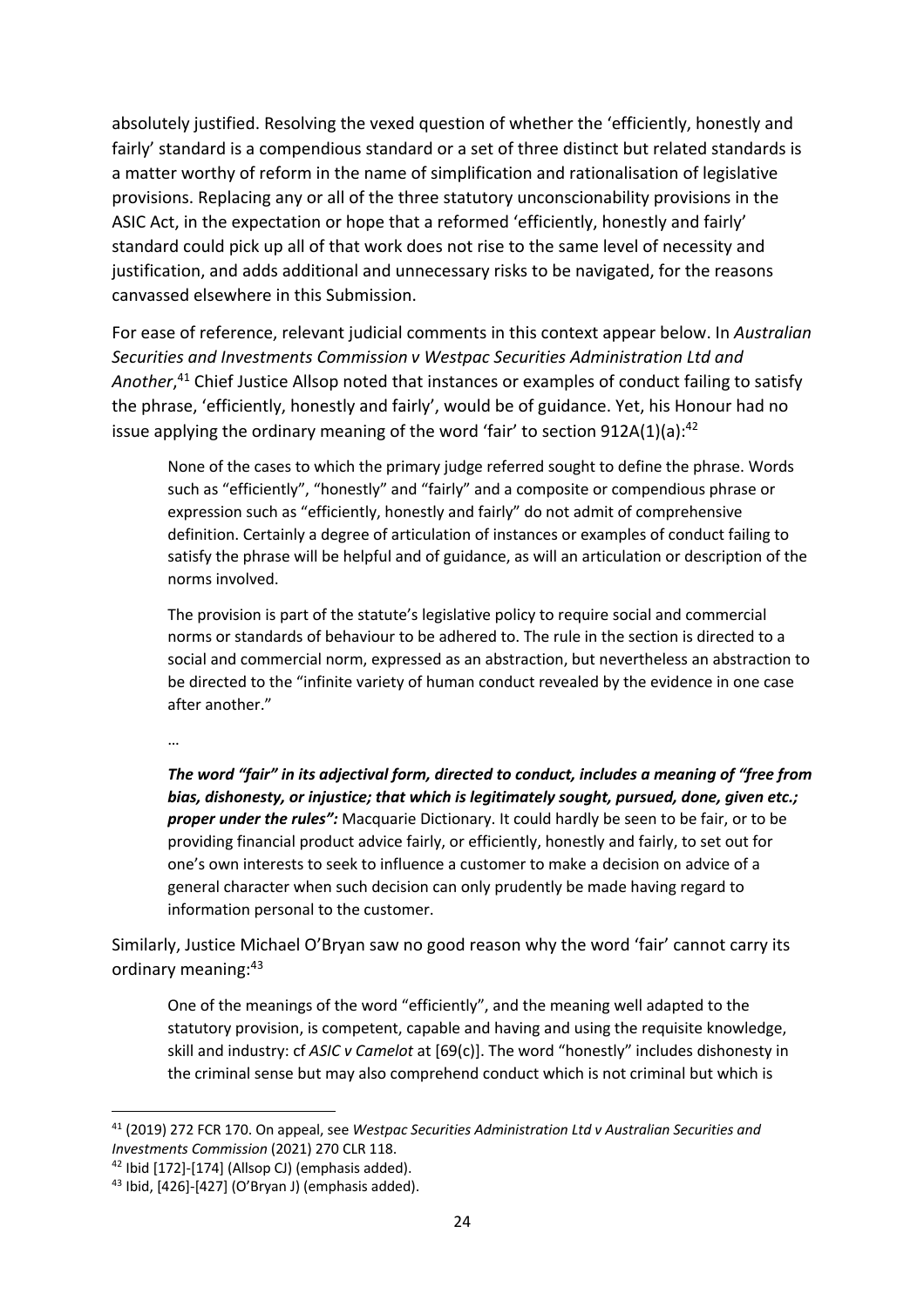absolutely justified. Resolving the vexed question of whether the 'efficiently, honestly and fairly' standard is a compendious standard or a set of three distinct but related standards is a matter worthy of reform in the name of simplification and rationalisation of legislative provisions. Replacing any or all of the three statutory unconscionability provisions in the ASIC Act, in the expectation or hope that a reformed 'efficiently, honestly and fairly' standard could pick up all of that work does not rise to the same level of necessity and justification, and adds additional and unnecessary risks to be navigated, for the reasons canvassed elsewhere in this Submission.

For ease of reference, relevant judicial comments in this context appear below. In *Australian Securities and Investments Commission v Westpac Securities Administration Ltd and Another*,[41] Chief Justice Allsop noted that instances or examples of conduct failing to satisfy the phrase, 'efficiently, honestly and fairly', would be of guidance. Yet, his Honour had no issue applying the ordinary meaning of the word 'fair' to section 912A(1)(a):[42]

> None of the cases to which the primary judge referred sought to define the phrase. Words such as "efficiently", "honestly" and "fairly" and a composite or compendious phrase or expression such as "efficiently, honestly and fairly" do not admit of comprehensive definition. Certainly a degree of articulation of instances or examples of conduct failing to satisfy the phrase will be helpful and of guidance, as will an articulation or description of the norms involved.
>
> The provision is part of the statute's legislative policy to require social and commercial norms or standards of behaviour to be adhered to. The rule in the section is directed to a social and commercial norm, expressed as an abstraction, but nevertheless an abstraction to be directed to the "infinite variety of human conduct revealed by the evidence in one case after another."
>
> …
>
> ***The word "fair" in its adjectival form, directed to conduct, includes a meaning of "free from bias, dishonesty, or injustice; that which is legitimately sought, pursued, done, given etc.; proper under the rules":*** Macquarie Dictionary. It could hardly be seen to be fair, or to be providing financial product advice fairly, or efficiently, honestly and fairly, to set out for one's own interests to seek to influence a customer to make a decision on advice of a general character when such decision can only prudently be made having regard to information personal to the customer.

Similarly, Justice Michael O'Bryan saw no good reason why the word 'fair' cannot carry its ordinary meaning:[43]

> One of the meanings of the word "efficiently", and the meaning well adapted to the statutory provision, is competent, capable and having and using the requisite knowledge, skill and industry: cf *ASIC v Camelot* at [69(c)]. The word "honestly" includes dishonesty in the criminal sense but may also comprehend conduct which is not criminal but which is

---

[41] (2019) 272 FCR 170. On appeal, see *Westpac Securities Administration Ltd v Australian Securities and Investments Commission* (2021) 270 CLR 118.

[42] Ibid [172]-[174] (Allsop CJ) (emphasis added).

[43] Ibid, [426]-[427] (O'Bryan J) (emphasis added).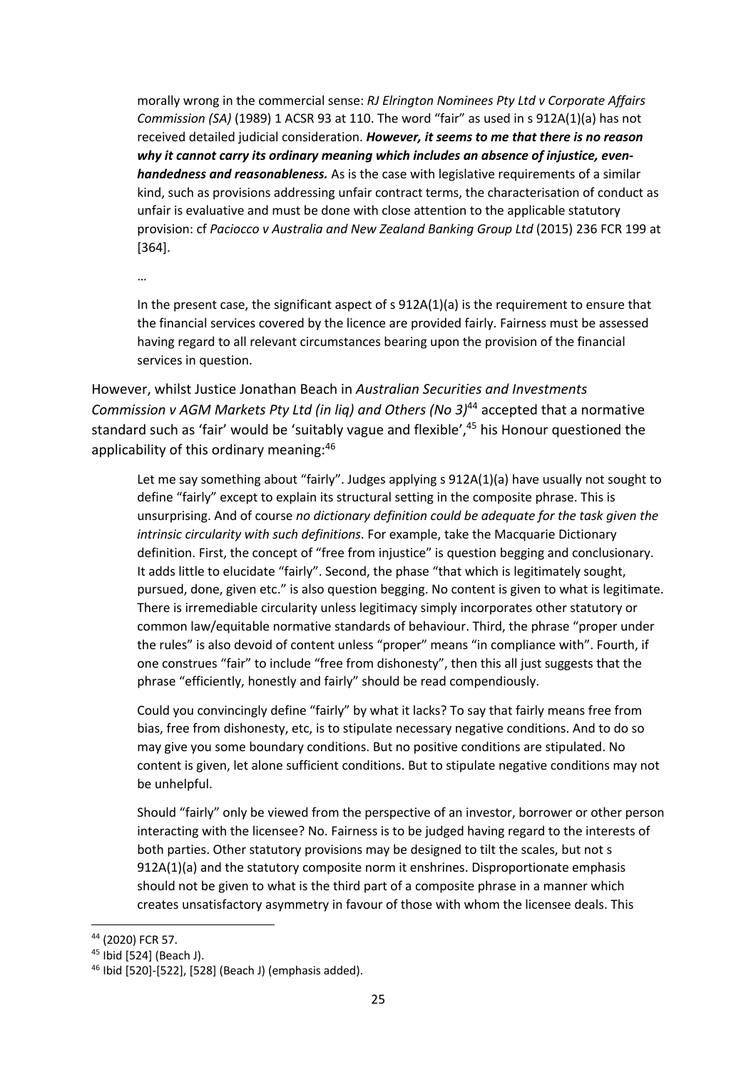morally wrong in the commercial sense: *RJ Elrington Nominees Pty Ltd v Corporate Affairs Commission (SA)* (1989) 1 ACSR 93 at 110. The word "fair" as used in s 912A(1)(a) has not received detailed judicial consideration. ***However, it seems to me that there is no reason why it cannot carry its ordinary meaning which includes an absence of injustice, even-handedness and reasonableness.*** As is the case with legislative requirements of a similar kind, such as provisions addressing unfair contract terms, the characterisation of conduct as unfair is evaluative and must be done with close attention to the applicable statutory provision: cf *Paciocco v Australia and New Zealand Banking Group Ltd* (2015) 236 FCR 199 at [364].

…

In the present case, the significant aspect of s 912A(1)(a) is the requirement to ensure that the financial services covered by the licence are provided fairly. Fairness must be assessed having regard to all relevant circumstances bearing upon the provision of the financial services in question.

However, whilst Justice Jonathan Beach in *Australian Securities and Investments Commission v AGM Markets Pty Ltd (in liq) and Others (No 3)*[44] accepted that a normative standard such as 'fair' would be 'suitably vague and flexible',[45] his Honour questioned the applicability of this ordinary meaning:[46]

Let me say something about "fairly". Judges applying s 912A(1)(a) have usually not sought to define "fairly" except to explain its structural setting in the composite phrase. This is unsurprising. And of course *no dictionary definition could be adequate for the task given the intrinsic circularity with such definitions*. For example, take the Macquarie Dictionary definition. First, the concept of "free from injustice" is question begging and conclusionary. It adds little to elucidate "fairly". Second, the phase "that which is legitimately sought, pursued, done, given etc." is also question begging. No content is given to what is legitimate. There is irremediable circularity unless legitimacy simply incorporates other statutory or common law/equitable normative standards of behaviour. Third, the phrase "proper under the rules" is also devoid of content unless "proper" means "in compliance with". Fourth, if one construes "fair" to include "free from dishonesty", then this all just suggests that the phrase "efficiently, honestly and fairly" should be read compendiously.

Could you convincingly define "fairly" by what it lacks? To say that fairly means free from bias, free from dishonesty, etc, is to stipulate necessary negative conditions. And to do so may give you some boundary conditions. But no positive conditions are stipulated. No content is given, let alone sufficient conditions. But to stipulate negative conditions may not be unhelpful.

Should "fairly" only be viewed from the perspective of an investor, borrower or other person interacting with the licensee? No. Fairness is to be judged having regard to the interests of both parties. Other statutory provisions may be designed to tilt the scales, but not s 912A(1)(a) and the statutory composite norm it enshrines. Disproportionate emphasis should not be given to what is the third part of a composite phrase in a manner which creates unsatisfactory asymmetry in favour of those with whom the licensee deals. This

---

[44] (2020) FCR 57.

[45] Ibid [524] (Beach J).

[46] Ibid [520]-[522], [528] (Beach J) (emphasis added).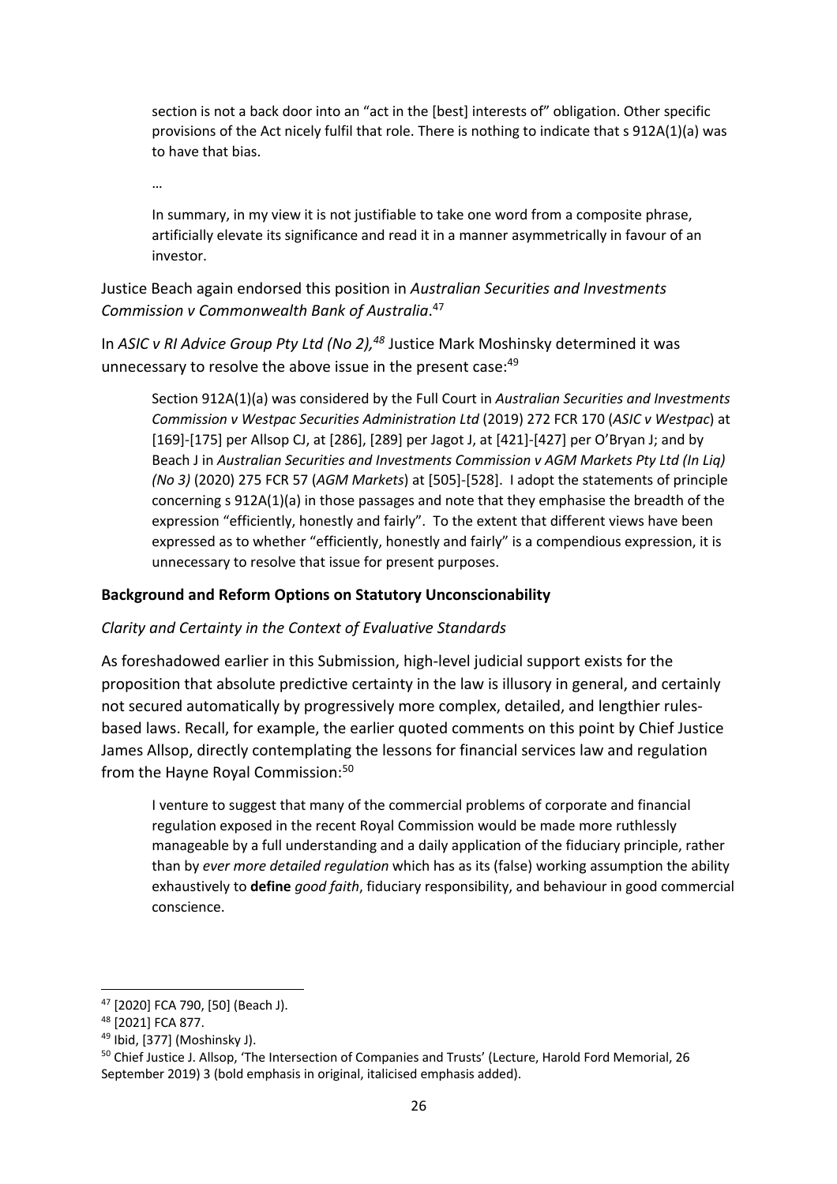> section is not a back door into an "act in the [best] interests of" obligation. Other specific provisions of the Act nicely fulfil that role. There is nothing to indicate that s 912A(1)(a) was to have that bias.
>
> …
>
> In summary, in my view it is not justifiable to take one word from a composite phrase, artificially elevate its significance and read it in a manner asymmetrically in favour of an investor.

Justice Beach again endorsed this position in *Australian Securities and Investments Commission v Commonwealth Bank of Australia*.[47]

In *ASIC v RI Advice Group Pty Ltd (No 2),*[48] Justice Mark Moshinsky determined it was unnecessary to resolve the above issue in the present case:[49]

> Section 912A(1)(a) was considered by the Full Court in *Australian Securities and Investments Commission v Westpac Securities Administration Ltd* (2019) 272 FCR 170 (*ASIC v Westpac*) at [169]-[175] per Allsop CJ, at [286], [289] per Jagot J, at [421]-[427] per O'Bryan J; and by Beach J in *Australian Securities and Investments Commission v AGM Markets Pty Ltd (In Liq) (No 3)* (2020) 275 FCR 57 (*AGM Markets*) at [505]-[528]. I adopt the statements of principle concerning s 912A(1)(a) in those passages and note that they emphasise the breadth of the expression "efficiently, honestly and fairly". To the extent that different views have been expressed as to whether "efficiently, honestly and fairly" is a compendious expression, it is unnecessary to resolve that issue for present purposes.

**Background and Reform Options on Statutory Unconscionability**

*Clarity and Certainty in the Context of Evaluative Standards*

As foreshadowed earlier in this Submission, high-level judicial support exists for the proposition that absolute predictive certainty in the law is illusory in general, and certainly not secured automatically by progressively more complex, detailed, and lengthier rules-based laws. Recall, for example, the earlier quoted comments on this point by Chief Justice James Allsop, directly contemplating the lessons for financial services law and regulation from the Hayne Royal Commission:[50]

> I venture to suggest that many of the commercial problems of corporate and financial regulation exposed in the recent Royal Commission would be made more ruthlessly manageable by a full understanding and a daily application of the fiduciary principle, rather than by *ever more detailed regulation* which has as its (false) working assumption the ability exhaustively to ***define*** *good faith*, fiduciary responsibility, and behaviour in good commercial conscience.

---

[47] [2020] FCA 790, [50] (Beach J).

[48] [2021] FCA 877.

[49] Ibid, [377] (Moshinsky J).

[50] Chief Justice J. Allsop, 'The Intersection of Companies and Trusts' (Lecture, Harold Ford Memorial, 26 September 2019) 3 (bold emphasis in original, italicised emphasis added).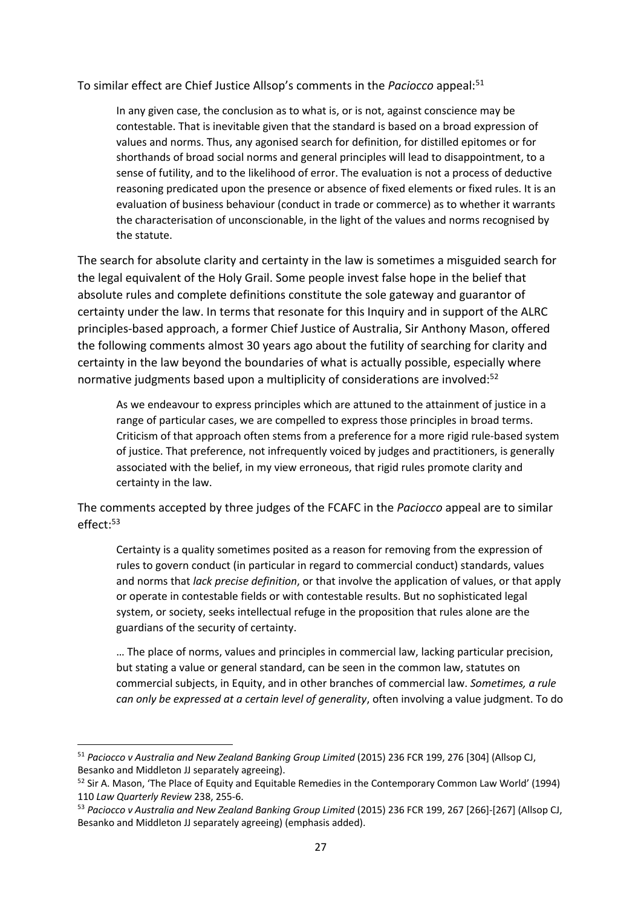To similar effect are Chief Justice Allsop's comments in the *Paciocco* appeal:[51]

> In any given case, the conclusion as to what is, or is not, against conscience may be contestable. That is inevitable given that the standard is based on a broad expression of values and norms. Thus, any agonised search for definition, for distilled epitomes or for shorthands of broad social norms and general principles will lead to disappointment, to a sense of futility, and to the likelihood of error. The evaluation is not a process of deductive reasoning predicated upon the presence or absence of fixed elements or fixed rules. It is an evaluation of business behaviour (conduct in trade or commerce) as to whether it warrants the characterisation of unconscionable, in the light of the values and norms recognised by the statute.

The search for absolute clarity and certainty in the law is sometimes a misguided search for the legal equivalent of the Holy Grail. Some people invest false hope in the belief that absolute rules and complete definitions constitute the sole gateway and guarantor of certainty under the law. In terms that resonate for this Inquiry and in support of the ALRC principles-based approach, a former Chief Justice of Australia, Sir Anthony Mason, offered the following comments almost 30 years ago about the futility of searching for clarity and certainty in the law beyond the boundaries of what is actually possible, especially where normative judgments based upon a multiplicity of considerations are involved:[52]

> As we endeavour to express principles which are attuned to the attainment of justice in a range of particular cases, we are compelled to express those principles in broad terms. Criticism of that approach often stems from a preference for a more rigid rule-based system of justice. That preference, not infrequently voiced by judges and practitioners, is generally associated with the belief, in my view erroneous, that rigid rules promote clarity and certainty in the law.

The comments accepted by three judges of the FCAFC in the *Paciocco* appeal are to similar effect:[53]

> Certainty is a quality sometimes posited as a reason for removing from the expression of rules to govern conduct (in particular in regard to commercial conduct) standards, values and norms that *lack precise definition*, or that involve the application of values, or that apply or operate in contestable fields or with contestable results. But no sophisticated legal system, or society, seeks intellectual refuge in the proposition that rules alone are the guardians of the security of certainty.
>
> … The place of norms, values and principles in commercial law, lacking particular precision, but stating a value or general standard, can be seen in the common law, statutes on commercial subjects, in Equity, and in other branches of commercial law. *Sometimes, a rule can only be expressed at a certain level of generality*, often involving a value judgment. To do

---

[51] *Paciocco v Australia and New Zealand Banking Group Limited* (2015) 236 FCR 199, 276 [304] (Allsop CJ, Besanko and Middleton JJ separately agreeing).

[52] Sir A. Mason, 'The Place of Equity and Equitable Remedies in the Contemporary Common Law World' (1994) 110 *Law Quarterly Review* 238, 255-6.

[53] *Paciocco v Australia and New Zealand Banking Group Limited* (2015) 236 FCR 199, 267 [266]-[267] (Allsop CJ, Besanko and Middleton JJ separately agreeing) (emphasis added).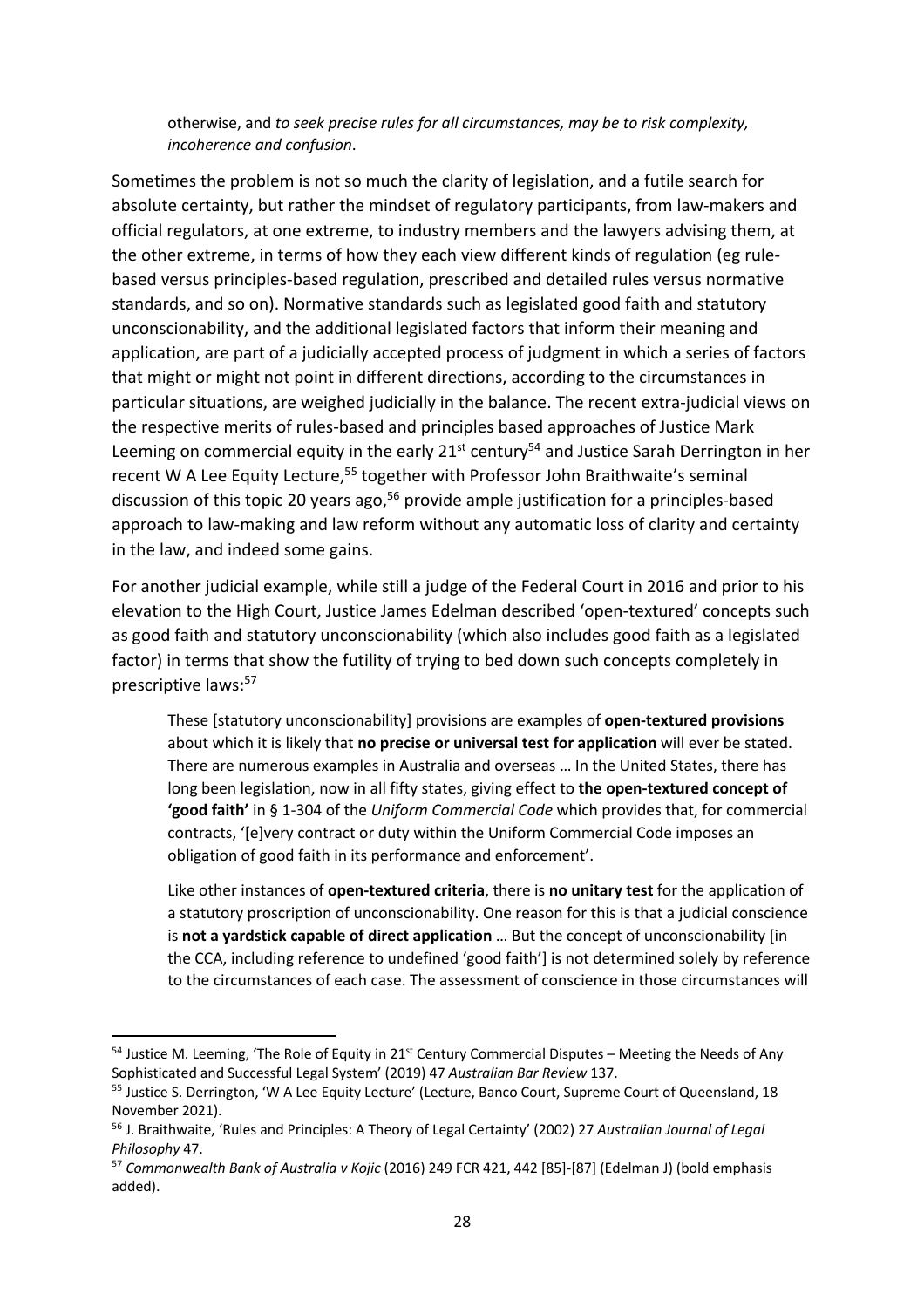> otherwise, and *to seek precise rules for all circumstances, may be to risk complexity, incoherence and confusion*.

Sometimes the problem is not so much the clarity of legislation, and a futile search for absolute certainty, but rather the mindset of regulatory participants, from law-makers and official regulators, at one extreme, to industry members and the lawyers advising them, at the other extreme, in terms of how they each view different kinds of regulation (eg rule-based versus principles-based regulation, prescribed and detailed rules versus normative standards, and so on). Normative standards such as legislated good faith and statutory unconscionability, and the additional legislated factors that inform their meaning and application, are part of a judicially accepted process of judgment in which a series of factors that might or might not point in different directions, according to the circumstances in particular situations, are weighed judicially in the balance. The recent extra-judicial views on the respective merits of rules-based and principles based approaches of Justice Mark Leeming on commercial equity in the early 21st century[54] and Justice Sarah Derrington in her recent W A Lee Equity Lecture,[55] together with Professor John Braithwaite's seminal discussion of this topic 20 years ago,[56] provide ample justification for a principles-based approach to law-making and law reform without any automatic loss of clarity and certainty in the law, and indeed some gains.

For another judicial example, while still a judge of the Federal Court in 2016 and prior to his elevation to the High Court, Justice James Edelman described 'open-textured' concepts such as good faith and statutory unconscionability (which also includes good faith as a legislated factor) in terms that show the futility of trying to bed down such concepts completely in prescriptive laws:[57]

> These [statutory unconscionability] provisions are examples of **open-textured provisions** about which it is likely that **no precise or universal test for application** will ever be stated. There are numerous examples in Australia and overseas … In the United States, there has long been legislation, now in all fifty states, giving effect to **the open-textured concept of 'good faith'** in § 1-304 of the *Uniform Commercial Code* which provides that, for commercial contracts, '[e]very contract or duty within the Uniform Commercial Code imposes an obligation of good faith in its performance and enforcement'.
>
> Like other instances of **open-textured criteria**, there is **no unitary test** for the application of a statutory proscription of unconscionability. One reason for this is that a judicial conscience is **not a yardstick capable of direct application** … But the concept of unconscionability [in the CCA, including reference to undefined 'good faith'] is not determined solely by reference to the circumstances of each case. The assessment of conscience in those circumstances will

---

[54] Justice M. Leeming, 'The Role of Equity in 21st Century Commercial Disputes – Meeting the Needs of Any Sophisticated and Successful Legal System' (2019) 47 *Australian Bar Review* 137.

[55] Justice S. Derrington, 'W A Lee Equity Lecture' (Lecture, Banco Court, Supreme Court of Queensland, 18 November 2021).

[56] J. Braithwaite, 'Rules and Principles: A Theory of Legal Certainty' (2002) 27 *Australian Journal of Legal Philosophy* 47.

[57] *Commonwealth Bank of Australia v Kojic* (2016) 249 FCR 421, 442 [85]-[87] (Edelman J) (bold emphasis added).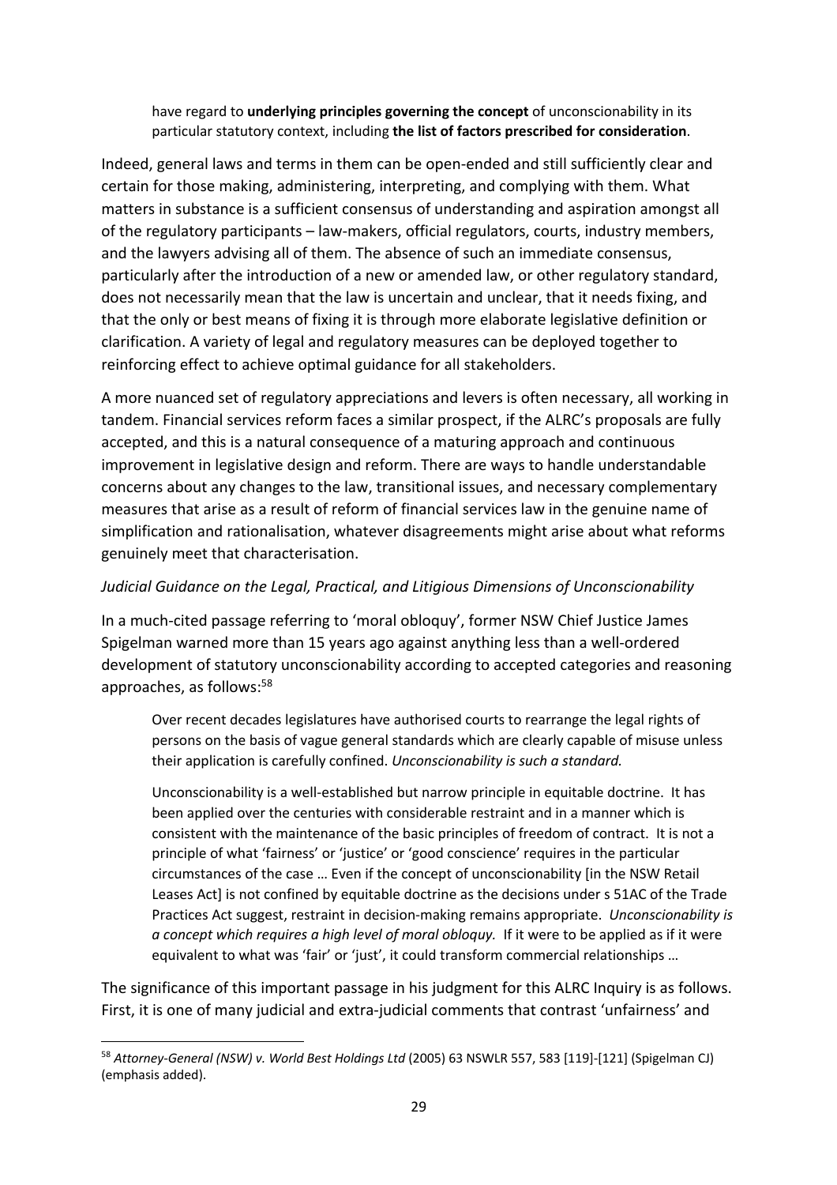> have regard to **underlying principles governing the concept** of unconscionability in its particular statutory context, including **the list of factors prescribed for consideration**.

Indeed, general laws and terms in them can be open-ended and still sufficiently clear and certain for those making, administering, interpreting, and complying with them. What matters in substance is a sufficient consensus of understanding and aspiration amongst all of the regulatory participants – law-makers, official regulators, courts, industry members, and the lawyers advising all of them. The absence of such an immediate consensus, particularly after the introduction of a new or amended law, or other regulatory standard, does not necessarily mean that the law is uncertain and unclear, that it needs fixing, and that the only or best means of fixing it is through more elaborate legislative definition or clarification. A variety of legal and regulatory measures can be deployed together to reinforcing effect to achieve optimal guidance for all stakeholders.

A more nuanced set of regulatory appreciations and levers is often necessary, all working in tandem. Financial services reform faces a similar prospect, if the ALRC's proposals are fully accepted, and this is a natural consequence of a maturing approach and continuous improvement in legislative design and reform. There are ways to handle understandable concerns about any changes to the law, transitional issues, and necessary complementary measures that arise as a result of reform of financial services law in the genuine name of simplification and rationalisation, whatever disagreements might arise about what reforms genuinely meet that characterisation.

*Judicial Guidance on the Legal, Practical, and Litigious Dimensions of Unconscionability*

In a much-cited passage referring to 'moral obloquy', former NSW Chief Justice James Spigelman warned more than 15 years ago against anything less than a well-ordered development of statutory unconscionability according to accepted categories and reasoning approaches, as follows:[58]

> Over recent decades legislatures have authorised courts to rearrange the legal rights of persons on the basis of vague general standards which are clearly capable of misuse unless their application is carefully confined. *Unconscionability is such a standard.*
>
> Unconscionability is a well-established but narrow principle in equitable doctrine. It has been applied over the centuries with considerable restraint and in a manner which is consistent with the maintenance of the basic principles of freedom of contract. It is not a principle of what 'fairness' or 'justice' or 'good conscience' requires in the particular circumstances of the case … Even if the concept of unconscionability [in the NSW Retail Leases Act] is not confined by equitable doctrine as the decisions under s 51AC of the Trade Practices Act suggest, restraint in decision-making remains appropriate. *Unconscionability is a concept which requires a high level of moral obloquy.* If it were to be applied as if it were equivalent to what was 'fair' or 'just', it could transform commercial relationships …

The significance of this important passage in his judgment for this ALRC Inquiry is as follows. First, it is one of many judicial and extra-judicial comments that contrast 'unfairness' and

[58] *Attorney-General (NSW) v. World Best Holdings Ltd* (2005) 63 NSWLR 557, 583 [119]-[121] (Spigelman CJ) (emphasis added).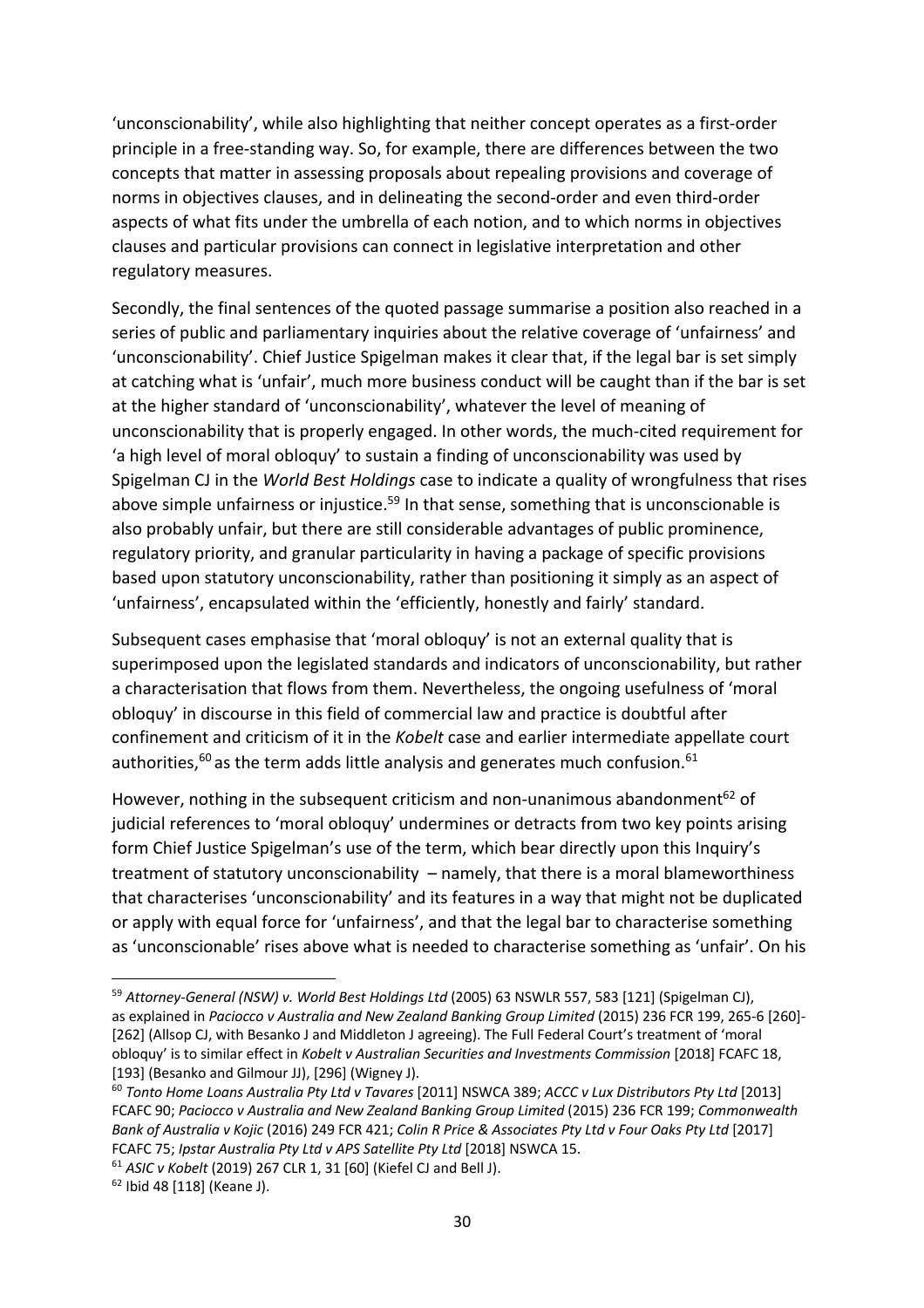'unconscionability', while also highlighting that neither concept operates as a first-order principle in a free-standing way. So, for example, there are differences between the two concepts that matter in assessing proposals about repealing provisions and coverage of norms in objectives clauses, and in delineating the second-order and even third-order aspects of what fits under the umbrella of each notion, and to which norms in objectives clauses and particular provisions can connect in legislative interpretation and other regulatory measures.

Secondly, the final sentences of the quoted passage summarise a position also reached in a series of public and parliamentary inquiries about the relative coverage of 'unfairness' and 'unconscionability'. Chief Justice Spigelman makes it clear that, if the legal bar is set simply at catching what is 'unfair', much more business conduct will be caught than if the bar is set at the higher standard of 'unconscionability', whatever the level of meaning of unconscionability that is properly engaged. In other words, the much-cited requirement for 'a high level of moral obloquy' to sustain a finding of unconscionability was used by Spigelman CJ in the *World Best Holdings* case to indicate a quality of wrongfulness that rises above simple unfairness or injustice.[59] In that sense, something that is unconscionable is also probably unfair, but there are still considerable advantages of public prominence, regulatory priority, and granular particularity in having a package of specific provisions based upon statutory unconscionability, rather than positioning it simply as an aspect of 'unfairness', encapsulated within the 'efficiently, honestly and fairly' standard.

Subsequent cases emphasise that 'moral obloquy' is not an external quality that is superimposed upon the legislated standards and indicators of unconscionability, but rather a characterisation that flows from them. Nevertheless, the ongoing usefulness of 'moral obloquy' in discourse in this field of commercial law and practice is doubtful after confinement and criticism of it in the *Kobelt* case and earlier intermediate appellate court authorities,[60] as the term adds little analysis and generates much confusion.[61]

However, nothing in the subsequent criticism and non-unanimous abandonment[62] of judicial references to 'moral obloquy' undermines or detracts from two key points arising form Chief Justice Spigelman's use of the term, which bear directly upon this Inquiry's treatment of statutory unconscionability – namely, that there is a moral blameworthiness that characterises 'unconscionability' and its features in a way that might not be duplicated or apply with equal force for 'unfairness', and that the legal bar to characterise something as 'unconscionable' rises above what is needed to characterise something as 'unfair'. On his

---

[59] *Attorney-General (NSW) v. World Best Holdings Ltd* (2005) 63 NSWLR 557, 583 [121] (Spigelman CJ), as explained in *Paciocco v Australia and New Zealand Banking Group Limited* (2015) 236 FCR 199, 265-6 [260]-[262] (Allsop CJ, with Besanko J and Middleton J agreeing). The Full Federal Court's treatment of 'moral obloquy' is to similar effect in *Kobelt v Australian Securities and Investments Commission* [2018] FCAFC 18, [193] (Besanko and Gilmour JJ), [296] (Wigney J).

[60] *Tonto Home Loans Australia Pty Ltd v Tavares* [2011] NSWCA 389; *ACCC v Lux Distributors Pty Ltd* [2013] FCAFC 90; *Paciocco v Australia and New Zealand Banking Group Limited* (2015) 236 FCR 199; *Commonwealth Bank of Australia v Kojic* (2016) 249 FCR 421; *Colin R Price & Associates Pty Ltd v Four Oaks Pty Ltd* [2017] FCAFC 75; *Ipstar Australia Pty Ltd v APS Satellite Pty Ltd* [2018] NSWCA 15.

[61] *ASIC v Kobelt* (2019) 267 CLR 1, 31 [60] (Kiefel CJ and Bell J).

[62] Ibid 48 [118] (Keane J).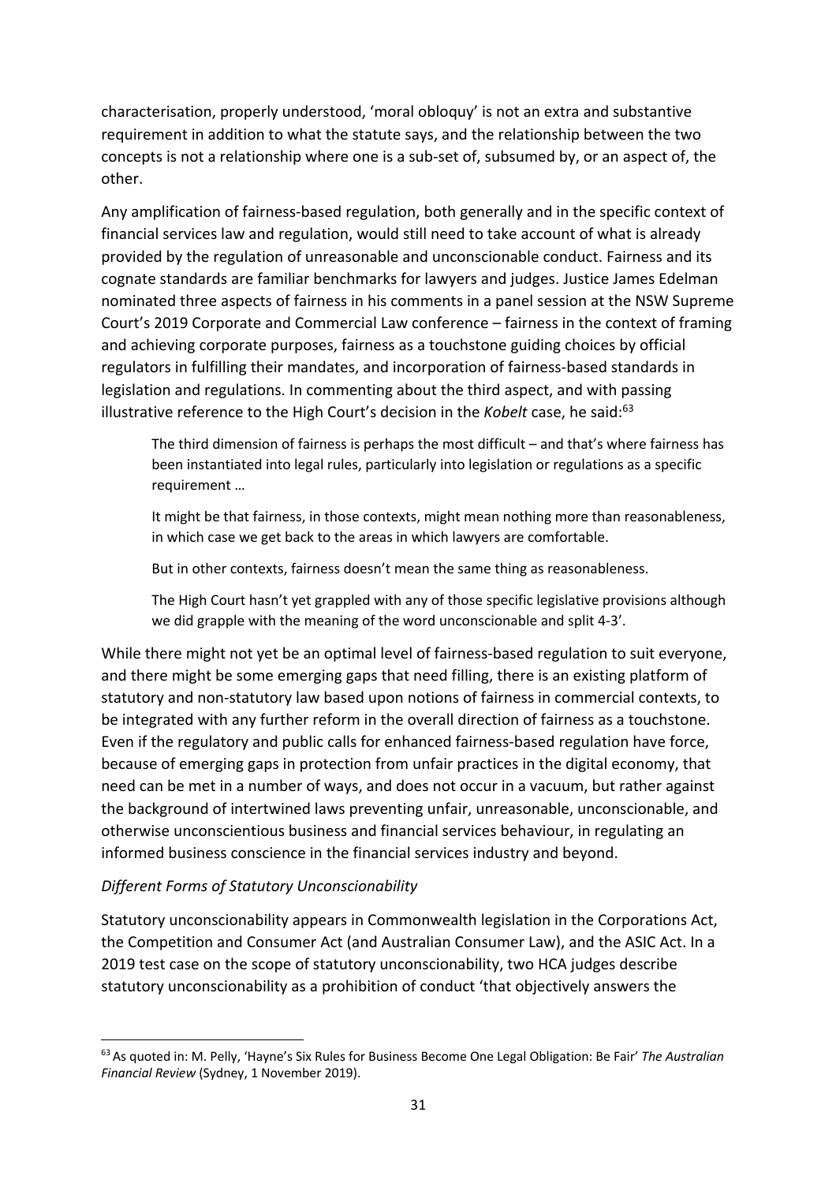characterisation, properly understood, 'moral obloquy' is not an extra and substantive requirement in addition to what the statute says, and the relationship between the two concepts is not a relationship where one is a sub-set of, subsumed by, or an aspect of, the other.

Any amplification of fairness-based regulation, both generally and in the specific context of financial services law and regulation, would still need to take account of what is already provided by the regulation of unreasonable and unconscionable conduct. Fairness and its cognate standards are familiar benchmarks for lawyers and judges. Justice James Edelman nominated three aspects of fairness in his comments in a panel session at the NSW Supreme Court's 2019 Corporate and Commercial Law conference – fairness in the context of framing and achieving corporate purposes, fairness as a touchstone guiding choices by official regulators in fulfilling their mandates, and incorporation of fairness-based standards in legislation and regulations. In commenting about the third aspect, and with passing illustrative reference to the High Court's decision in the *Kobelt* case, he said:[63]

> The third dimension of fairness is perhaps the most difficult – and that's where fairness has been instantiated into legal rules, particularly into legislation or regulations as a specific requirement …
>
> It might be that fairness, in those contexts, might mean nothing more than reasonableness, in which case we get back to the areas in which lawyers are comfortable.
>
> But in other contexts, fairness doesn't mean the same thing as reasonableness.
>
> The High Court hasn't yet grappled with any of those specific legislative provisions although we did grapple with the meaning of the word unconscionable and split 4-3'.

While there might not yet be an optimal level of fairness-based regulation to suit everyone, and there might be some emerging gaps that need filling, there is an existing platform of statutory and non-statutory law based upon notions of fairness in commercial contexts, to be integrated with any further reform in the overall direction of fairness as a touchstone. Even if the regulatory and public calls for enhanced fairness-based regulation have force, because of emerging gaps in protection from unfair practices in the digital economy, that need can be met in a number of ways, and does not occur in a vacuum, but rather against the background of intertwined laws preventing unfair, unreasonable, unconscionable, and otherwise unconscientious business and financial services behaviour, in regulating an informed business conscience in the financial services industry and beyond.

### *Different Forms of Statutory Unconscionability*

Statutory unconscionability appears in Commonwealth legislation in the Corporations Act, the Competition and Consumer Act (and Australian Consumer Law), and the ASIC Act. In a 2019 test case on the scope of statutory unconscionability, two HCA judges describe statutory unconscionability as a prohibition of conduct 'that objectively answers the

---

[63] As quoted in: M. Pelly, 'Hayne's Six Rules for Business Become One Legal Obligation: Be Fair' *The Australian Financial Review* (Sydney, 1 November 2019).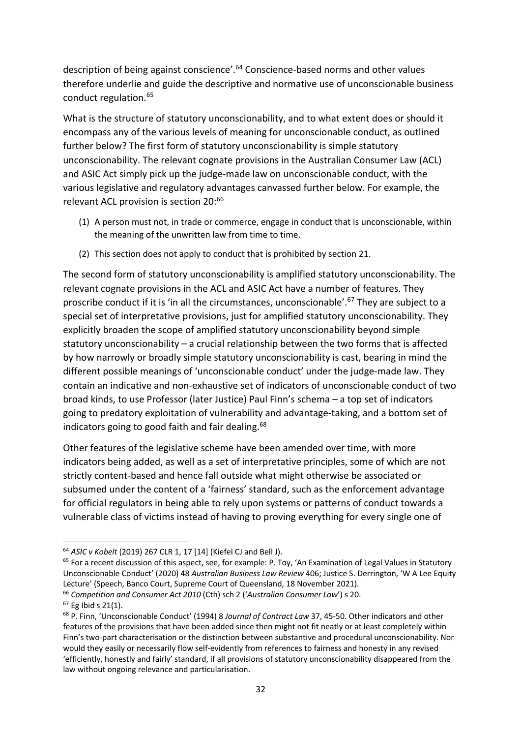description of being against conscience'.[64] Conscience-based norms and other values therefore underlie and guide the descriptive and normative use of unconscionable business conduct regulation.[65]

What is the structure of statutory unconscionability, and to what extent does or should it encompass any of the various levels of meaning for unconscionable conduct, as outlined further below? The first form of statutory unconscionability is simple statutory unconscionability. The relevant cognate provisions in the Australian Consumer Law (ACL) and ASIC Act simply pick up the judge-made law on unconscionable conduct, with the various legislative and regulatory advantages canvassed further below. For example, the relevant ACL provision is section 20:[66]

> (1) A person must not, in trade or commerce, engage in conduct that is unconscionable, within the meaning of the unwritten law from time to time.
>
> (2) This section does not apply to conduct that is prohibited by section 21.

The second form of statutory unconscionability is amplified statutory unconscionability. The relevant cognate provisions in the ACL and ASIC Act have a number of features. They proscribe conduct if it is 'in all the circumstances, unconscionable'.[67] They are subject to a special set of interpretative provisions, just for amplified statutory unconscionability. They explicitly broaden the scope of amplified statutory unconscionability beyond simple statutory unconscionability – a crucial relationship between the two forms that is affected by how narrowly or broadly simple statutory unconscionability is cast, bearing in mind the different possible meanings of 'unconscionable conduct' under the judge-made law. They contain an indicative and non-exhaustive set of indicators of unconscionable conduct of two broad kinds, to use Professor (later Justice) Paul Finn's schema – a top set of indicators going to predatory exploitation of vulnerability and advantage-taking, and a bottom set of indicators going to good faith and fair dealing.[68]

Other features of the legislative scheme have been amended over time, with more indicators being added, as well as a set of interpretative principles, some of which are not strictly content-based and hence fall outside what might otherwise be associated or subsumed under the content of a 'fairness' standard, such as the enforcement advantage for official regulators in being able to rely upon systems or patterns of conduct towards a vulnerable class of victims instead of having to proving everything for every single one of

---

[64] *ASIC v Kobelt* (2019) 267 CLR 1, 17 [14] (Kiefel CJ and Bell J).

[65] For a recent discussion of this aspect, see, for example: P. Toy, 'An Examination of Legal Values in Statutory Unconscionable Conduct' (2020) 48 *Australian Business Law Review* 406; Justice S. Derrington, 'W A Lee Equity Lecture' (Speech, Banco Court, Supreme Court of Queensland, 18 November 2021).

[66] *Competition and Consumer Act 2010* (Cth) sch 2 ('*Australian Consumer Law*') s 20.

[67] Eg Ibid s 21(1).

[68] P. Finn, 'Unconscionable Conduct' (1994) 8 *Journal of Contract Law* 37, 45-50. Other indicators and other features of the provisions that have been added since then might not fit neatly or at least completely within Finn's two-part characterisation or the distinction between substantive and procedural unconscionability. Nor would they easily or necessarily flow self-evidently from references to fairness and honesty in any revised 'efficiently, honestly and fairly' standard, if all provisions of statutory unconscionability disappeared from the law without ongoing relevance and particularisation.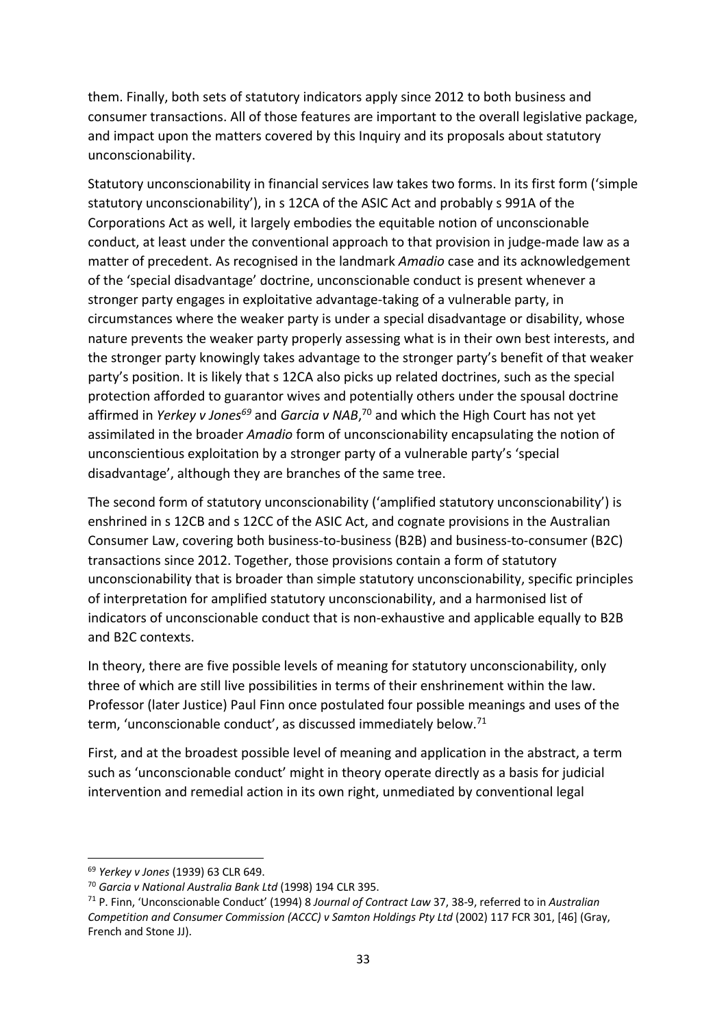them. Finally, both sets of statutory indicators apply since 2012 to both business and consumer transactions. All of those features are important to the overall legislative package, and impact upon the matters covered by this Inquiry and its proposals about statutory unconscionability.

Statutory unconscionability in financial services law takes two forms. In its first form ('simple statutory unconscionability'), in s 12CA of the ASIC Act and probably s 991A of the Corporations Act as well, it largely embodies the equitable notion of unconscionable conduct, at least under the conventional approach to that provision in judge-made law as a matter of precedent. As recognised in the landmark *Amadio* case and its acknowledgement of the 'special disadvantage' doctrine, unconscionable conduct is present whenever a stronger party engages in exploitative advantage-taking of a vulnerable party, in circumstances where the weaker party is under a special disadvantage or disability, whose nature prevents the weaker party properly assessing what is in their own best interests, and the stronger party knowingly takes advantage to the stronger party's benefit of that weaker party's position. It is likely that s 12CA also picks up related doctrines, such as the special protection afforded to guarantor wives and potentially others under the spousal doctrine affirmed in *Yerkey v Jones*[69] and *Garcia v NAB*,[70] and which the High Court has not yet assimilated in the broader *Amadio* form of unconscionability encapsulating the notion of unconscientious exploitation by a stronger party of a vulnerable party's 'special disadvantage', although they are branches of the same tree.

The second form of statutory unconscionability ('amplified statutory unconscionability') is enshrined in s 12CB and s 12CC of the ASIC Act, and cognate provisions in the Australian Consumer Law, covering both business-to-business (B2B) and business-to-consumer (B2C) transactions since 2012. Together, those provisions contain a form of statutory unconscionability that is broader than simple statutory unconscionability, specific principles of interpretation for amplified statutory unconscionability, and a harmonised list of indicators of unconscionable conduct that is non-exhaustive and applicable equally to B2B and B2C contexts.

In theory, there are five possible levels of meaning for statutory unconscionability, only three of which are still live possibilities in terms of their enshrinement within the law. Professor (later Justice) Paul Finn once postulated four possible meanings and uses of the term, 'unconscionable conduct', as discussed immediately below.[71]

First, and at the broadest possible level of meaning and application in the abstract, a term such as 'unconscionable conduct' might in theory operate directly as a basis for judicial intervention and remedial action in its own right, unmediated by conventional legal

[69] *Yerkey v Jones* (1939) 63 CLR 649.

[70] *Garcia v National Australia Bank Ltd* (1998) 194 CLR 395.

[71] P. Finn, 'Unconscionable Conduct' (1994) 8 *Journal of Contract Law* 37, 38-9, referred to in *Australian Competition and Consumer Commission (ACCC) v Samton Holdings Pty Ltd* (2002) 117 FCR 301, [46] (Gray, French and Stone JJ).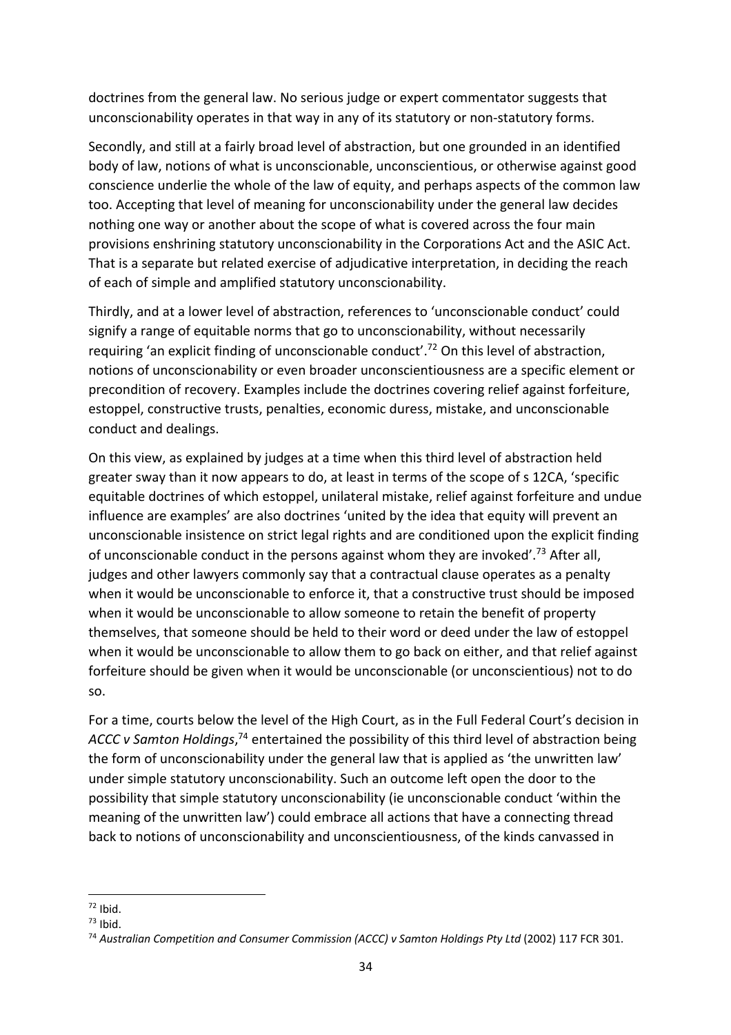doctrines from the general law. No serious judge or expert commentator suggests that unconscionability operates in that way in any of its statutory or non-statutory forms.

Secondly, and still at a fairly broad level of abstraction, but one grounded in an identified body of law, notions of what is unconscionable, unconscientious, or otherwise against good conscience underlie the whole of the law of equity, and perhaps aspects of the common law too. Accepting that level of meaning for unconscionability under the general law decides nothing one way or another about the scope of what is covered across the four main provisions enshrining statutory unconscionability in the Corporations Act and the ASIC Act. That is a separate but related exercise of adjudicative interpretation, in deciding the reach of each of simple and amplified statutory unconscionability.

Thirdly, and at a lower level of abstraction, references to 'unconscionable conduct' could signify a range of equitable norms that go to unconscionability, without necessarily requiring 'an explicit finding of unconscionable conduct'.[72] On this level of abstraction, notions of unconscionability or even broader unconscientiousness are a specific element or precondition of recovery. Examples include the doctrines covering relief against forfeiture, estoppel, constructive trusts, penalties, economic duress, mistake, and unconscionable conduct and dealings.

On this view, as explained by judges at a time when this third level of abstraction held greater sway than it now appears to do, at least in terms of the scope of s 12CA, 'specific equitable doctrines of which estoppel, unilateral mistake, relief against forfeiture and undue influence are examples' are also doctrines 'united by the idea that equity will prevent an unconscionable insistence on strict legal rights and are conditioned upon the explicit finding of unconscionable conduct in the persons against whom they are invoked'.[73] After all, judges and other lawyers commonly say that a contractual clause operates as a penalty when it would be unconscionable to enforce it, that a constructive trust should be imposed when it would be unconscionable to allow someone to retain the benefit of property themselves, that someone should be held to their word or deed under the law of estoppel when it would be unconscionable to allow them to go back on either, and that relief against forfeiture should be given when it would be unconscionable (or unconscientious) not to do so.

For a time, courts below the level of the High Court, as in the Full Federal Court's decision in *ACCC v Samton Holdings*,[74] entertained the possibility of this third level of abstraction being the form of unconscionability under the general law that is applied as 'the unwritten law' under simple statutory unconscionability. Such an outcome left open the door to the possibility that simple statutory unconscionability (ie unconscionable conduct 'within the meaning of the unwritten law') could embrace all actions that have a connecting thread back to notions of unconscionability and unconscientiousness, of the kinds canvassed in

---

[72] Ibid.

[73] Ibid.

[74] *Australian Competition and Consumer Commission (ACCC) v Samton Holdings Pty Ltd* (2002) 117 FCR 301.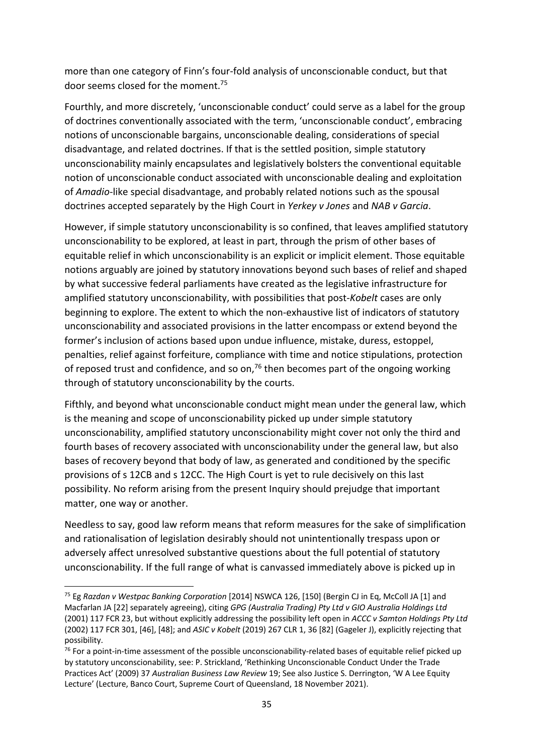more than one category of Finn's four-fold analysis of unconscionable conduct, but that door seems closed for the moment.[75]

Fourthly, and more discretely, 'unconscionable conduct' could serve as a label for the group of doctrines conventionally associated with the term, 'unconscionable conduct', embracing notions of unconscionable bargains, unconscionable dealing, considerations of special disadvantage, and related doctrines. If that is the settled position, simple statutory unconscionability mainly encapsulates and legislatively bolsters the conventional equitable notion of unconscionable conduct associated with unconscionable dealing and exploitation of *Amadio*-like special disadvantage, and probably related notions such as the spousal doctrines accepted separately by the High Court in *Yerkey v Jones* and *NAB v Garcia*.

However, if simple statutory unconscionability is so confined, that leaves amplified statutory unconscionability to be explored, at least in part, through the prism of other bases of equitable relief in which unconscionability is an explicit or implicit element. Those equitable notions arguably are joined by statutory innovations beyond such bases of relief and shaped by what successive federal parliaments have created as the legislative infrastructure for amplified statutory unconscionability, with possibilities that post-*Kobelt* cases are only beginning to explore. The extent to which the non-exhaustive list of indicators of statutory unconscionability and associated provisions in the latter encompass or extend beyond the former's inclusion of actions based upon undue influence, mistake, duress, estoppel, penalties, relief against forfeiture, compliance with time and notice stipulations, protection of reposed trust and confidence, and so on,[76] then becomes part of the ongoing working through of statutory unconscionability by the courts.

Fifthly, and beyond what unconscionable conduct might mean under the general law, which is the meaning and scope of unconscionability picked up under simple statutory unconscionability, amplified statutory unconscionability might cover not only the third and fourth bases of recovery associated with unconscionability under the general law, but also bases of recovery beyond that body of law, as generated and conditioned by the specific provisions of s 12CB and s 12CC. The High Court is yet to rule decisively on this last possibility. No reform arising from the present Inquiry should prejudge that important matter, one way or another.

Needless to say, good law reform means that reform measures for the sake of simplification and rationalisation of legislation desirably should not unintentionally trespass upon or adversely affect unresolved substantive questions about the full potential of statutory unconscionability. If the full range of what is canvassed immediately above is picked up in

---

[75] Eg *Razdan v Westpac Banking Corporation* [2014] NSWCA 126, [150] (Bergin CJ in Eq, McColl JA [1] and Macfarlan JA [22] separately agreeing), citing *GPG (Australia Trading) Pty Ltd v GIO Australia Holdings Ltd* (2001) 117 FCR 23, but without explicitly addressing the possibility left open in *ACCC v Samton Holdings Pty Ltd* (2002) 117 FCR 301, [46], [48]; and *ASIC v Kobelt* (2019) 267 CLR 1, 36 [82] (Gageler J), explicitly rejecting that possibility.

[76] For a point-in-time assessment of the possible unconscionability-related bases of equitable relief picked up by statutory unconscionability, see: P. Strickland, 'Rethinking Unconscionable Conduct Under the Trade Practices Act' (2009) 37 *Australian Business Law Review* 19; See also Justice S. Derrington, 'W A Lee Equity Lecture' (Lecture, Banco Court, Supreme Court of Queensland, 18 November 2021).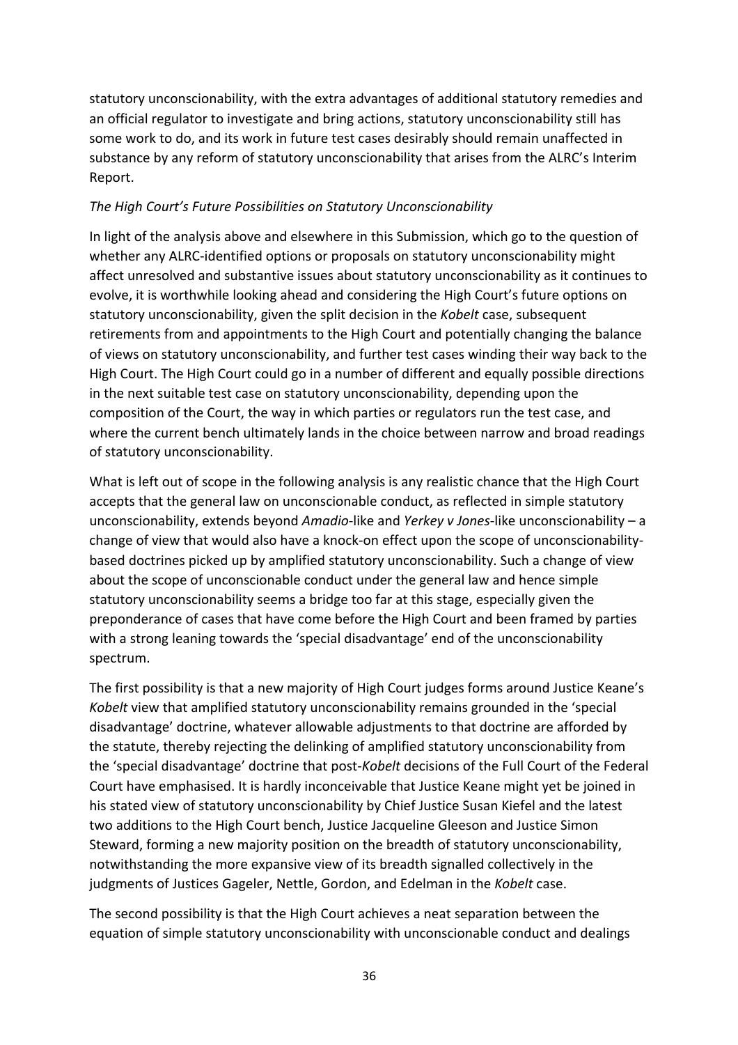statutory unconscionability, with the extra advantages of additional statutory remedies and an official regulator to investigate and bring actions, statutory unconscionability still has some work to do, and its work in future test cases desirably should remain unaffected in substance by any reform of statutory unconscionability that arises from the ALRC's Interim Report.

*The High Court's Future Possibilities on Statutory Unconscionability*

In light of the analysis above and elsewhere in this Submission, which go to the question of whether any ALRC-identified options or proposals on statutory unconscionability might affect unresolved and substantive issues about statutory unconscionability as it continues to evolve, it is worthwhile looking ahead and considering the High Court's future options on statutory unconscionability, given the split decision in the *Kobelt* case, subsequent retirements from and appointments to the High Court and potentially changing the balance of views on statutory unconscionability, and further test cases winding their way back to the High Court. The High Court could go in a number of different and equally possible directions in the next suitable test case on statutory unconscionability, depending upon the composition of the Court, the way in which parties or regulators run the test case, and where the current bench ultimately lands in the choice between narrow and broad readings of statutory unconscionability.

What is left out of scope in the following analysis is any realistic chance that the High Court accepts that the general law on unconscionable conduct, as reflected in simple statutory unconscionability, extends beyond *Amadio*-like and *Yerkey v Jones*-like unconscionability – a change of view that would also have a knock-on effect upon the scope of unconscionability-based doctrines picked up by amplified statutory unconscionability. Such a change of view about the scope of unconscionable conduct under the general law and hence simple statutory unconscionability seems a bridge too far at this stage, especially given the preponderance of cases that have come before the High Court and been framed by parties with a strong leaning towards the 'special disadvantage' end of the unconscionability spectrum.

The first possibility is that a new majority of High Court judges forms around Justice Keane's *Kobelt* view that amplified statutory unconscionability remains grounded in the 'special disadvantage' doctrine, whatever allowable adjustments to that doctrine are afforded by the statute, thereby rejecting the delinking of amplified statutory unconscionability from the 'special disadvantage' doctrine that post-*Kobelt* decisions of the Full Court of the Federal Court have emphasised. It is hardly inconceivable that Justice Keane might yet be joined in his stated view of statutory unconscionability by Chief Justice Susan Kiefel and the latest two additions to the High Court bench, Justice Jacqueline Gleeson and Justice Simon Steward, forming a new majority position on the breadth of statutory unconscionability, notwithstanding the more expansive view of its breadth signalled collectively in the judgments of Justices Gageler, Nettle, Gordon, and Edelman in the *Kobelt* case.

The second possibility is that the High Court achieves a neat separation between the equation of simple statutory unconscionability with unconscionable conduct and dealings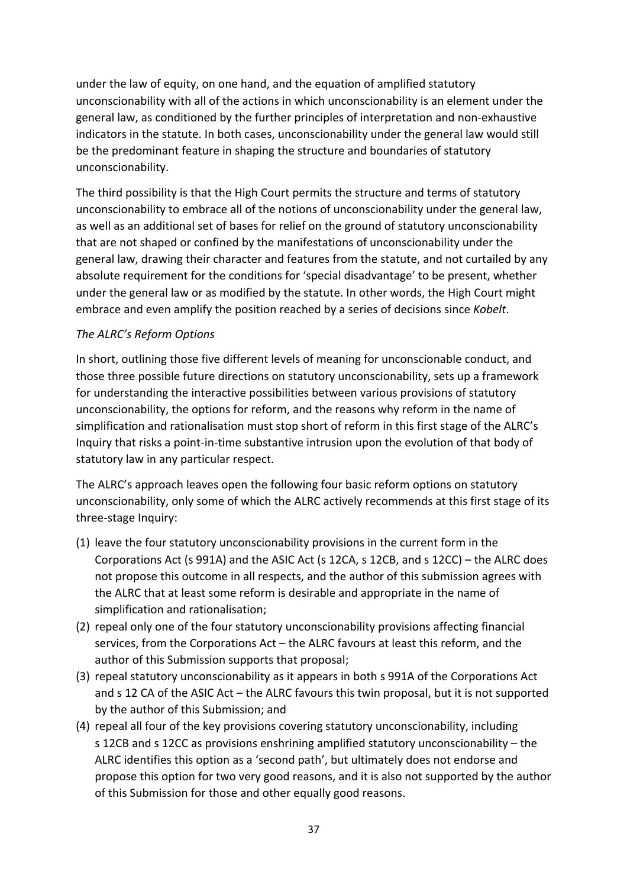under the law of equity, on one hand, and the equation of amplified statutory unconscionability with all of the actions in which unconscionability is an element under the general law, as conditioned by the further principles of interpretation and non-exhaustive indicators in the statute. In both cases, unconscionability under the general law would still be the predominant feature in shaping the structure and boundaries of statutory unconscionability.

The third possibility is that the High Court permits the structure and terms of statutory unconscionability to embrace all of the notions of unconscionability under the general law, as well as an additional set of bases for relief on the ground of statutory unconscionability that are not shaped or confined by the manifestations of unconscionability under the general law, drawing their character and features from the statute, and not curtailed by any absolute requirement for the conditions for 'special disadvantage' to be present, whether under the general law or as modified by the statute. In other words, the High Court might embrace and even amplify the position reached by a series of decisions since *Kobelt*.

*The ALRC's Reform Options*

In short, outlining those five different levels of meaning for unconscionable conduct, and those three possible future directions on statutory unconscionability, sets up a framework for understanding the interactive possibilities between various provisions of statutory unconscionability, the options for reform, and the reasons why reform in the name of simplification and rationalisation must stop short of reform in this first stage of the ALRC's Inquiry that risks a point-in-time substantive intrusion upon the evolution of that body of statutory law in any particular respect.

The ALRC's approach leaves open the following four basic reform options on statutory unconscionability, only some of which the ALRC actively recommends at this first stage of its three-stage Inquiry:

(1) leave the four statutory unconscionability provisions in the current form in the Corporations Act (s 991A) and the ASIC Act (s 12CA, s 12CB, and s 12CC) – the ALRC does not propose this outcome in all respects, and the author of this submission agrees with the ALRC that at least some reform is desirable and appropriate in the name of simplification and rationalisation;

(2) repeal only one of the four statutory unconscionability provisions affecting financial services, from the Corporations Act – the ALRC favours at least this reform, and the author of this Submission supports that proposal;

(3) repeal statutory unconscionability as it appears in both s 991A of the Corporations Act and s 12 CA of the ASIC Act – the ALRC favours this twin proposal, but it is not supported by the author of this Submission; and

(4) repeal all four of the key provisions covering statutory unconscionability, including s 12CB and s 12CC as provisions enshrining amplified statutory unconscionability – the ALRC identifies this option as a 'second path', but ultimately does not endorse and propose this option for two very good reasons, and it is also not supported by the author of this Submission for those and other equally good reasons.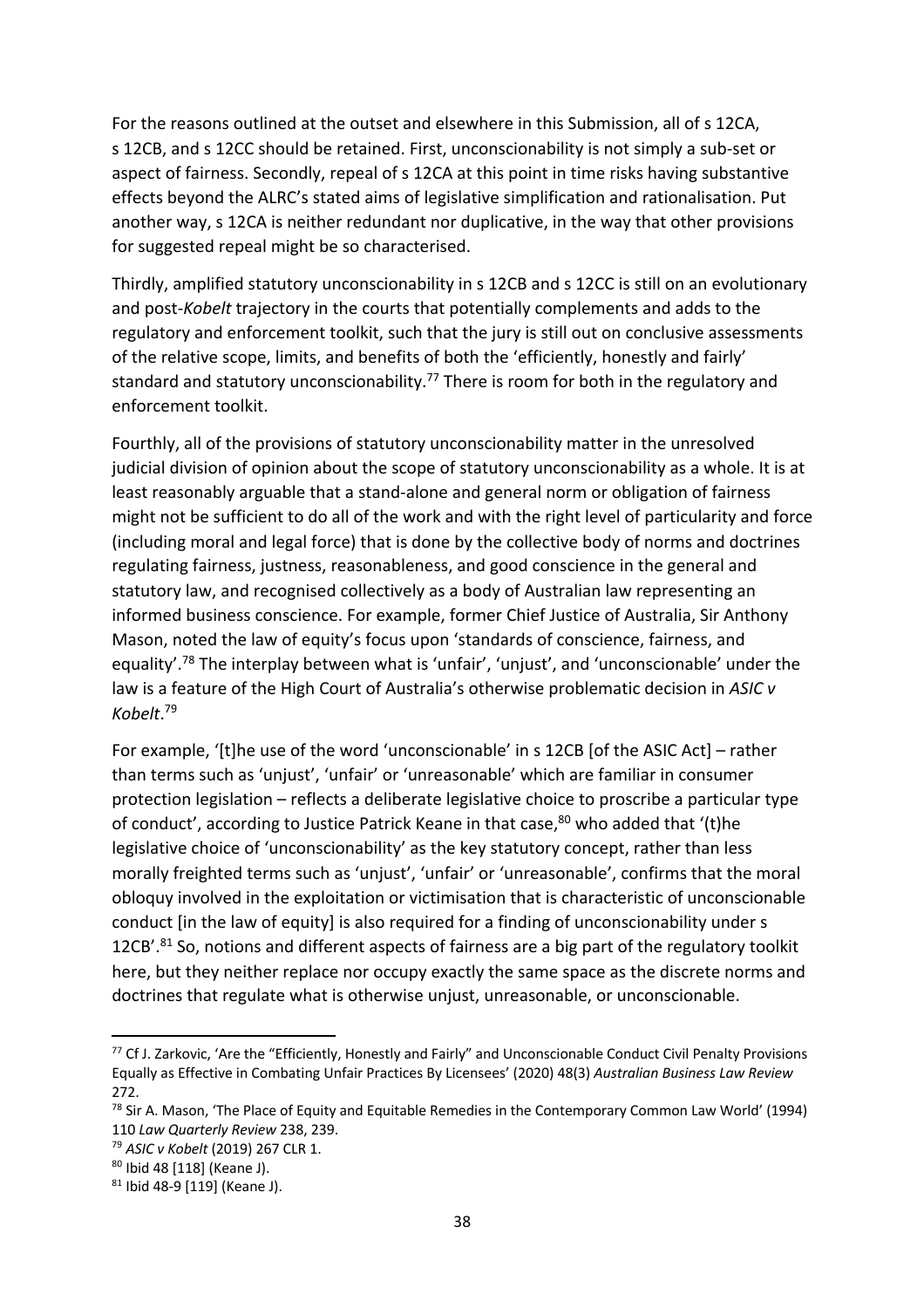For the reasons outlined at the outset and elsewhere in this Submission, all of s 12CA, s 12CB, and s 12CC should be retained. First, unconscionability is not simply a sub-set or aspect of fairness. Secondly, repeal of s 12CA at this point in time risks having substantive effects beyond the ALRC's stated aims of legislative simplification and rationalisation. Put another way, s 12CA is neither redundant nor duplicative, in the way that other provisions for suggested repeal might be so characterised.

Thirdly, amplified statutory unconscionability in s 12CB and s 12CC is still on an evolutionary and post-*Kobelt* trajectory in the courts that potentially complements and adds to the regulatory and enforcement toolkit, such that the jury is still out on conclusive assessments of the relative scope, limits, and benefits of both the 'efficiently, honestly and fairly' standard and statutory unconscionability.[77] There is room for both in the regulatory and enforcement toolkit.

Fourthly, all of the provisions of statutory unconscionability matter in the unresolved judicial division of opinion about the scope of statutory unconscionability as a whole. It is at least reasonably arguable that a stand-alone and general norm or obligation of fairness might not be sufficient to do all of the work and with the right level of particularity and force (including moral and legal force) that is done by the collective body of norms and doctrines regulating fairness, justness, reasonableness, and good conscience in the general and statutory law, and recognised collectively as a body of Australian law representing an informed business conscience. For example, former Chief Justice of Australia, Sir Anthony Mason, noted the law of equity's focus upon 'standards of conscience, fairness, and equality'.[78] The interplay between what is 'unfair', 'unjust', and 'unconscionable' under the law is a feature of the High Court of Australia's otherwise problematic decision in *ASIC v Kobelt*.[79]

For example, '[t]he use of the word 'unconscionable' in s 12CB [of the ASIC Act] – rather than terms such as 'unjust', 'unfair' or 'unreasonable' which are familiar in consumer protection legislation – reflects a deliberate legislative choice to proscribe a particular type of conduct', according to Justice Patrick Keane in that case,[80] who added that '(t)he legislative choice of 'unconscionability' as the key statutory concept, rather than less morally freighted terms such as 'unjust', 'unfair' or 'unreasonable', confirms that the moral obloquy involved in the exploitation or victimisation that is characteristic of unconscionable conduct [in the law of equity] is also required for a finding of unconscionability under s 12CB'.[81] So, notions and different aspects of fairness are a big part of the regulatory toolkit here, but they neither replace nor occupy exactly the same space as the discrete norms and doctrines that regulate what is otherwise unjust, unreasonable, or unconscionable.

---

[77] Cf J. Zarkovic, 'Are the "Efficiently, Honestly and Fairly" and Unconscionable Conduct Civil Penalty Provisions Equally as Effective in Combating Unfair Practices By Licensees' (2020) 48(3) *Australian Business Law Review* 272.

[78] Sir A. Mason, 'The Place of Equity and Equitable Remedies in the Contemporary Common Law World' (1994) 110 *Law Quarterly Review* 238, 239.

[79] *ASIC v Kobelt* (2019) 267 CLR 1.

[80] Ibid 48 [118] (Keane J).

[81] Ibid 48-9 [119] (Keane J).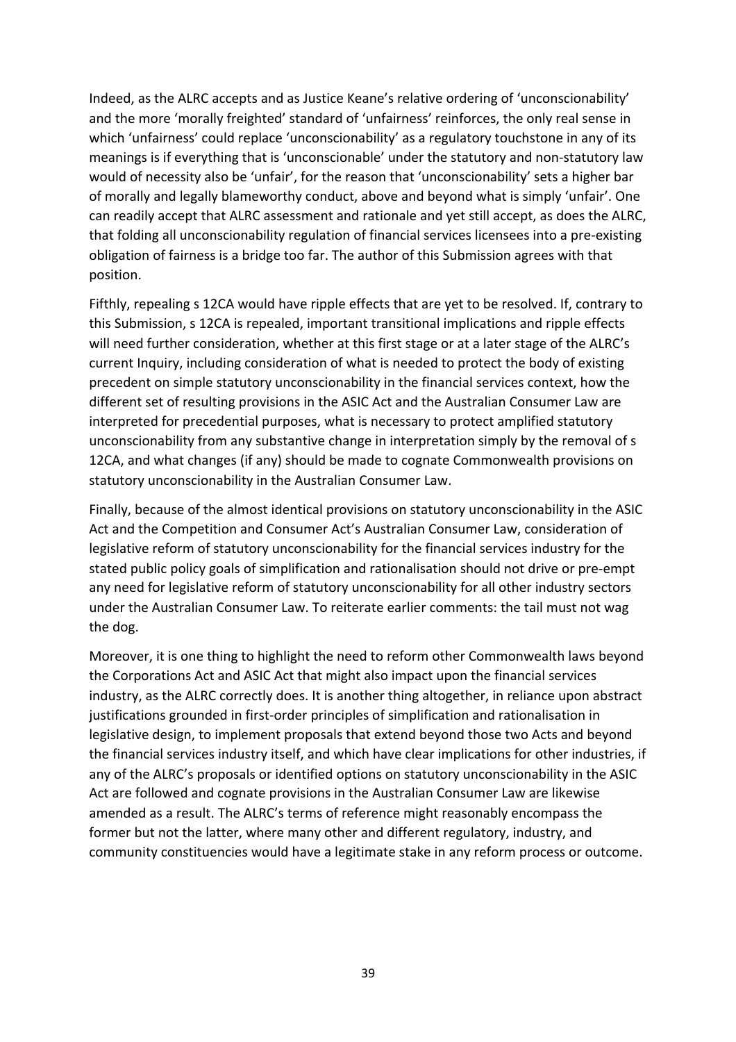Indeed, as the ALRC accepts and as Justice Keane's relative ordering of 'unconscionability' and the more 'morally freighted' standard of 'unfairness' reinforces, the only real sense in which 'unfairness' could replace 'unconscionability' as a regulatory touchstone in any of its meanings is if everything that is 'unconscionable' under the statutory and non-statutory law would of necessity also be 'unfair', for the reason that 'unconscionability' sets a higher bar of morally and legally blameworthy conduct, above and beyond what is simply 'unfair'. One can readily accept that ALRC assessment and rationale and yet still accept, as does the ALRC, that folding all unconscionability regulation of financial services licensees into a pre-existing obligation of fairness is a bridge too far. The author of this Submission agrees with that position.

Fifthly, repealing s 12CA would have ripple effects that are yet to be resolved. If, contrary to this Submission, s 12CA is repealed, important transitional implications and ripple effects will need further consideration, whether at this first stage or at a later stage of the ALRC's current Inquiry, including consideration of what is needed to protect the body of existing precedent on simple statutory unconscionability in the financial services context, how the different set of resulting provisions in the ASIC Act and the Australian Consumer Law are interpreted for precedential purposes, what is necessary to protect amplified statutory unconscionability from any substantive change in interpretation simply by the removal of s 12CA, and what changes (if any) should be made to cognate Commonwealth provisions on statutory unconscionability in the Australian Consumer Law.

Finally, because of the almost identical provisions on statutory unconscionability in the ASIC Act and the Competition and Consumer Act's Australian Consumer Law, consideration of legislative reform of statutory unconscionability for the financial services industry for the stated public policy goals of simplification and rationalisation should not drive or pre-empt any need for legislative reform of statutory unconscionability for all other industry sectors under the Australian Consumer Law. To reiterate earlier comments: the tail must not wag the dog.

Moreover, it is one thing to highlight the need to reform other Commonwealth laws beyond the Corporations Act and ASIC Act that might also impact upon the financial services industry, as the ALRC correctly does. It is another thing altogether, in reliance upon abstract justifications grounded in first-order principles of simplification and rationalisation in legislative design, to implement proposals that extend beyond those two Acts and beyond the financial services industry itself, and which have clear implications for other industries, if any of the ALRC's proposals or identified options on statutory unconscionability in the ASIC Act are followed and cognate provisions in the Australian Consumer Law are likewise amended as a result. The ALRC's terms of reference might reasonably encompass the former but not the latter, where many other and different regulatory, industry, and community constituencies would have a legitimate stake in any reform process or outcome.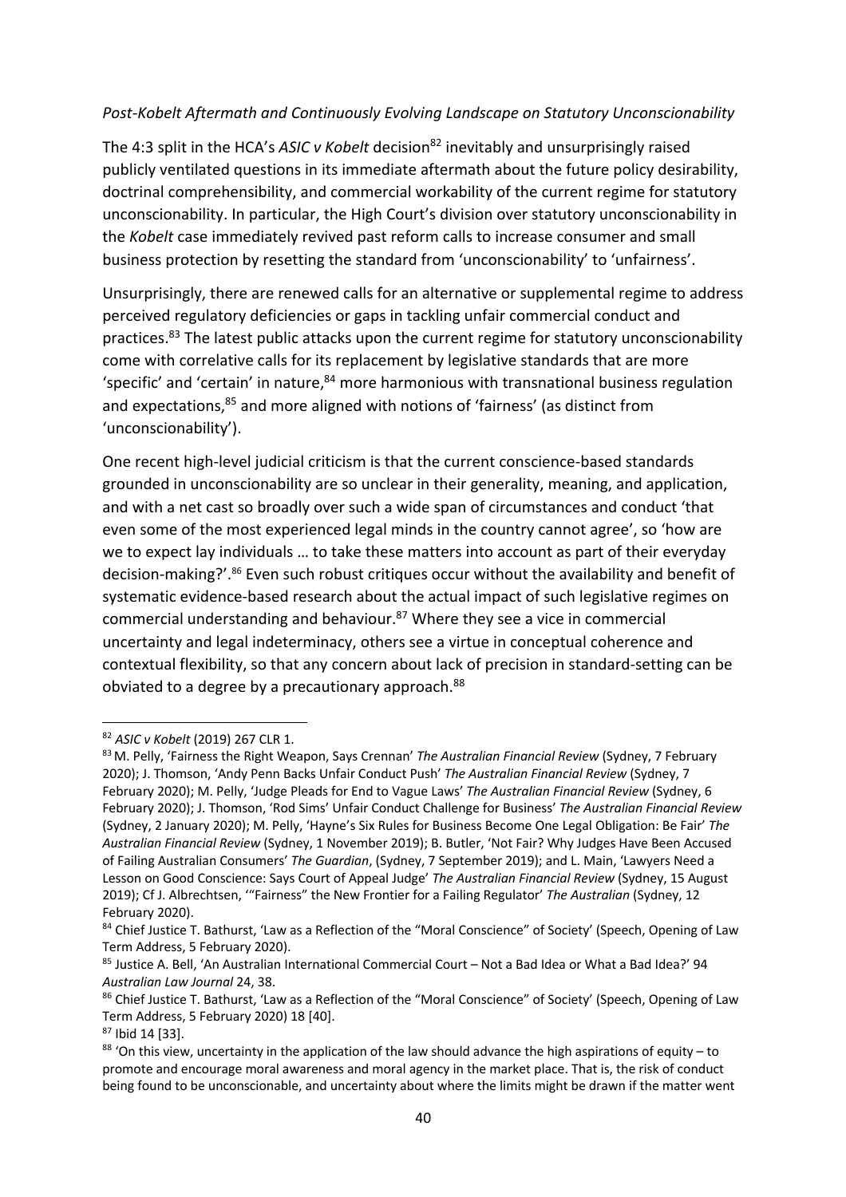*Post-Kobelt Aftermath and Continuously Evolving Landscape on Statutory Unconscionability*

The 4:3 split in the HCA's *ASIC v Kobelt* decision[82] inevitably and unsurprisingly raised publicly ventilated questions in its immediate aftermath about the future policy desirability, doctrinal comprehensibility, and commercial workability of the current regime for statutory unconscionability. In particular, the High Court's division over statutory unconscionability in the *Kobelt* case immediately revived past reform calls to increase consumer and small business protection by resetting the standard from 'unconscionability' to 'unfairness'.

Unsurprisingly, there are renewed calls for an alternative or supplemental regime to address perceived regulatory deficiencies or gaps in tackling unfair commercial conduct and practices.[83] The latest public attacks upon the current regime for statutory unconscionability come with correlative calls for its replacement by legislative standards that are more 'specific' and 'certain' in nature,[84] more harmonious with transnational business regulation and expectations,[85] and more aligned with notions of 'fairness' (as distinct from 'unconscionability').

One recent high-level judicial criticism is that the current conscience-based standards grounded in unconscionability are so unclear in their generality, meaning, and application, and with a net cast so broadly over such a wide span of circumstances and conduct 'that even some of the most experienced legal minds in the country cannot agree', so 'how are we to expect lay individuals … to take these matters into account as part of their everyday decision-making?'.[86] Even such robust critiques occur without the availability and benefit of systematic evidence-based research about the actual impact of such legislative regimes on commercial understanding and behaviour.[87] Where they see a vice in commercial uncertainty and legal indeterminacy, others see a virtue in conceptual coherence and contextual flexibility, so that any concern about lack of precision in standard-setting can be obviated to a degree by a precautionary approach.[88]

---

[82] *ASIC v Kobelt* (2019) 267 CLR 1.

[83] M. Pelly, 'Fairness the Right Weapon, Says Crennan' *The Australian Financial Review* (Sydney, 7 February 2020); J. Thomson, 'Andy Penn Backs Unfair Conduct Push' *The Australian Financial Review* (Sydney, 7 February 2020); M. Pelly, 'Judge Pleads for End to Vague Laws' *The Australian Financial Review* (Sydney, 6 February 2020); J. Thomson, 'Rod Sims' Unfair Conduct Challenge for Business' *The Australian Financial Review* (Sydney, 2 January 2020); M. Pelly, 'Hayne's Six Rules for Business Become One Legal Obligation: Be Fair' *The Australian Financial Review* (Sydney, 1 November 2019); B. Butler, 'Not Fair? Why Judges Have Been Accused of Failing Australian Consumers' *The Guardian*, (Sydney, 7 September 2019); and L. Main, 'Lawyers Need a Lesson on Good Conscience: Says Court of Appeal Judge' *The Australian Financial Review* (Sydney, 15 August 2019); Cf J. Albrechtsen, '"Fairness" the New Frontier for a Failing Regulator' *The Australian* (Sydney, 12 February 2020).

[84] Chief Justice T. Bathurst, 'Law as a Reflection of the "Moral Conscience" of Society' (Speech, Opening of Law Term Address, 5 February 2020).

[85] Justice A. Bell, 'An Australian International Commercial Court – Not a Bad Idea or What a Bad Idea?' 94 *Australian Law Journal* 24, 38.

[86] Chief Justice T. Bathurst, 'Law as a Reflection of the "Moral Conscience" of Society' (Speech, Opening of Law Term Address, 5 February 2020) 18 [40].

[87] Ibid 14 [33].

[88] 'On this view, uncertainty in the application of the law should advance the high aspirations of equity – to promote and encourage moral awareness and moral agency in the market place. That is, the risk of conduct being found to be unconscionable, and uncertainty about where the limits might be drawn if the matter went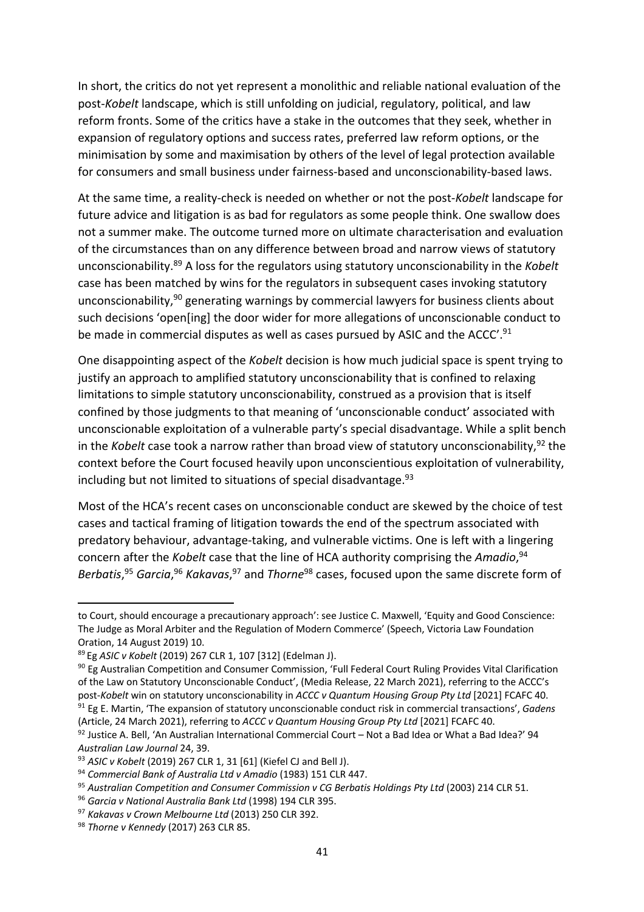In short, the critics do not yet represent a monolithic and reliable national evaluation of the post-*Kobelt* landscape, which is still unfolding on judicial, regulatory, political, and law reform fronts. Some of the critics have a stake in the outcomes that they seek, whether in expansion of regulatory options and success rates, preferred law reform options, or the minimisation by some and maximisation by others of the level of legal protection available for consumers and small business under fairness-based and unconscionability-based laws.

At the same time, a reality-check is needed on whether or not the post-*Kobelt* landscape for future advice and litigation is as bad for regulators as some people think. One swallow does not a summer make. The outcome turned more on ultimate characterisation and evaluation of the circumstances than on any difference between broad and narrow views of statutory unconscionability.[89] A loss for the regulators using statutory unconscionability in the *Kobelt* case has been matched by wins for the regulators in subsequent cases invoking statutory unconscionability,[90] generating warnings by commercial lawyers for business clients about such decisions 'open[ing] the door wider for more allegations of unconscionable conduct to be made in commercial disputes as well as cases pursued by ASIC and the ACCC'.[91]

One disappointing aspect of the *Kobelt* decision is how much judicial space is spent trying to justify an approach to amplified statutory unconscionability that is confined to relaxing limitations to simple statutory unconscionability, construed as a provision that is itself confined by those judgments to that meaning of 'unconscionable conduct' associated with unconscionable exploitation of a vulnerable party's special disadvantage. While a split bench in the *Kobelt* case took a narrow rather than broad view of statutory unconscionability,[92] the context before the Court focused heavily upon unconscientious exploitation of vulnerability, including but not limited to situations of special disadvantage.[93]

Most of the HCA's recent cases on unconscionable conduct are skewed by the choice of test cases and tactical framing of litigation towards the end of the spectrum associated with predatory behaviour, advantage-taking, and vulnerable victims. One is left with a lingering concern after the *Kobelt* case that the line of HCA authority comprising the *Amadio*,[94] *Berbatis*,[95] *Garcia*,[96] *Kakavas*,[97] and *Thorne*[98] cases, focused upon the same discrete form of

---

to Court, should encourage a precautionary approach': see Justice C. Maxwell, 'Equity and Good Conscience: The Judge as Moral Arbiter and the Regulation of Modern Commerce' (Speech, Victoria Law Foundation Oration, 14 August 2019) 10.

[89] Eg *ASIC v Kobelt* (2019) 267 CLR 1, 107 [312] (Edelman J).

[90] Eg Australian Competition and Consumer Commission, 'Full Federal Court Ruling Provides Vital Clarification of the Law on Statutory Unconscionable Conduct', (Media Release, 22 March 2021), referring to the ACCC's post-*Kobelt* win on statutory unconscionability in *ACCC v Quantum Housing Group Pty Ltd* [2021] FCAFC 40.

[91] Eg E. Martin, 'The expansion of statutory unconscionable conduct risk in commercial transactions', *Gadens* (Article, 24 March 2021), referring to *ACCC v Quantum Housing Group Pty Ltd* [2021] FCAFC 40.

[92] Justice A. Bell, 'An Australian International Commercial Court – Not a Bad Idea or What a Bad Idea?' 94 *Australian Law Journal* 24, 39.

[93] *ASIC v Kobelt* (2019) 267 CLR 1, 31 [61] (Kiefel CJ and Bell J).

[94] *Commercial Bank of Australia Ltd v Amadio* (1983) 151 CLR 447.

[95] *Australian Competition and Consumer Commission v CG Berbatis Holdings Pty Ltd* (2003) 214 CLR 51.

[96] *Garcia v National Australia Bank Ltd* (1998) 194 CLR 395.

[97] *Kakavas v Crown Melbourne Ltd* (2013) 250 CLR 392.

[98] *Thorne v Kennedy* (2017) 263 CLR 85.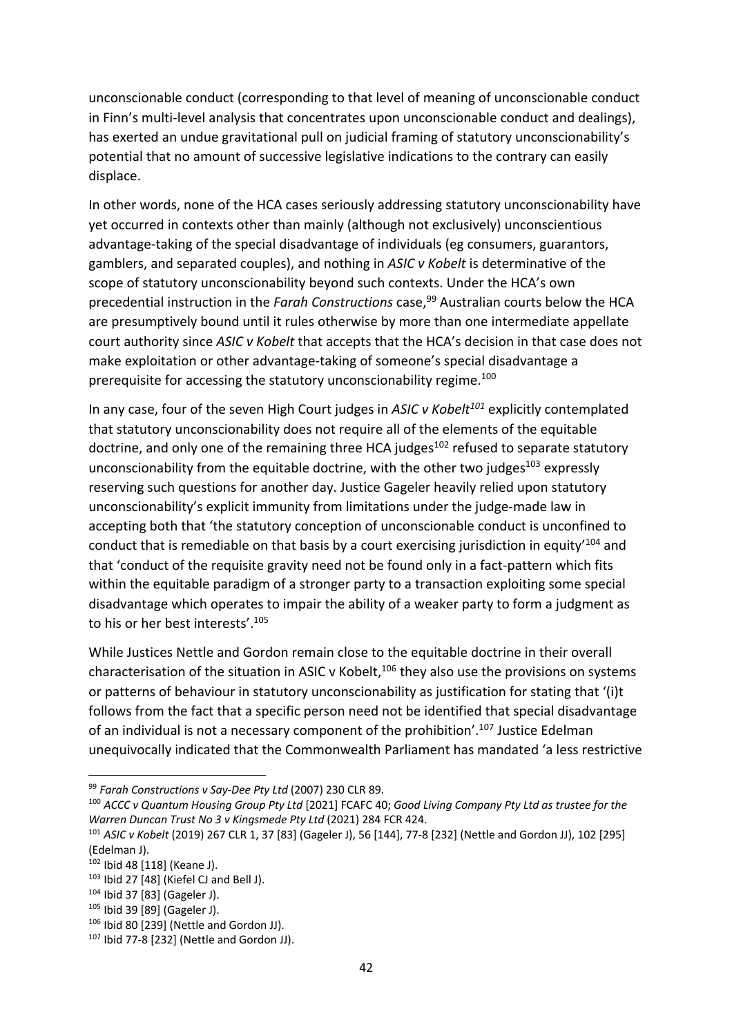unconscionable conduct (corresponding to that level of meaning of unconscionable conduct in Finn's multi-level analysis that concentrates upon unconscionable conduct and dealings), has exerted an undue gravitational pull on judicial framing of statutory unconscionability's potential that no amount of successive legislative indications to the contrary can easily displace.

In other words, none of the HCA cases seriously addressing statutory unconscionability have yet occurred in contexts other than mainly (although not exclusively) unconscientious advantage-taking of the special disadvantage of individuals (eg consumers, guarantors, gamblers, and separated couples), and nothing in *ASIC v Kobelt* is determinative of the scope of statutory unconscionability beyond such contexts. Under the HCA's own precedential instruction in the *Farah Constructions* case,[99] Australian courts below the HCA are presumptively bound until it rules otherwise by more than one intermediate appellate court authority since *ASIC v Kobelt* that accepts that the HCA's decision in that case does not make exploitation or other advantage-taking of someone's special disadvantage a prerequisite for accessing the statutory unconscionability regime.[100]

In any case, four of the seven High Court judges in *ASIC v Kobelt*[101] explicitly contemplated that statutory unconscionability does not require all of the elements of the equitable doctrine, and only one of the remaining three HCA judges[102] refused to separate statutory unconscionability from the equitable doctrine, with the other two judges[103] expressly reserving such questions for another day. Justice Gageler heavily relied upon statutory unconscionability's explicit immunity from limitations under the judge-made law in accepting both that 'the statutory conception of unconscionable conduct is unconfined to conduct that is remediable on that basis by a court exercising jurisdiction in equity'[104] and that 'conduct of the requisite gravity need not be found only in a fact-pattern which fits within the equitable paradigm of a stronger party to a transaction exploiting some special disadvantage which operates to impair the ability of a weaker party to form a judgment as to his or her best interests'.[105]

While Justices Nettle and Gordon remain close to the equitable doctrine in their overall characterisation of the situation in ASIC v Kobelt,[106] they also use the provisions on systems or patterns of behaviour in statutory unconscionability as justification for stating that '(i)t follows from the fact that a specific person need not be identified that special disadvantage of an individual is not a necessary component of the prohibition'.[107] Justice Edelman unequivocally indicated that the Commonwealth Parliament has mandated 'a less restrictive

---

[99] *Farah Constructions v Say-Dee Pty Ltd* (2007) 230 CLR 89.

[100] *ACCC v Quantum Housing Group Pty Ltd* [2021] FCAFC 40; *Good Living Company Pty Ltd as trustee for the Warren Duncan Trust No 3 v Kingsmede Pty Ltd* (2021) 284 FCR 424.

[101] *ASIC v Kobelt* (2019) 267 CLR 1, 37 [83] (Gageler J), 56 [144], 77-8 [232] (Nettle and Gordon JJ), 102 [295] (Edelman J).

[102] Ibid 48 [118] (Keane J).

[103] Ibid 27 [48] (Kiefel CJ and Bell J).

[104] Ibid 37 [83] (Gageler J).

[105] Ibid 39 [89] (Gageler J).

[106] Ibid 80 [239] (Nettle and Gordon JJ).

[107] Ibid 77-8 [232] (Nettle and Gordon JJ).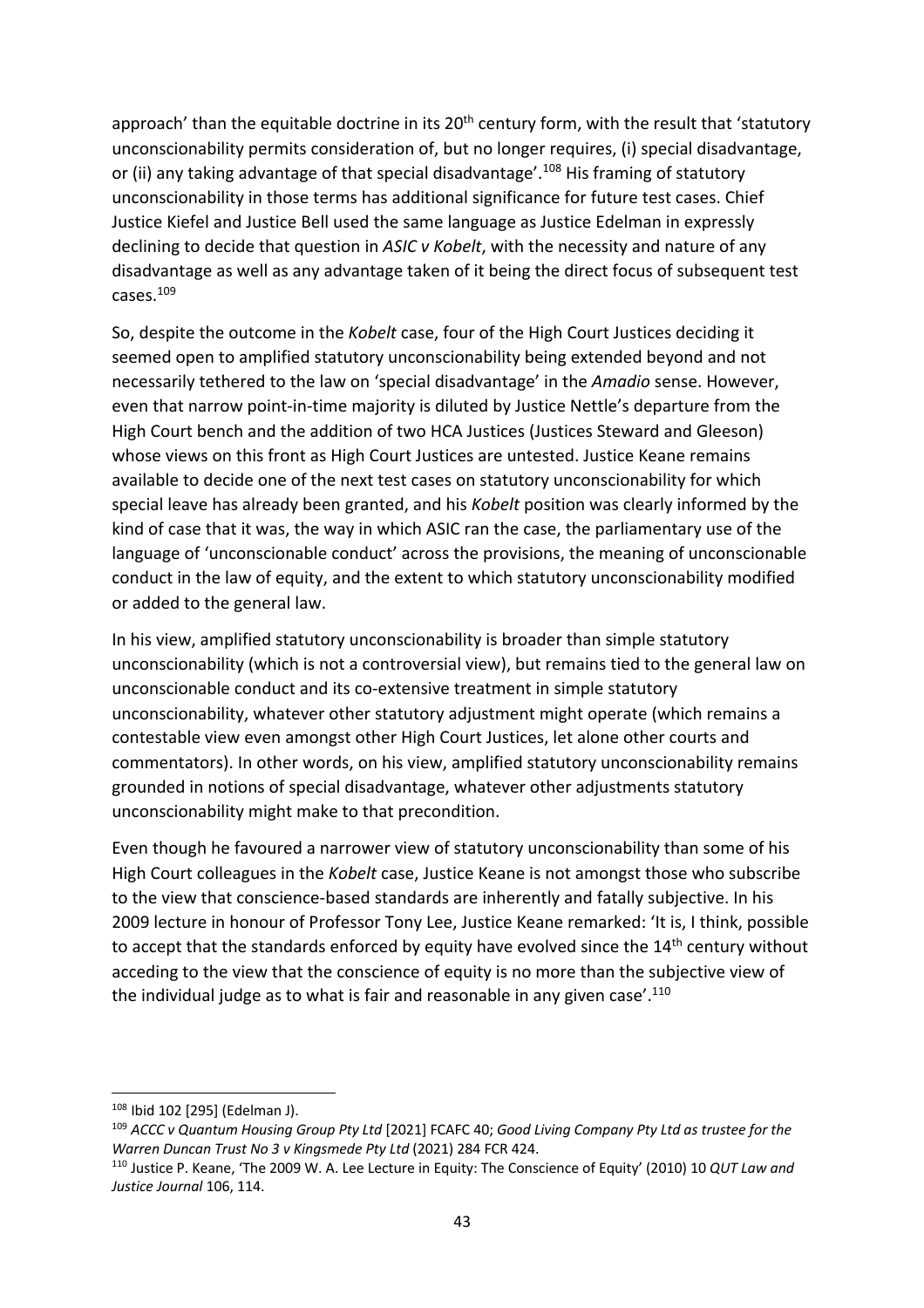approach' than the equitable doctrine in its 20th century form, with the result that 'statutory unconscionability permits consideration of, but no longer requires, (i) special disadvantage, or (ii) any taking advantage of that special disadvantage'.[108] His framing of statutory unconscionability in those terms has additional significance for future test cases. Chief Justice Kiefel and Justice Bell used the same language as Justice Edelman in expressly declining to decide that question in *ASIC v Kobelt*, with the necessity and nature of any disadvantage as well as any advantage taken of it being the direct focus of subsequent test cases.[109]

So, despite the outcome in the *Kobelt* case, four of the High Court Justices deciding it seemed open to amplified statutory unconscionability being extended beyond and not necessarily tethered to the law on 'special disadvantage' in the *Amadio* sense. However, even that narrow point-in-time majority is diluted by Justice Nettle's departure from the High Court bench and the addition of two HCA Justices (Justices Steward and Gleeson) whose views on this front as High Court Justices are untested. Justice Keane remains available to decide one of the next test cases on statutory unconscionability for which special leave has already been granted, and his *Kobelt* position was clearly informed by the kind of case that it was, the way in which ASIC ran the case, the parliamentary use of the language of 'unconscionable conduct' across the provisions, the meaning of unconscionable conduct in the law of equity, and the extent to which statutory unconscionability modified or added to the general law.

In his view, amplified statutory unconscionability is broader than simple statutory unconscionability (which is not a controversial view), but remains tied to the general law on unconscionable conduct and its co-extensive treatment in simple statutory unconscionability, whatever other statutory adjustment might operate (which remains a contestable view even amongst other High Court Justices, let alone other courts and commentators). In other words, on his view, amplified statutory unconscionability remains grounded in notions of special disadvantage, whatever other adjustments statutory unconscionability might make to that precondition.

Even though he favoured a narrower view of statutory unconscionability than some of his High Court colleagues in the *Kobelt* case, Justice Keane is not amongst those who subscribe to the view that conscience-based standards are inherently and fatally subjective. In his 2009 lecture in honour of Professor Tony Lee, Justice Keane remarked: 'It is, I think, possible to accept that the standards enforced by equity have evolved since the 14th century without acceding to the view that the conscience of equity is no more than the subjective view of the individual judge as to what is fair and reasonable in any given case'.[110]

---

[108] Ibid 102 [295] (Edelman J).

[109] *ACCC v Quantum Housing Group Pty Ltd* [2021] FCAFC 40; *Good Living Company Pty Ltd as trustee for the Warren Duncan Trust No 3 v Kingsmede Pty Ltd* (2021) 284 FCR 424.

[110] Justice P. Keane, 'The 2009 W. A. Lee Lecture in Equity: The Conscience of Equity' (2010) 10 *QUT Law and Justice Journal* 106, 114.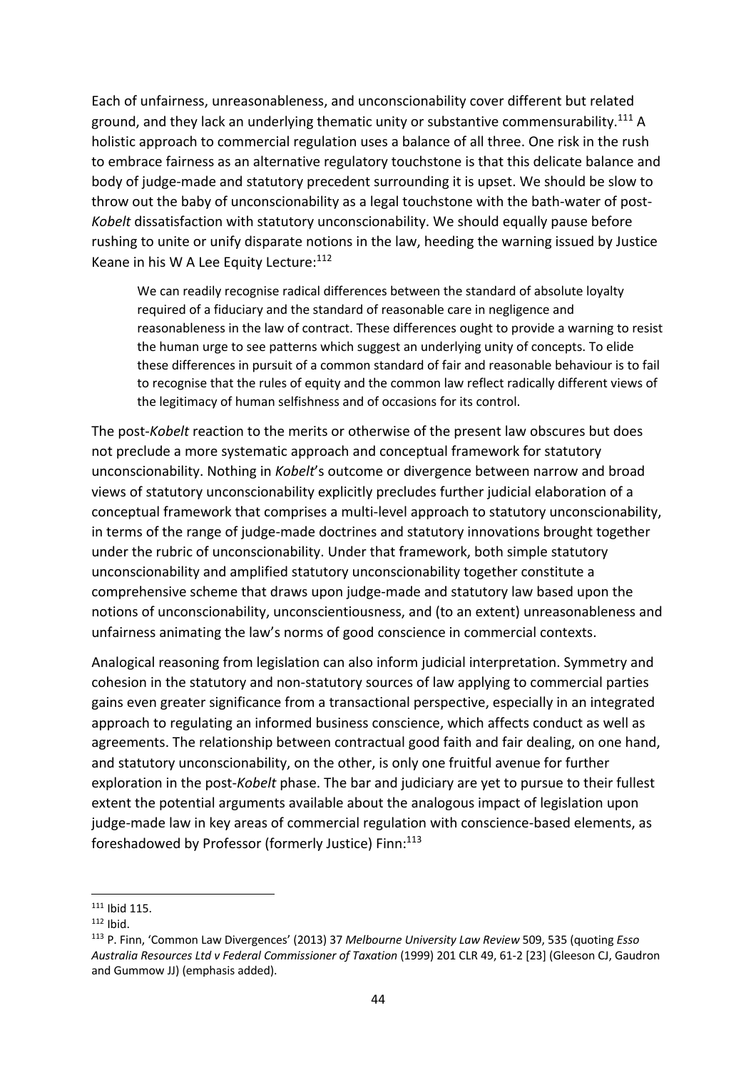Each of unfairness, unreasonableness, and unconscionability cover different but related ground, and they lack an underlying thematic unity or substantive commensurability.[111] A holistic approach to commercial regulation uses a balance of all three. One risk in the rush to embrace fairness as an alternative regulatory touchstone is that this delicate balance and body of judge-made and statutory precedent surrounding it is upset. We should be slow to throw out the baby of unconscionability as a legal touchstone with the bath-water of post-*Kobelt* dissatisfaction with statutory unconscionability. We should equally pause before rushing to unite or unify disparate notions in the law, heeding the warning issued by Justice Keane in his W A Lee Equity Lecture:[112]

> We can readily recognise radical differences between the standard of absolute loyalty required of a fiduciary and the standard of reasonable care in negligence and reasonableness in the law of contract. These differences ought to provide a warning to resist the human urge to see patterns which suggest an underlying unity of concepts. To elide these differences in pursuit of a common standard of fair and reasonable behaviour is to fail to recognise that the rules of equity and the common law reflect radically different views of the legitimacy of human selfishness and of occasions for its control.

The post-*Kobelt* reaction to the merits or otherwise of the present law obscures but does not preclude a more systematic approach and conceptual framework for statutory unconscionability. Nothing in *Kobelt*'s outcome or divergence between narrow and broad views of statutory unconscionability explicitly precludes further judicial elaboration of a conceptual framework that comprises a multi-level approach to statutory unconscionability, in terms of the range of judge-made doctrines and statutory innovations brought together under the rubric of unconscionability. Under that framework, both simple statutory unconscionability and amplified statutory unconscionability together constitute a comprehensive scheme that draws upon judge-made and statutory law based upon the notions of unconscionability, unconscientiousness, and (to an extent) unreasonableness and unfairness animating the law's norms of good conscience in commercial contexts.

Analogical reasoning from legislation can also inform judicial interpretation. Symmetry and cohesion in the statutory and non-statutory sources of law applying to commercial parties gains even greater significance from a transactional perspective, especially in an integrated approach to regulating an informed business conscience, which affects conduct as well as agreements. The relationship between contractual good faith and fair dealing, on one hand, and statutory unconscionability, on the other, is only one fruitful avenue for further exploration in the post-*Kobelt* phase. The bar and judiciary are yet to pursue to their fullest extent the potential arguments available about the analogous impact of legislation upon judge-made law in key areas of commercial regulation with conscience-based elements, as foreshadowed by Professor (formerly Justice) Finn:[113]

---

[111] Ibid 115.

[112] Ibid.

[113] P. Finn, 'Common Law Divergences' (2013) 37 *Melbourne University Law Review* 509, 535 (quoting *Esso Australia Resources Ltd v Federal Commissioner of Taxation* (1999) 201 CLR 49, 61-2 [23] (Gleeson CJ, Gaudron and Gummow JJ) (emphasis added).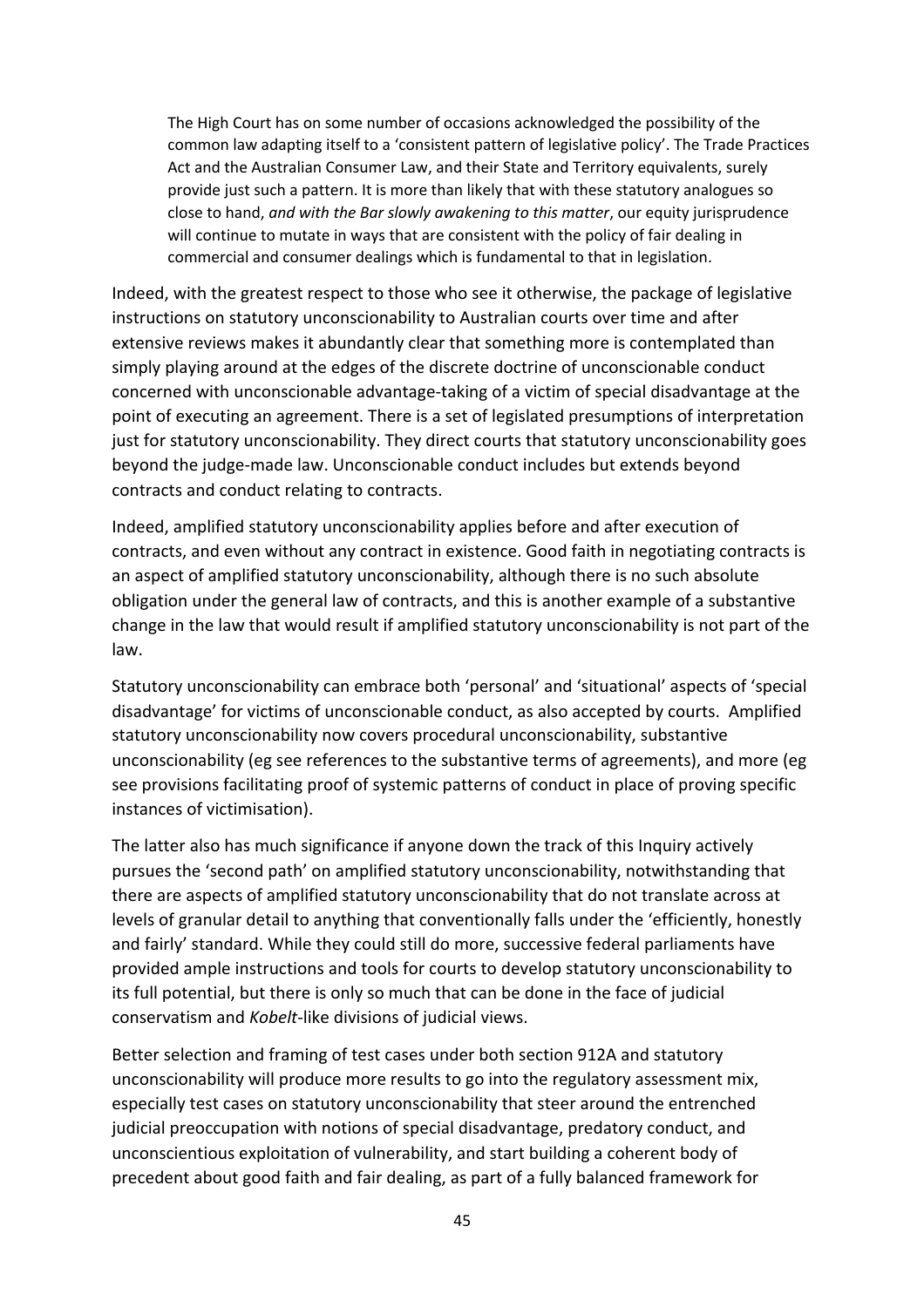> The High Court has on some number of occasions acknowledged the possibility of the common law adapting itself to a 'consistent pattern of legislative policy'. The Trade Practices Act and the Australian Consumer Law, and their State and Territory equivalents, surely provide just such a pattern. It is more than likely that with these statutory analogues so close to hand, *and with the Bar slowly awakening to this matter*, our equity jurisprudence will continue to mutate in ways that are consistent with the policy of fair dealing in commercial and consumer dealings which is fundamental to that in legislation.

Indeed, with the greatest respect to those who see it otherwise, the package of legislative instructions on statutory unconscionability to Australian courts over time and after extensive reviews makes it abundantly clear that something more is contemplated than simply playing around at the edges of the discrete doctrine of unconscionable conduct concerned with unconscionable advantage-taking of a victim of special disadvantage at the point of executing an agreement. There is a set of legislated presumptions of interpretation just for statutory unconscionability. They direct courts that statutory unconscionability goes beyond the judge-made law. Unconscionable conduct includes but extends beyond contracts and conduct relating to contracts.

Indeed, amplified statutory unconscionability applies before and after execution of contracts, and even without any contract in existence. Good faith in negotiating contracts is an aspect of amplified statutory unconscionability, although there is no such absolute obligation under the general law of contracts, and this is another example of a substantive change in the law that would result if amplified statutory unconscionability is not part of the law.

Statutory unconscionability can embrace both 'personal' and 'situational' aspects of 'special disadvantage' for victims of unconscionable conduct, as also accepted by courts. Amplified statutory unconscionability now covers procedural unconscionability, substantive unconscionability (eg see references to the substantive terms of agreements), and more (eg see provisions facilitating proof of systemic patterns of conduct in place of proving specific instances of victimisation).

The latter also has much significance if anyone down the track of this Inquiry actively pursues the 'second path' on amplified statutory unconscionability, notwithstanding that there are aspects of amplified statutory unconscionability that do not translate across at levels of granular detail to anything that conventionally falls under the 'efficiently, honestly and fairly' standard. While they could still do more, successive federal parliaments have provided ample instructions and tools for courts to develop statutory unconscionability to its full potential, but there is only so much that can be done in the face of judicial conservatism and *Kobelt*-like divisions of judicial views.

Better selection and framing of test cases under both section 912A and statutory unconscionability will produce more results to go into the regulatory assessment mix, especially test cases on statutory unconscionability that steer around the entrenched judicial preoccupation with notions of special disadvantage, predatory conduct, and unconscientious exploitation of vulnerability, and start building a coherent body of precedent about good faith and fair dealing, as part of a fully balanced framework for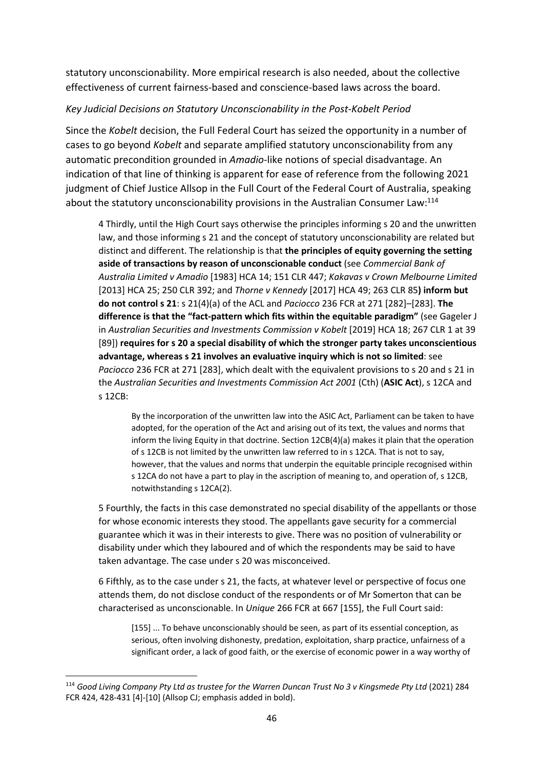statutory unconscionability. More empirical research is also needed, about the collective effectiveness of current fairness-based and conscience-based laws across the board.

*Key Judicial Decisions on Statutory Unconscionability in the Post-Kobelt Period*

Since the *Kobelt* decision, the Full Federal Court has seized the opportunity in a number of cases to go beyond *Kobelt* and separate amplified statutory unconscionability from any automatic precondition grounded in *Amadio*-like notions of special disadvantage. An indication of that line of thinking is apparent for ease of reference from the following 2021 judgment of Chief Justice Allsop in the Full Court of the Federal Court of Australia, speaking about the statutory unconscionability provisions in the Australian Consumer Law:[114]

> 4 Thirdly, until the High Court says otherwise the principles informing s 20 and the unwritten law, and those informing s 21 and the concept of statutory unconscionability are related but distinct and different. The relationship is that **the principles of equity governing the setting aside of transactions by reason of unconscionable conduct** (see *Commercial Bank of Australia Limited v Amadio* [1983] HCA 14; 151 CLR 447; *Kakavas v Crown Melbourne Limited* [2013] HCA 25; 250 CLR 392; and *Thorne v Kennedy* [2017] HCA 49; 263 CLR 85**) inform but do not control s 21**: s 21(4)(a) of the ACL and *Paciocco* 236 FCR at 271 [282]–[283]. **The difference is that the "fact-pattern which fits within the equitable paradigm"** (see Gageler J in *Australian Securities and Investments Commission v Kobelt* [2019] HCA 18; 267 CLR 1 at 39 [89]) **requires for s 20 a special disability of which the stronger party takes unconscientious advantage, whereas s 21 involves an evaluative inquiry which is not so limited**: see *Paciocco* 236 FCR at 271 [283], which dealt with the equivalent provisions to s 20 and s 21 in the *Australian Securities and Investments Commission Act 2001* (Cth) (**ASIC Act**), s 12CA and s 12CB:
>
> > By the incorporation of the unwritten law into the ASIC Act, Parliament can be taken to have adopted, for the operation of the Act and arising out of its text, the values and norms that inform the living Equity in that doctrine. Section 12CB(4)(a) makes it plain that the operation of s 12CB is not limited by the unwritten law referred to in s 12CA. That is not to say, however, that the values and norms that underpin the equitable principle recognised within s 12CA do not have a part to play in the ascription of meaning to, and operation of, s 12CB, notwithstanding s 12CA(2).
>
> 5 Fourthly, the facts in this case demonstrated no special disability of the appellants or those for whose economic interests they stood. The appellants gave security for a commercial guarantee which it was in their interests to give. There was no position of vulnerability or disability under which they laboured and of which the respondents may be said to have taken advantage. The case under s 20 was misconceived.
>
> 6 Fifthly, as to the case under s 21, the facts, at whatever level or perspective of focus one attends them, do not disclose conduct of the respondents or of Mr Somerton that can be characterised as unconscionable. In *Unique* 266 FCR at 667 [155], the Full Court said:
>
> > [155] ... To behave unconscionably should be seen, as part of its essential conception, as serious, often involving dishonesty, predation, exploitation, sharp practice, unfairness of a significant order, a lack of good faith, or the exercise of economic power in a way worthy of

---

[114] *Good Living Company Pty Ltd as trustee for the Warren Duncan Trust No 3 v Kingsmede Pty Ltd* (2021) 284 FCR 424, 428-431 [4]-[10] (Allsop CJ; emphasis added in bold).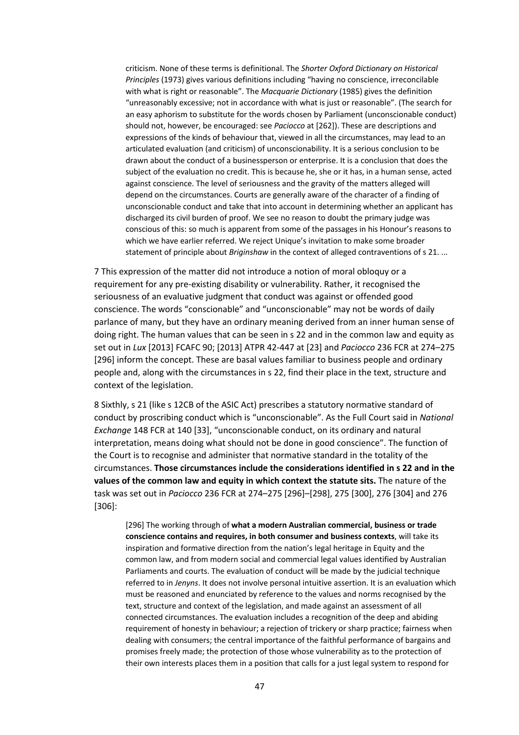> criticism. None of these terms is definitional. The *Shorter Oxford Dictionary on Historical Principles* (1973) gives various definitions including "having no conscience, irreconcilable with what is right or reasonable". The *Macquarie Dictionary* (1985) gives the definition "unreasonably excessive; not in accordance with what is just or reasonable". (The search for an easy aphorism to substitute for the words chosen by Parliament (unconscionable conduct) should not, however, be encouraged: see *Paciocco* at [262]). These are descriptions and expressions of the kinds of behaviour that, viewed in all the circumstances, may lead to an articulated evaluation (and criticism) of unconscionability. It is a serious conclusion to be drawn about the conduct of a businessperson or enterprise. It is a conclusion that does the subject of the evaluation no credit. This is because he, she or it has, in a human sense, acted against conscience. The level of seriousness and the gravity of the matters alleged will depend on the circumstances. Courts are generally aware of the character of a finding of unconscionable conduct and take that into account in determining whether an applicant has discharged its civil burden of proof. We see no reason to doubt the primary judge was conscious of this: so much is apparent from some of the passages in his Honour's reasons to which we have earlier referred. We reject Unique's invitation to make some broader statement of principle about *Briginshaw* in the context of alleged contraventions of s 21. ...

7 This expression of the matter did not introduce a notion of moral obloquy or a requirement for any pre-existing disability or vulnerability. Rather, it recognised the seriousness of an evaluative judgment that conduct was against or offended good conscience. The words "conscionable" and "unconscionable" may not be words of daily parlance of many, but they have an ordinary meaning derived from an inner human sense of doing right. The human values that can be seen in s 22 and in the common law and equity as set out in *Lux* [2013] FCAFC 90; [2013] ATPR 42-447 at [23] and *Paciocco* 236 FCR at 274–275 [296] inform the concept. These are basal values familiar to business people and ordinary people and, along with the circumstances in s 22, find their place in the text, structure and context of the legislation.

8 Sixthly, s 21 (like s 12CB of the ASIC Act) prescribes a statutory normative standard of conduct by proscribing conduct which is "unconscionable". As the Full Court said in *National Exchange* 148 FCR at 140 [33], "unconscionable conduct, on its ordinary and natural interpretation, means doing what should not be done in good conscience". The function of the Court is to recognise and administer that normative standard in the totality of the circumstances. **Those circumstances include the considerations identified in s 22 and in the values of the common law and equity in which context the statute sits.** The nature of the task was set out in *Paciocco* 236 FCR at 274–275 [296]–[298], 275 [300], 276 [304] and 276 [306]:

> [296] The working through of **what a modern Australian commercial, business or trade conscience contains and requires, in both consumer and business contexts**, will take its inspiration and formative direction from the nation's legal heritage in Equity and the common law, and from modern social and commercial legal values identified by Australian Parliaments and courts. The evaluation of conduct will be made by the judicial technique referred to in *Jenyns*. It does not involve personal intuitive assertion. It is an evaluation which must be reasoned and enunciated by reference to the values and norms recognised by the text, structure and context of the legislation, and made against an assessment of all connected circumstances. The evaluation includes a recognition of the deep and abiding requirement of honesty in behaviour; a rejection of trickery or sharp practice; fairness when dealing with consumers; the central importance of the faithful performance of bargains and promises freely made; the protection of those whose vulnerability as to the protection of their own interests places them in a position that calls for a just legal system to respond for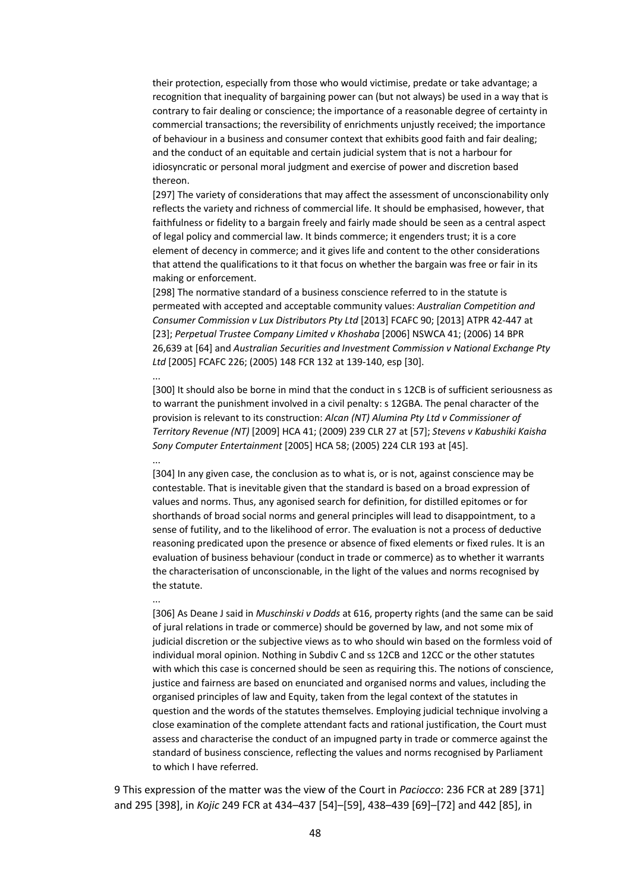their protection, especially from those who would victimise, predate or take advantage; a recognition that inequality of bargaining power can (but not always) be used in a way that is contrary to fair dealing or conscience; the importance of a reasonable degree of certainty in commercial transactions; the reversibility of enrichments unjustly received; the importance of behaviour in a business and consumer context that exhibits good faith and fair dealing; and the conduct of an equitable and certain judicial system that is not a harbour for idiosyncratic or personal moral judgment and exercise of power and discretion based thereon.

[297] The variety of considerations that may affect the assessment of unconscionability only reflects the variety and richness of commercial life. It should be emphasised, however, that faithfulness or fidelity to a bargain freely and fairly made should be seen as a central aspect of legal policy and commercial law. It binds commerce; it engenders trust; it is a core element of decency in commerce; and it gives life and content to the other considerations that attend the qualifications to it that focus on whether the bargain was free or fair in its making or enforcement.

[298] The normative standard of a business conscience referred to in the statute is permeated with accepted and acceptable community values: *Australian Competition and Consumer Commission v Lux Distributors Pty Ltd* [2013] FCAFC 90; [2013] ATPR 42-447 at [23]; *Perpetual Trustee Company Limited v Khoshaba* [2006] NSWCA 41; (2006) 14 BPR 26,639 at [64] and *Australian Securities and Investment Commission v National Exchange Pty Ltd* [2005] FCAFC 226; (2005) 148 FCR 132 at 139-140, esp [30].

...

[300] It should also be borne in mind that the conduct in s 12CB is of sufficient seriousness as to warrant the punishment involved in a civil penalty: s 12GBA. The penal character of the provision is relevant to its construction: *Alcan (NT) Alumina Pty Ltd v Commissioner of Territory Revenue (NT)* [2009] HCA 41; (2009) 239 CLR 27 at [57]; *Stevens v Kabushiki Kaisha Sony Computer Entertainment* [2005] HCA 58; (2005) 224 CLR 193 at [45].

...

[304] In any given case, the conclusion as to what is, or is not, against conscience may be contestable. That is inevitable given that the standard is based on a broad expression of values and norms. Thus, any agonised search for definition, for distilled epitomes or for shorthands of broad social norms and general principles will lead to disappointment, to a sense of futility, and to the likelihood of error. The evaluation is not a process of deductive reasoning predicated upon the presence or absence of fixed elements or fixed rules. It is an evaluation of business behaviour (conduct in trade or commerce) as to whether it warrants the characterisation of unconscionable, in the light of the values and norms recognised by the statute.

...

[306] As Deane J said in *Muschinski v Dodds* at 616, property rights (and the same can be said of jural relations in trade or commerce) should be governed by law, and not some mix of judicial discretion or the subjective views as to who should win based on the formless void of individual moral opinion. Nothing in Subdiv C and ss 12CB and 12CC or the other statutes with which this case is concerned should be seen as requiring this. The notions of conscience, justice and fairness are based on enunciated and organised norms and values, including the organised principles of law and Equity, taken from the legal context of the statutes in question and the words of the statutes themselves. Employing judicial technique involving a close examination of the complete attendant facts and rational justification, the Court must assess and characterise the conduct of an impugned party in trade or commerce against the standard of business conscience, reflecting the values and norms recognised by Parliament to which I have referred.

9 This expression of the matter was the view of the Court in *Paciocco*: 236 FCR at 289 [371] and 295 [398], in *Kojic* 249 FCR at 434–437 [54]–[59], 438–439 [69]–[72] and 442 [85], in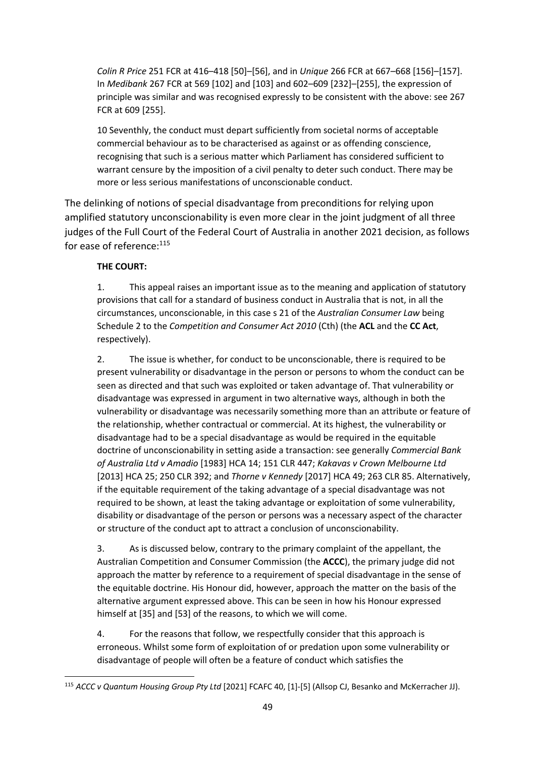*Colin R Price* 251 FCR at 416–418 [50]–[56], and in *Unique* 266 FCR at 667–668 [156]–[157]. In *Medibank* 267 FCR at 569 [102] and [103] and 602–609 [232]–[255], the expression of principle was similar and was recognised expressly to be consistent with the above: see 267 FCR at 609 [255].

> 10 Seventhly, the conduct must depart sufficiently from societal norms of acceptable commercial behaviour as to be characterised as against or as offending conscience, recognising that such is a serious matter which Parliament has considered sufficient to warrant censure by the imposition of a civil penalty to deter such conduct. There may be more or less serious manifestations of unconscionable conduct.

The delinking of notions of special disadvantage from preconditions for relying upon amplified statutory unconscionability is even more clear in the joint judgment of all three judges of the Full Court of the Federal Court of Australia in another 2021 decision, as follows for ease of reference:[115]

> **THE COURT:**
>
> 1. This appeal raises an important issue as to the meaning and application of statutory provisions that call for a standard of business conduct in Australia that is not, in all the circumstances, unconscionable, in this case s 21 of the *Australian Consumer Law* being Schedule 2 to the *Competition and Consumer Act 2010* (Cth) (the **ACL** and the **CC Act**, respectively).
>
> 2. The issue is whether, for conduct to be unconscionable, there is required to be present vulnerability or disadvantage in the person or persons to whom the conduct can be seen as directed and that such was exploited or taken advantage of. That vulnerability or disadvantage was expressed in argument in two alternative ways, although in both the vulnerability or disadvantage was necessarily something more than an attribute or feature of the relationship, whether contractual or commercial. At its highest, the vulnerability or disadvantage had to be a special disadvantage as would be required in the equitable doctrine of unconscionability in setting aside a transaction: see generally *Commercial Bank of Australia Ltd v Amadio* [1983] HCA 14; 151 CLR 447; *Kakavas v Crown Melbourne Ltd* [2013] HCA 25; 250 CLR 392; and *Thorne v Kennedy* [2017] HCA 49; 263 CLR 85. Alternatively, if the equitable requirement of the taking advantage of a special disadvantage was not required to be shown, at least the taking advantage or exploitation of some vulnerability, disability or disadvantage of the person or persons was a necessary aspect of the character or structure of the conduct apt to attract a conclusion of unconscionability.
>
> 3. As is discussed below, contrary to the primary complaint of the appellant, the Australian Competition and Consumer Commission (the **ACCC**), the primary judge did not approach the matter by reference to a requirement of special disadvantage in the sense of the equitable doctrine. His Honour did, however, approach the matter on the basis of the alternative argument expressed above. This can be seen in how his Honour expressed himself at [35] and [53] of the reasons, to which we will come.
>
> 4. For the reasons that follow, we respectfully consider that this approach is erroneous. Whilst some form of exploitation of or predation upon some vulnerability or disadvantage of people will often be a feature of conduct which satisfies the

---

[115] *ACCC v Quantum Housing Group Pty Ltd* [2021] FCAFC 40, [1]-[5] (Allsop CJ, Besanko and McKerracher JJ).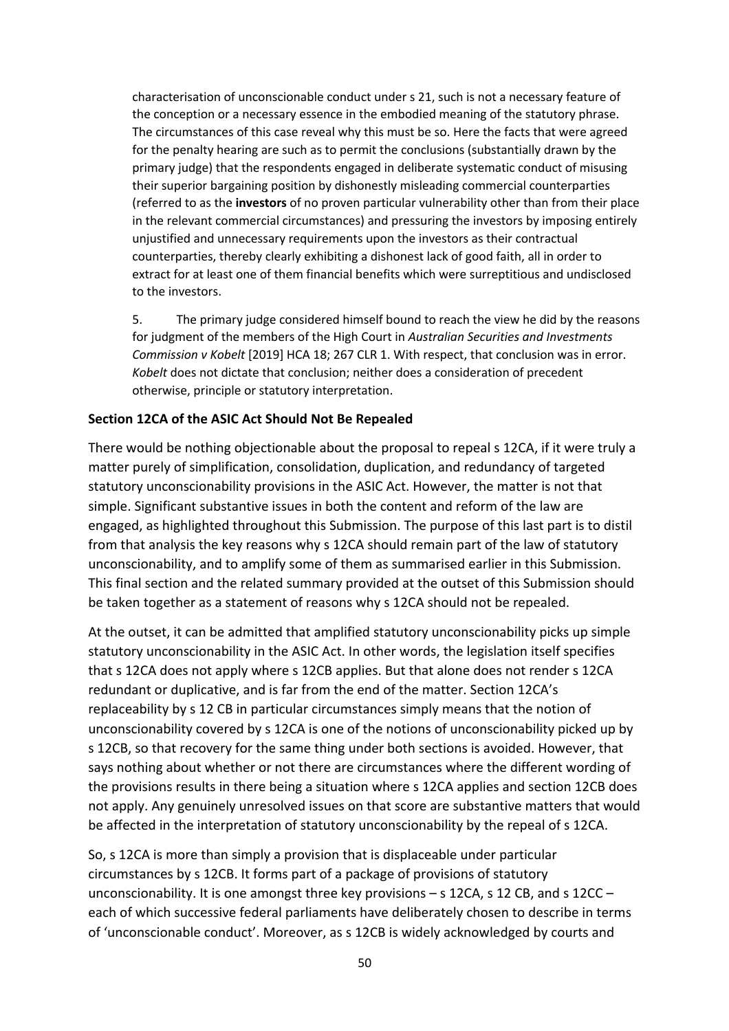characterisation of unconscionable conduct under s 21, such is not a necessary feature of the conception or a necessary essence in the embodied meaning of the statutory phrase. The circumstances of this case reveal why this must be so. Here the facts that were agreed for the penalty hearing are such as to permit the conclusions (substantially drawn by the primary judge) that the respondents engaged in deliberate systematic conduct of misusing their superior bargaining position by dishonestly misleading commercial counterparties (referred to as the **investors** of no proven particular vulnerability other than from their place in the relevant commercial circumstances) and pressuring the investors by imposing entirely unjustified and unnecessary requirements upon the investors as their contractual counterparties, thereby clearly exhibiting a dishonest lack of good faith, all in order to extract for at least one of them financial benefits which were surreptitious and undisclosed to the investors.

5. The primary judge considered himself bound to reach the view he did by the reasons for judgment of the members of the High Court in *Australian Securities and Investments Commission v Kobelt* [2019] HCA 18; 267 CLR 1. With respect, that conclusion was in error. *Kobelt* does not dictate that conclusion; neither does a consideration of precedent otherwise, principle or statutory interpretation.

### Section 12CA of the ASIC Act Should Not Be Repealed

There would be nothing objectionable about the proposal to repeal s 12CA, if it were truly a matter purely of simplification, consolidation, duplication, and redundancy of targeted statutory unconscionability provisions in the ASIC Act. However, the matter is not that simple. Significant substantive issues in both the content and reform of the law are engaged, as highlighted throughout this Submission. The purpose of this last part is to distil from that analysis the key reasons why s 12CA should remain part of the law of statutory unconscionability, and to amplify some of them as summarised earlier in this Submission. This final section and the related summary provided at the outset of this Submission should be taken together as a statement of reasons why s 12CA should not be repealed.

At the outset, it can be admitted that amplified statutory unconscionability picks up simple statutory unconscionability in the ASIC Act. In other words, the legislation itself specifies that s 12CA does not apply where s 12CB applies. But that alone does not render s 12CA redundant or duplicative, and is far from the end of the matter. Section 12CA's replaceability by s 12 CB in particular circumstances simply means that the notion of unconscionability covered by s 12CA is one of the notions of unconscionability picked up by s 12CB, so that recovery for the same thing under both sections is avoided. However, that says nothing about whether or not there are circumstances where the different wording of the provisions results in there being a situation where s 12CA applies and section 12CB does not apply. Any genuinely unresolved issues on that score are substantive matters that would be affected in the interpretation of statutory unconscionability by the repeal of s 12CA.

So, s 12CA is more than simply a provision that is displaceable under particular circumstances by s 12CB. It forms part of a package of provisions of statutory unconscionability. It is one amongst three key provisions – s 12CA, s 12 CB, and s 12CC – each of which successive federal parliaments have deliberately chosen to describe in terms of 'unconscionable conduct'. Moreover, as s 12CB is widely acknowledged by courts and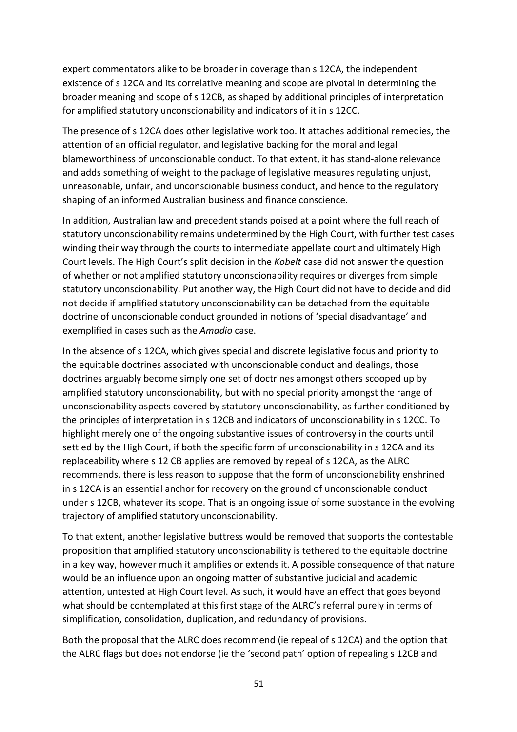expert commentators alike to be broader in coverage than s 12CA, the independent existence of s 12CA and its correlative meaning and scope are pivotal in determining the broader meaning and scope of s 12CB, as shaped by additional principles of interpretation for amplified statutory unconscionability and indicators of it in s 12CC.

The presence of s 12CA does other legislative work too. It attaches additional remedies, the attention of an official regulator, and legislative backing for the moral and legal blameworthiness of unconscionable conduct. To that extent, it has stand-alone relevance and adds something of weight to the package of legislative measures regulating unjust, unreasonable, unfair, and unconscionable business conduct, and hence to the regulatory shaping of an informed Australian business and finance conscience.

In addition, Australian law and precedent stands poised at a point where the full reach of statutory unconscionability remains undetermined by the High Court, with further test cases winding their way through the courts to intermediate appellate court and ultimately High Court levels. The High Court's split decision in the *Kobelt* case did not answer the question of whether or not amplified statutory unconscionability requires or diverges from simple statutory unconscionability. Put another way, the High Court did not have to decide and did not decide if amplified statutory unconscionability can be detached from the equitable doctrine of unconscionable conduct grounded in notions of 'special disadvantage' and exemplified in cases such as the *Amadio* case.

In the absence of s 12CA, which gives special and discrete legislative focus and priority to the equitable doctrines associated with unconscionable conduct and dealings, those doctrines arguably become simply one set of doctrines amongst others scooped up by amplified statutory unconscionability, but with no special priority amongst the range of unconscionability aspects covered by statutory unconscionability, as further conditioned by the principles of interpretation in s 12CB and indicators of unconscionability in s 12CC. To highlight merely one of the ongoing substantive issues of controversy in the courts until settled by the High Court, if both the specific form of unconscionability in s 12CA and its replaceability where s 12 CB applies are removed by repeal of s 12CA, as the ALRC recommends, there is less reason to suppose that the form of unconscionability enshrined in s 12CA is an essential anchor for recovery on the ground of unconscionable conduct under s 12CB, whatever its scope. That is an ongoing issue of some substance in the evolving trajectory of amplified statutory unconscionability.

To that extent, another legislative buttress would be removed that supports the contestable proposition that amplified statutory unconscionability is tethered to the equitable doctrine in a key way, however much it amplifies or extends it. A possible consequence of that nature would be an influence upon an ongoing matter of substantive judicial and academic attention, untested at High Court level. As such, it would have an effect that goes beyond what should be contemplated at this first stage of the ALRC's referral purely in terms of simplification, consolidation, duplication, and redundancy of provisions.

Both the proposal that the ALRC does recommend (ie repeal of s 12CA) and the option that the ALRC flags but does not endorse (ie the 'second path' option of repealing s 12CB and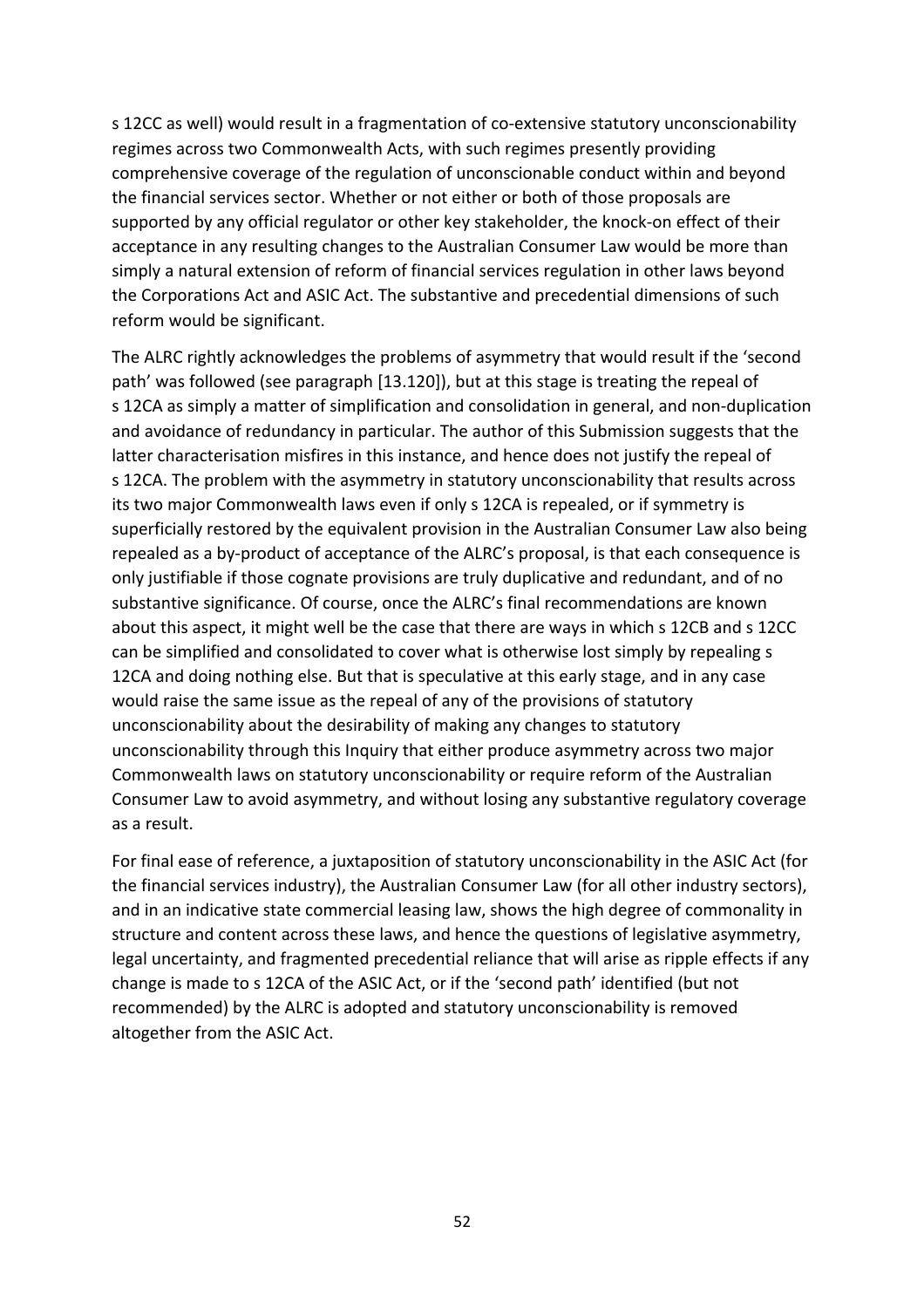s 12CC as well) would result in a fragmentation of co-extensive statutory unconscionability regimes across two Commonwealth Acts, with such regimes presently providing comprehensive coverage of the regulation of unconscionable conduct within and beyond the financial services sector. Whether or not either or both of those proposals are supported by any official regulator or other key stakeholder, the knock-on effect of their acceptance in any resulting changes to the Australian Consumer Law would be more than simply a natural extension of reform of financial services regulation in other laws beyond the Corporations Act and ASIC Act. The substantive and precedential dimensions of such reform would be significant.

The ALRC rightly acknowledges the problems of asymmetry that would result if the 'second path' was followed (see paragraph [13.120]), but at this stage is treating the repeal of s 12CA as simply a matter of simplification and consolidation in general, and non-duplication and avoidance of redundancy in particular. The author of this Submission suggests that the latter characterisation misfires in this instance, and hence does not justify the repeal of s 12CA. The problem with the asymmetry in statutory unconscionability that results across its two major Commonwealth laws even if only s 12CA is repealed, or if symmetry is superficially restored by the equivalent provision in the Australian Consumer Law also being repealed as a by-product of acceptance of the ALRC's proposal, is that each consequence is only justifiable if those cognate provisions are truly duplicative and redundant, and of no substantive significance. Of course, once the ALRC's final recommendations are known about this aspect, it might well be the case that there are ways in which s 12CB and s 12CC can be simplified and consolidated to cover what is otherwise lost simply by repealing s 12CA and doing nothing else. But that is speculative at this early stage, and in any case would raise the same issue as the repeal of any of the provisions of statutory unconscionability about the desirability of making any changes to statutory unconscionability through this Inquiry that either produce asymmetry across two major Commonwealth laws on statutory unconscionability or require reform of the Australian Consumer Law to avoid asymmetry, and without losing any substantive regulatory coverage as a result.

For final ease of reference, a juxtaposition of statutory unconscionability in the ASIC Act (for the financial services industry), the Australian Consumer Law (for all other industry sectors), and in an indicative state commercial leasing law, shows the high degree of commonality in structure and content across these laws, and hence the questions of legislative asymmetry, legal uncertainty, and fragmented precedential reliance that will arise as ripple effects if any change is made to s 12CA of the ASIC Act, or if the 'second path' identified (but not recommended) by the ALRC is adopted and statutory unconscionability is removed altogether from the ASIC Act.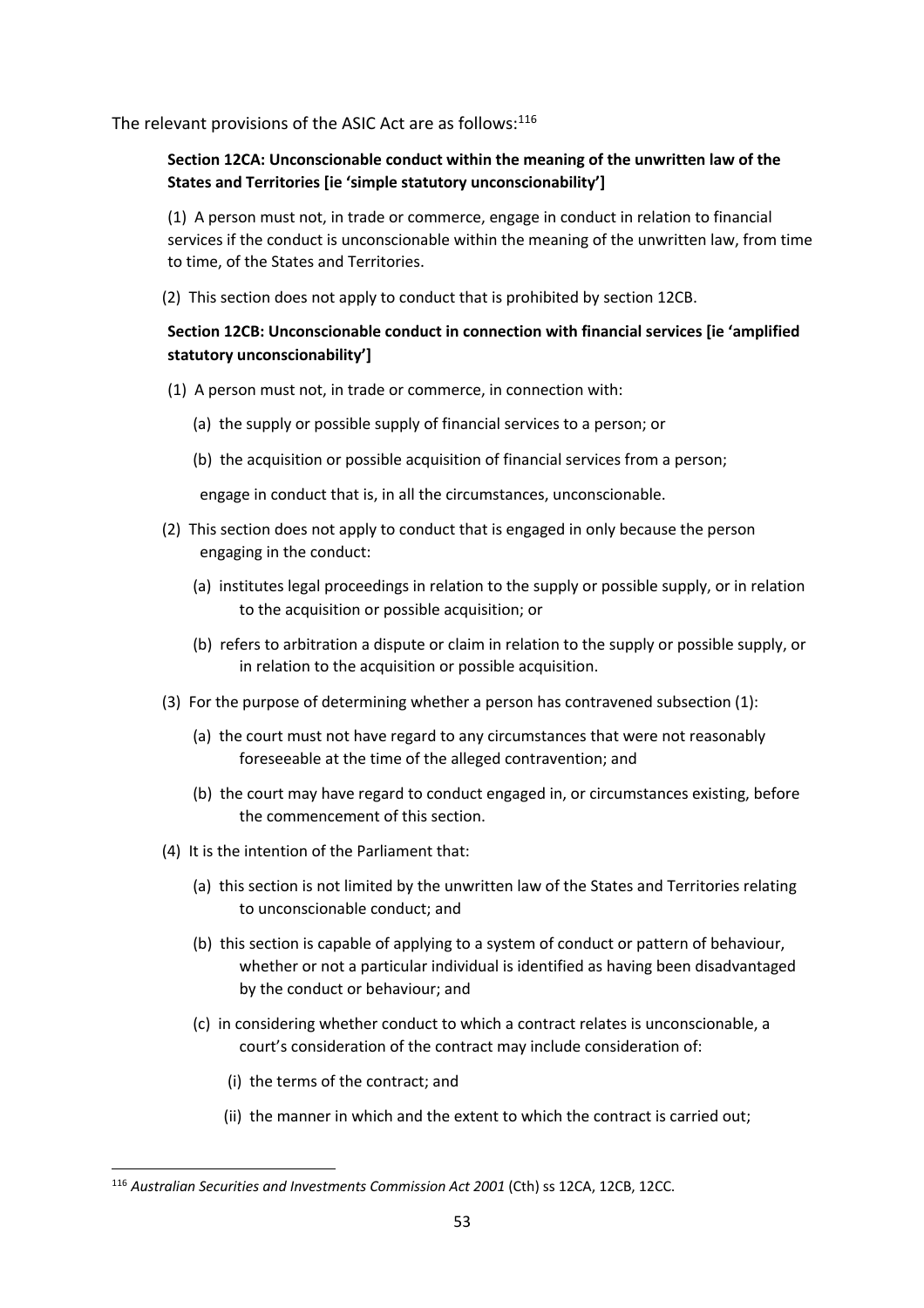The relevant provisions of the ASIC Act are as follows:[116]

**Section 12CA: Unconscionable conduct within the meaning of the unwritten law of the States and Territories [ie 'simple statutory unconscionability']**

(1) A person must not, in trade or commerce, engage in conduct in relation to financial services if the conduct is unconscionable within the meaning of the unwritten law, from time to time, of the States and Territories.

(2) This section does not apply to conduct that is prohibited by section 12CB.

**Section 12CB: Unconscionable conduct in connection with financial services [ie 'amplified statutory unconscionability']**

(1) A person must not, in trade or commerce, in connection with:

(a) the supply or possible supply of financial services to a person; or

(b) the acquisition or possible acquisition of financial services from a person;

engage in conduct that is, in all the circumstances, unconscionable.

(2) This section does not apply to conduct that is engaged in only because the person engaging in the conduct:

(a) institutes legal proceedings in relation to the supply or possible supply, or in relation to the acquisition or possible acquisition; or

(b) refers to arbitration a dispute or claim in relation to the supply or possible supply, or in relation to the acquisition or possible acquisition.

(3) For the purpose of determining whether a person has contravened subsection (1):

(a) the court must not have regard to any circumstances that were not reasonably foreseeable at the time of the alleged contravention; and

(b) the court may have regard to conduct engaged in, or circumstances existing, before the commencement of this section.

(4) It is the intention of the Parliament that:

(a) this section is not limited by the unwritten law of the States and Territories relating to unconscionable conduct; and

(b) this section is capable of applying to a system of conduct or pattern of behaviour, whether or not a particular individual is identified as having been disadvantaged by the conduct or behaviour; and

(c) in considering whether conduct to which a contract relates is unconscionable, a court's consideration of the contract may include consideration of:

(i) the terms of the contract; and

(ii) the manner in which and the extent to which the contract is carried out;

[116] *Australian Securities and Investments Commission Act 2001* (Cth) ss 12CA, 12CB, 12CC.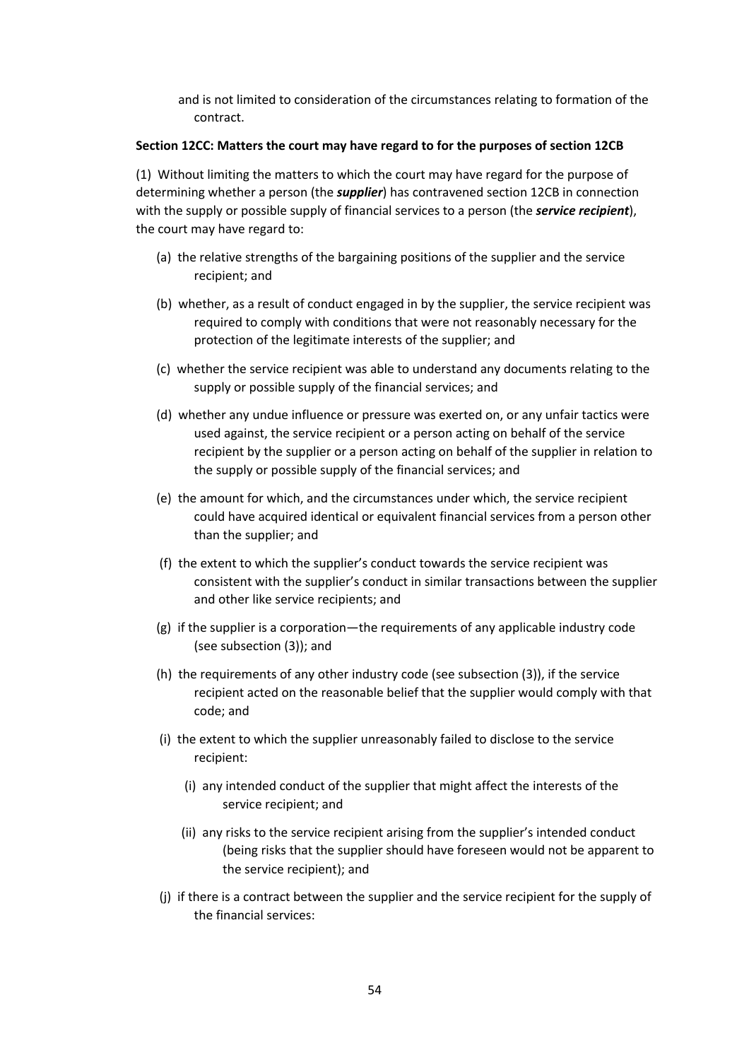and is not limited to consideration of the circumstances relating to formation of the contract.

**Section 12CC: Matters the court may have regard to for the purposes of section 12CB**

(1) Without limiting the matters to which the court may have regard for the purpose of determining whether a person (the ***supplier***) has contravened section 12CB in connection with the supply or possible supply of financial services to a person (the ***service recipient***), the court may have regard to:

(a) the relative strengths of the bargaining positions of the supplier and the service recipient; and

(b) whether, as a result of conduct engaged in by the supplier, the service recipient was required to comply with conditions that were not reasonably necessary for the protection of the legitimate interests of the supplier; and

(c) whether the service recipient was able to understand any documents relating to the supply or possible supply of the financial services; and

(d) whether any undue influence or pressure was exerted on, or any unfair tactics were used against, the service recipient or a person acting on behalf of the service recipient by the supplier or a person acting on behalf of the supplier in relation to the supply or possible supply of the financial services; and

(e) the amount for which, and the circumstances under which, the service recipient could have acquired identical or equivalent financial services from a person other than the supplier; and

(f) the extent to which the supplier's conduct towards the service recipient was consistent with the supplier's conduct in similar transactions between the supplier and other like service recipients; and

(g) if the supplier is a corporation—the requirements of any applicable industry code (see subsection (3)); and

(h) the requirements of any other industry code (see subsection (3)), if the service recipient acted on the reasonable belief that the supplier would comply with that code; and

(i) the extent to which the supplier unreasonably failed to disclose to the service recipient:

  (i) any intended conduct of the supplier that might affect the interests of the service recipient; and

  (ii) any risks to the service recipient arising from the supplier's intended conduct (being risks that the supplier should have foreseen would not be apparent to the service recipient); and

(j) if there is a contract between the supplier and the service recipient for the supply of the financial services: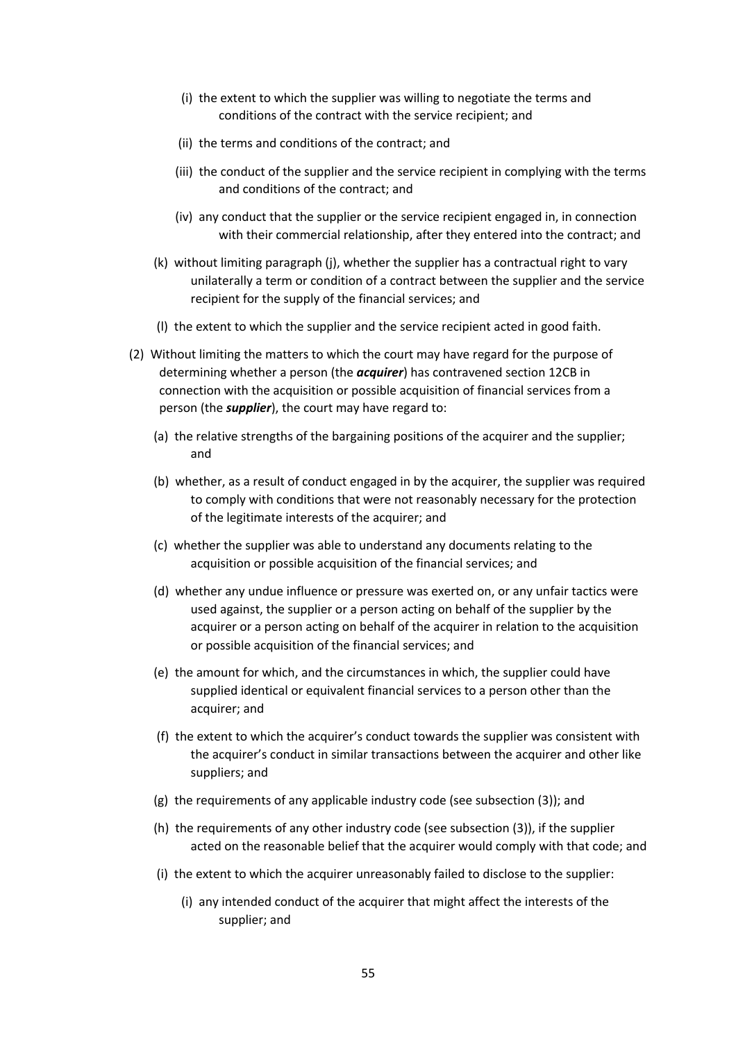(i) the extent to which the supplier was willing to negotiate the terms and conditions of the contract with the service recipient; and

(ii) the terms and conditions of the contract; and

(iii) the conduct of the supplier and the service recipient in complying with the terms and conditions of the contract; and

(iv) any conduct that the supplier or the service recipient engaged in, in connection with their commercial relationship, after they entered into the contract; and

(k) without limiting paragraph (j), whether the supplier has a contractual right to vary unilaterally a term or condition of a contract between the supplier and the service recipient for the supply of the financial services; and

(l) the extent to which the supplier and the service recipient acted in good faith.

(2) Without limiting the matters to which the court may have regard for the purpose of determining whether a person (the ***acquirer***) has contravened section 12CB in connection with the acquisition or possible acquisition of financial services from a person (the ***supplier***), the court may have regard to:

(a) the relative strengths of the bargaining positions of the acquirer and the supplier; and

(b) whether, as a result of conduct engaged in by the acquirer, the supplier was required to comply with conditions that were not reasonably necessary for the protection of the legitimate interests of the acquirer; and

(c) whether the supplier was able to understand any documents relating to the acquisition or possible acquisition of the financial services; and

(d) whether any undue influence or pressure was exerted on, or any unfair tactics were used against, the supplier or a person acting on behalf of the supplier by the acquirer or a person acting on behalf of the acquirer in relation to the acquisition or possible acquisition of the financial services; and

(e) the amount for which, and the circumstances in which, the supplier could have supplied identical or equivalent financial services to a person other than the acquirer; and

(f) the extent to which the acquirer's conduct towards the supplier was consistent with the acquirer's conduct in similar transactions between the acquirer and other like suppliers; and

(g) the requirements of any applicable industry code (see subsection (3)); and

(h) the requirements of any other industry code (see subsection (3)), if the supplier acted on the reasonable belief that the acquirer would comply with that code; and

(i) the extent to which the acquirer unreasonably failed to disclose to the supplier:

(i) any intended conduct of the acquirer that might affect the interests of the supplier; and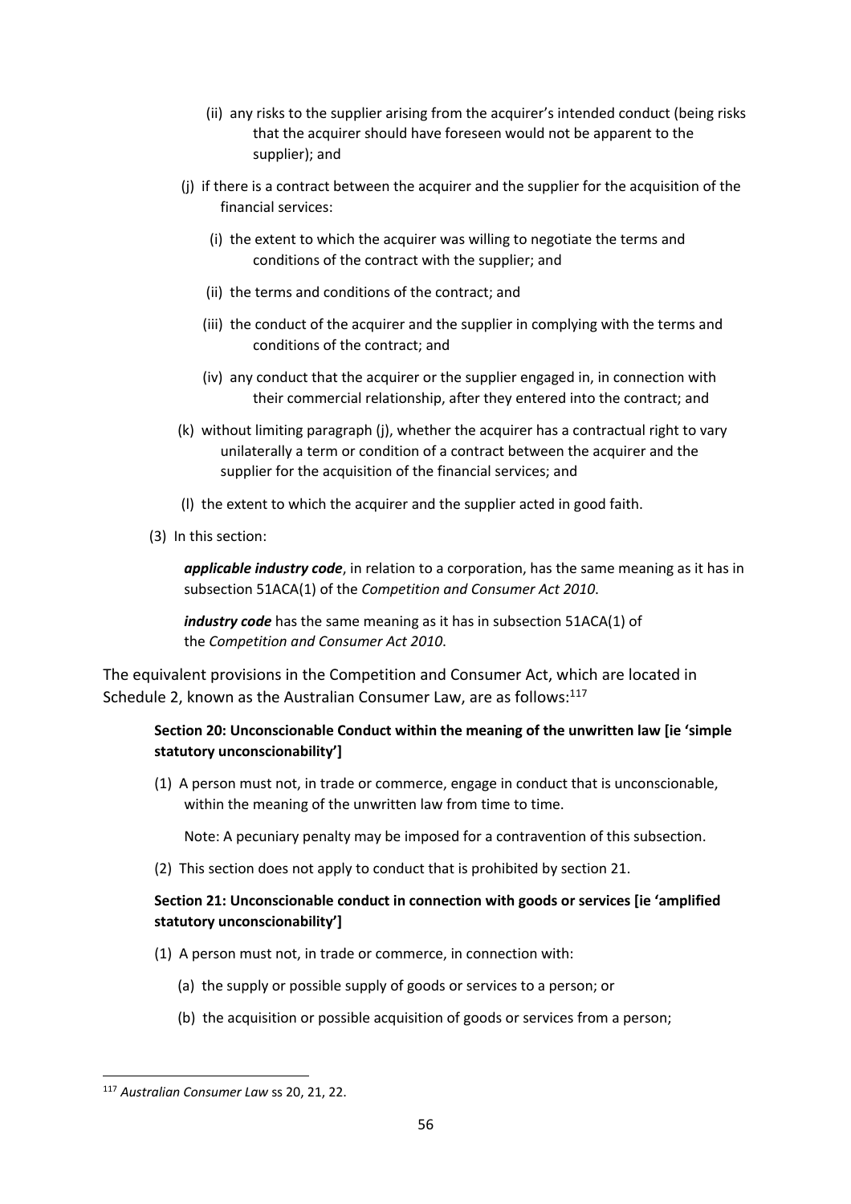(ii) any risks to the supplier arising from the acquirer's intended conduct (being risks that the acquirer should have foreseen would not be apparent to the supplier); and

(j) if there is a contract between the acquirer and the supplier for the acquisition of the financial services:

(i) the extent to which the acquirer was willing to negotiate the terms and conditions of the contract with the supplier; and

(ii) the terms and conditions of the contract; and

(iii) the conduct of the acquirer and the supplier in complying with the terms and conditions of the contract; and

(iv) any conduct that the acquirer or the supplier engaged in, in connection with their commercial relationship, after they entered into the contract; and

(k) without limiting paragraph (j), whether the acquirer has a contractual right to vary unilaterally a term or condition of a contract between the acquirer and the supplier for the acquisition of the financial services; and

(l) the extent to which the acquirer and the supplier acted in good faith.

(3) In this section:

***applicable industry code***, in relation to a corporation, has the same meaning as it has in subsection 51ACA(1) of the *Competition and Consumer Act 2010*.

***industry code*** has the same meaning as it has in subsection 51ACA(1) of the *Competition and Consumer Act 2010*.

The equivalent provisions in the Competition and Consumer Act, which are located in Schedule 2, known as the Australian Consumer Law, are as follows:[117]

**Section 20: Unconscionable Conduct within the meaning of the unwritten law [ie 'simple statutory unconscionability']**

(1) A person must not, in trade or commerce, engage in conduct that is unconscionable, within the meaning of the unwritten law from time to time.

Note: A pecuniary penalty may be imposed for a contravention of this subsection.

(2) This section does not apply to conduct that is prohibited by section 21.

**Section 21: Unconscionable conduct in connection with goods or services [ie 'amplified statutory unconscionability']**

(1) A person must not, in trade or commerce, in connection with:

(a) the supply or possible supply of goods or services to a person; or

(b) the acquisition or possible acquisition of goods or services from a person;

[117] *Australian Consumer Law* ss 20, 21, 22.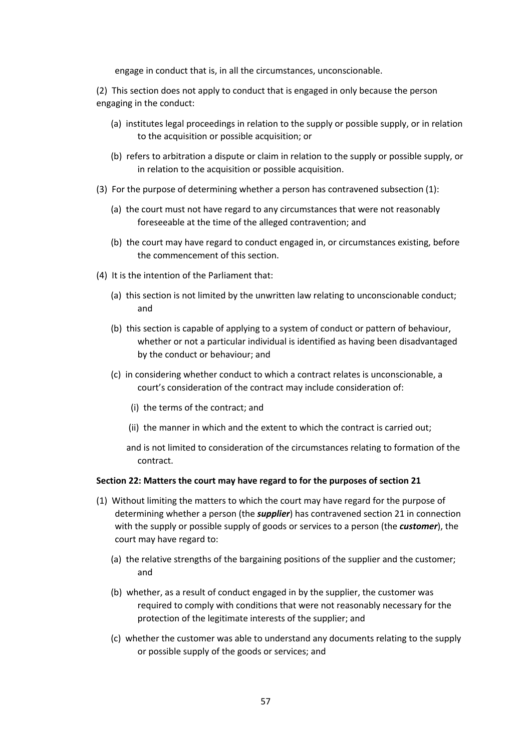engage in conduct that is, in all the circumstances, unconscionable.

(2) This section does not apply to conduct that is engaged in only because the person engaging in the conduct:

- (a) institutes legal proceedings in relation to the supply or possible supply, or in relation to the acquisition or possible acquisition; or
- (b) refers to arbitration a dispute or claim in relation to the supply or possible supply, or in relation to the acquisition or possible acquisition.

(3) For the purpose of determining whether a person has contravened subsection (1):

- (a) the court must not have regard to any circumstances that were not reasonably foreseeable at the time of the alleged contravention; and
- (b) the court may have regard to conduct engaged in, or circumstances existing, before the commencement of this section.

(4) It is the intention of the Parliament that:

- (a) this section is not limited by the unwritten law relating to unconscionable conduct; and
- (b) this section is capable of applying to a system of conduct or pattern of behaviour, whether or not a particular individual is identified as having been disadvantaged by the conduct or behaviour; and
- (c) in considering whether conduct to which a contract relates is unconscionable, a court's consideration of the contract may include consideration of:
  - (i) the terms of the contract; and
  - (ii) the manner in which and the extent to which the contract is carried out;

  and is not limited to consideration of the circumstances relating to formation of the contract.

**Section 22: Matters the court may have regard to for the purposes of section 21**

(1) Without limiting the matters to which the court may have regard for the purpose of determining whether a person (the ***supplier***) has contravened section 21 in connection with the supply or possible supply of goods or services to a person (the ***customer***), the court may have regard to:

- (a) the relative strengths of the bargaining positions of the supplier and the customer; and
- (b) whether, as a result of conduct engaged in by the supplier, the customer was required to comply with conditions that were not reasonably necessary for the protection of the legitimate interests of the supplier; and
- (c) whether the customer was able to understand any documents relating to the supply or possible supply of the goods or services; and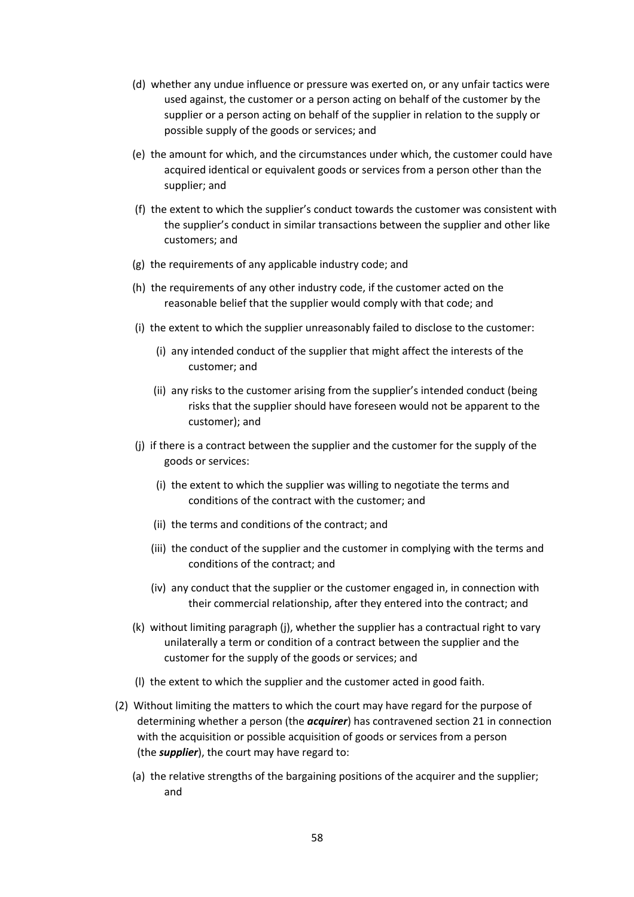(d) whether any undue influence or pressure was exerted on, or any unfair tactics were used against, the customer or a person acting on behalf of the customer by the supplier or a person acting on behalf of the supplier in relation to the supply or possible supply of the goods or services; and

(e) the amount for which, and the circumstances under which, the customer could have acquired identical or equivalent goods or services from a person other than the supplier; and

(f) the extent to which the supplier's conduct towards the customer was consistent with the supplier's conduct in similar transactions between the supplier and other like customers; and

(g) the requirements of any applicable industry code; and

(h) the requirements of any other industry code, if the customer acted on the reasonable belief that the supplier would comply with that code; and

(i) the extent to which the supplier unreasonably failed to disclose to the customer:

  (i) any intended conduct of the supplier that might affect the interests of the customer; and

  (ii) any risks to the customer arising from the supplier's intended conduct (being risks that the supplier should have foreseen would not be apparent to the customer); and

(j) if there is a contract between the supplier and the customer for the supply of the goods or services:

  (i) the extent to which the supplier was willing to negotiate the terms and conditions of the contract with the customer; and

  (ii) the terms and conditions of the contract; and

  (iii) the conduct of the supplier and the customer in complying with the terms and conditions of the contract; and

  (iv) any conduct that the supplier or the customer engaged in, in connection with their commercial relationship, after they entered into the contract; and

(k) without limiting paragraph (j), whether the supplier has a contractual right to vary unilaterally a term or condition of a contract between the supplier and the customer for the supply of the goods or services; and

(l) the extent to which the supplier and the customer acted in good faith.

(2) Without limiting the matters to which the court may have regard for the purpose of determining whether a person (the ***acquirer***) has contravened section 21 in connection with the acquisition or possible acquisition of goods or services from a person (the ***supplier***), the court may have regard to:

  (a) the relative strengths of the bargaining positions of the acquirer and the supplier; and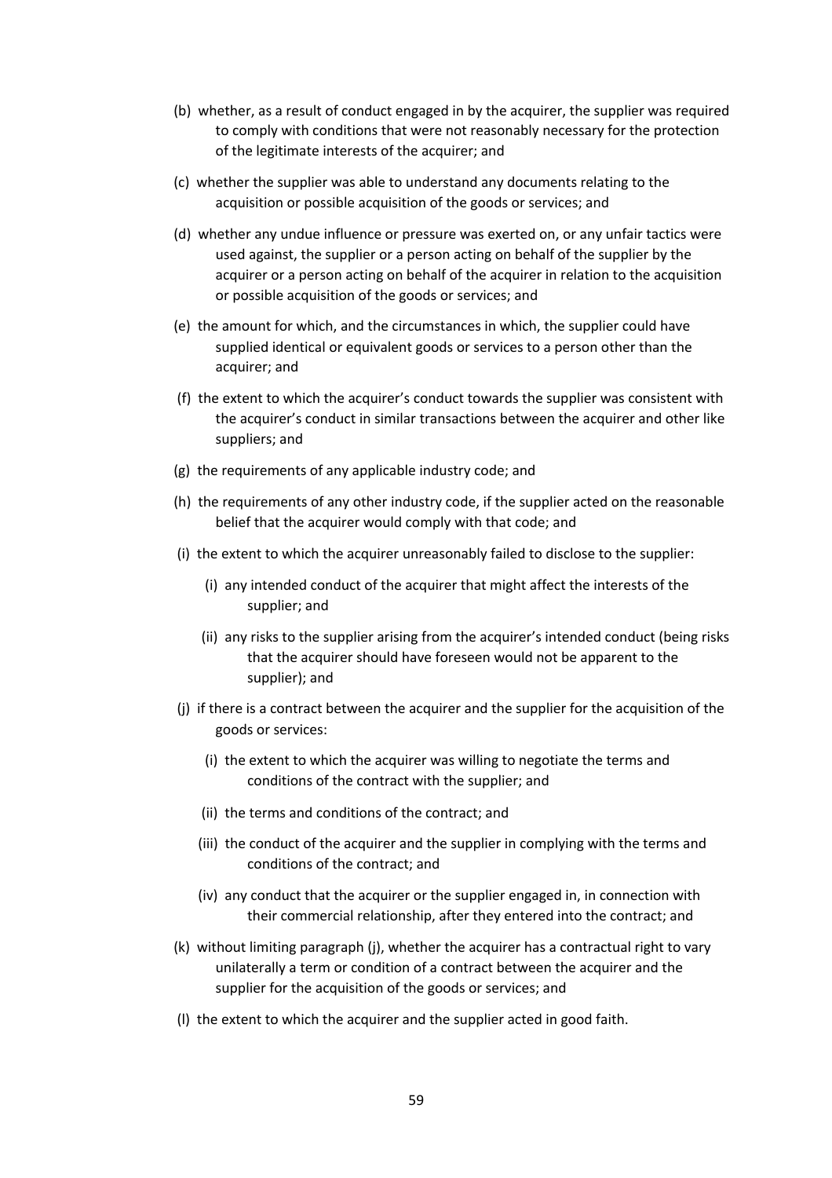(b) whether, as a result of conduct engaged in by the acquirer, the supplier was required to comply with conditions that were not reasonably necessary for the protection of the legitimate interests of the acquirer; and

(c) whether the supplier was able to understand any documents relating to the acquisition or possible acquisition of the goods or services; and

(d) whether any undue influence or pressure was exerted on, or any unfair tactics were used against, the supplier or a person acting on behalf of the supplier by the acquirer or a person acting on behalf of the acquirer in relation to the acquisition or possible acquisition of the goods or services; and

(e) the amount for which, and the circumstances in which, the supplier could have supplied identical or equivalent goods or services to a person other than the acquirer; and

(f) the extent to which the acquirer's conduct towards the supplier was consistent with the acquirer's conduct in similar transactions between the acquirer and other like suppliers; and

(g) the requirements of any applicable industry code; and

(h) the requirements of any other industry code, if the supplier acted on the reasonable belief that the acquirer would comply with that code; and

(i) the extent to which the acquirer unreasonably failed to disclose to the supplier:

   (i) any intended conduct of the acquirer that might affect the interests of the supplier; and

   (ii) any risks to the supplier arising from the acquirer's intended conduct (being risks that the acquirer should have foreseen would not be apparent to the supplier); and

(j) if there is a contract between the acquirer and the supplier for the acquisition of the goods or services:

   (i) the extent to which the acquirer was willing to negotiate the terms and conditions of the contract with the supplier; and

   (ii) the terms and conditions of the contract; and

   (iii) the conduct of the acquirer and the supplier in complying with the terms and conditions of the contract; and

   (iv) any conduct that the acquirer or the supplier engaged in, in connection with their commercial relationship, after they entered into the contract; and

(k) without limiting paragraph (j), whether the acquirer has a contractual right to vary unilaterally a term or condition of a contract between the acquirer and the supplier for the acquisition of the goods or services; and

(l) the extent to which the acquirer and the supplier acted in good faith.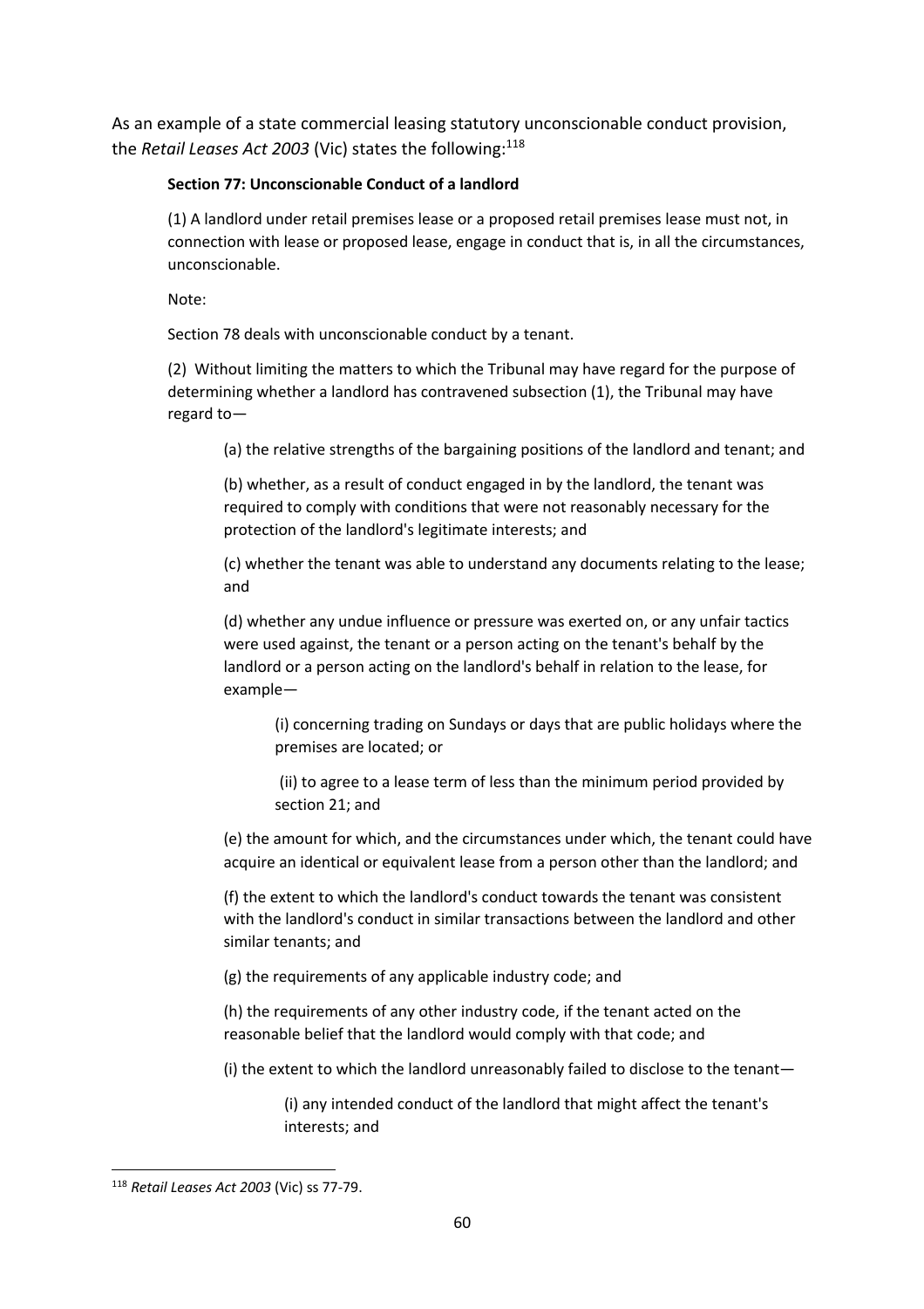As an example of a state commercial leasing statutory unconscionable conduct provision, the *Retail Leases Act 2003* (Vic) states the following:[118]

> **Section 77: Unconscionable Conduct of a landlord**
>
> (1) A landlord under retail premises lease or a proposed retail premises lease must not, in connection with lease or proposed lease, engage in conduct that is, in all the circumstances, unconscionable.
>
> Note:
>
> Section 78 deals with unconscionable conduct by a tenant.
>
> (2) Without limiting the matters to which the Tribunal may have regard for the purpose of determining whether a landlord has contravened subsection (1), the Tribunal may have regard to—
>
> > (a) the relative strengths of the bargaining positions of the landlord and tenant; and
> >
> > (b) whether, as a result of conduct engaged in by the landlord, the tenant was required to comply with conditions that were not reasonably necessary for the protection of the landlord's legitimate interests; and
> >
> > (c) whether the tenant was able to understand any documents relating to the lease; and
> >
> > (d) whether any undue influence or pressure was exerted on, or any unfair tactics were used against, the tenant or a person acting on the tenant's behalf by the landlord or a person acting on the landlord's behalf in relation to the lease, for example—
> >
> > > (i) concerning trading on Sundays or days that are public holidays where the premises are located; or
> > >
> > > (ii) to agree to a lease term of less than the minimum period provided by section 21; and
> >
> > (e) the amount for which, and the circumstances under which, the tenant could have acquire an identical or equivalent lease from a person other than the landlord; and
> >
> > (f) the extent to which the landlord's conduct towards the tenant was consistent with the landlord's conduct in similar transactions between the landlord and other similar tenants; and
> >
> > (g) the requirements of any applicable industry code; and
> >
> > (h) the requirements of any other industry code, if the tenant acted on the reasonable belief that the landlord would comply with that code; and
> >
> > (i) the extent to which the landlord unreasonably failed to disclose to the tenant—
> >
> > > (i) any intended conduct of the landlord that might affect the tenant's interests; and

[118] *Retail Leases Act 2003* (Vic) ss 77-79.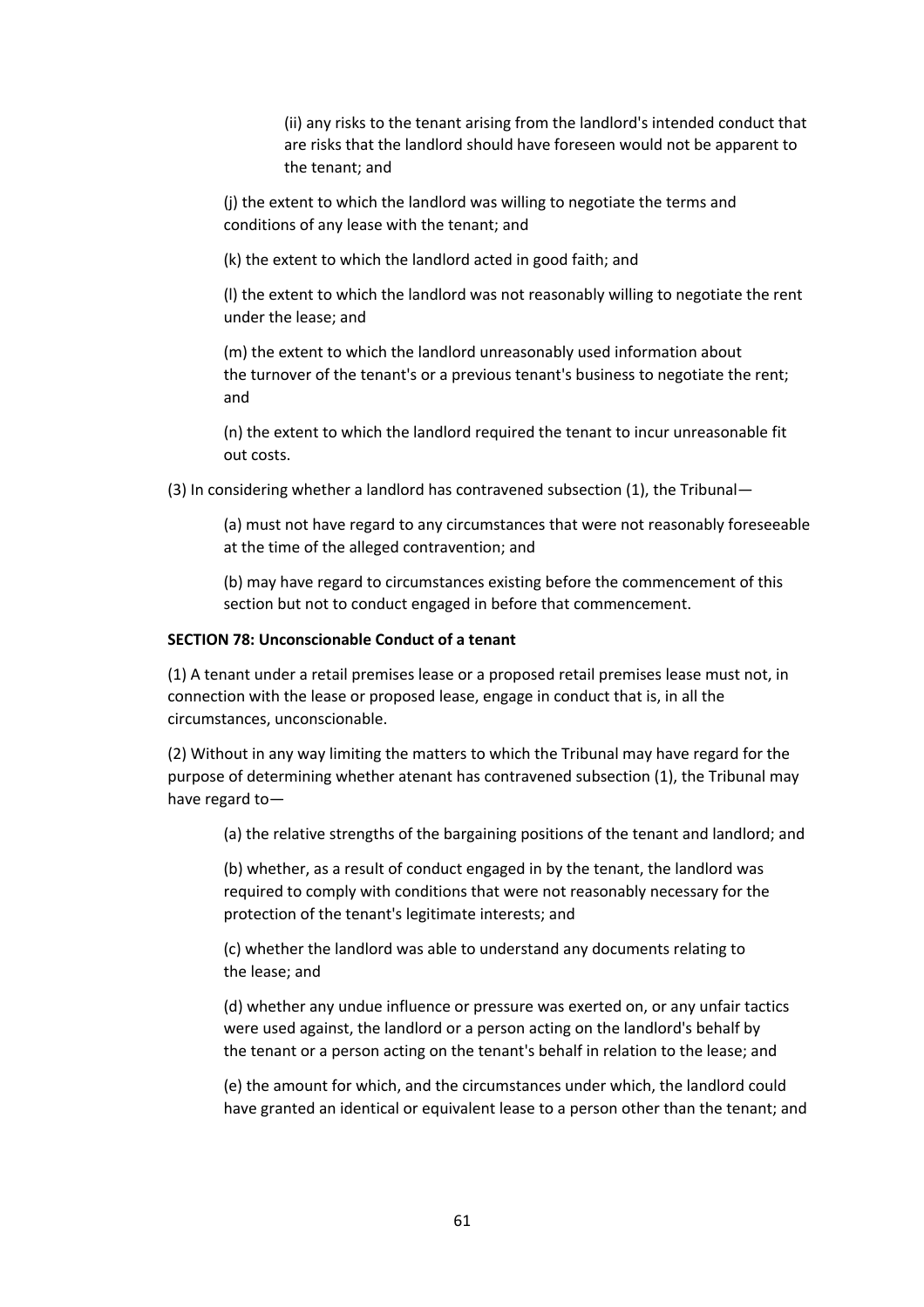(ii) any risks to the tenant arising from the landlord's intended conduct that are risks that the landlord should have foreseen would not be apparent to the tenant; and

(j) the extent to which the landlord was willing to negotiate the terms and conditions of any lease with the tenant; and

(k) the extent to which the landlord acted in good faith; and

(l) the extent to which the landlord was not reasonably willing to negotiate the rent under the lease; and

(m) the extent to which the landlord unreasonably used information about the turnover of the tenant's or a previous tenant's business to negotiate the rent; and

(n) the extent to which the landlord required the tenant to incur unreasonable fit out costs.

(3) In considering whether a landlord has contravened subsection (1), the Tribunal—

(a) must not have regard to any circumstances that were not reasonably foreseeable at the time of the alleged contravention; and

(b) may have regard to circumstances existing before the commencement of this section but not to conduct engaged in before that commencement.

**SECTION 78: Unconscionable Conduct of a tenant**

(1) A tenant under a retail premises lease or a proposed retail premises lease must not, in connection with the lease or proposed lease, engage in conduct that is, in all the circumstances, unconscionable.

(2) Without in any way limiting the matters to which the Tribunal may have regard for the purpose of determining whether atenant has contravened subsection (1), the Tribunal may have regard to—

(a) the relative strengths of the bargaining positions of the tenant and landlord; and

(b) whether, as a result of conduct engaged in by the tenant, the landlord was required to comply with conditions that were not reasonably necessary for the protection of the tenant's legitimate interests; and

(c) whether the landlord was able to understand any documents relating to the lease; and

(d) whether any undue influence or pressure was exerted on, or any unfair tactics were used against, the landlord or a person acting on the landlord's behalf by the tenant or a person acting on the tenant's behalf in relation to the lease; and

(e) the amount for which, and the circumstances under which, the landlord could have granted an identical or equivalent lease to a person other than the tenant; and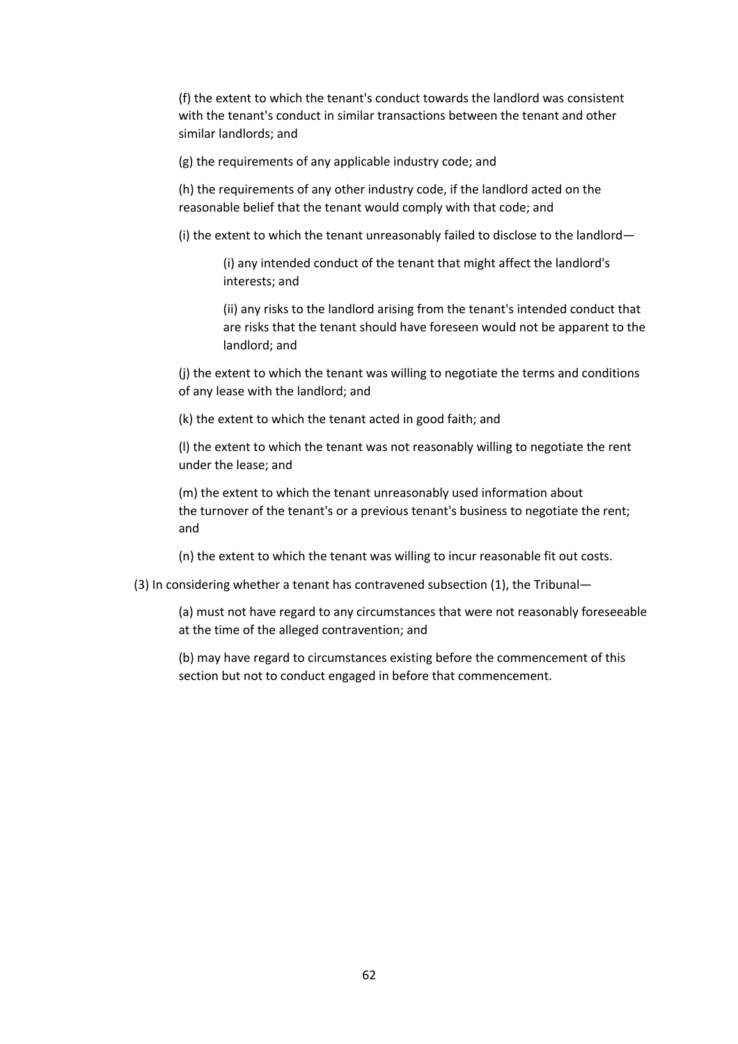(f) the extent to which the tenant's conduct towards the landlord was consistent with the tenant's conduct in similar transactions between the tenant and other similar landlords; and

(g) the requirements of any applicable industry code; and

(h) the requirements of any other industry code, if the landlord acted on the reasonable belief that the tenant would comply with that code; and

(i) the extent to which the tenant unreasonably failed to disclose to the landlord—

> (i) any intended conduct of the tenant that might affect the landlord's interests; and
>
> (ii) any risks to the landlord arising from the tenant's intended conduct that are risks that the tenant should have foreseen would not be apparent to the landlord; and

(j) the extent to which the tenant was willing to negotiate the terms and conditions of any lease with the landlord; and

(k) the extent to which the tenant acted in good faith; and

(l) the extent to which the tenant was not reasonably willing to negotiate the rent under the lease; and

(m) the extent to which the tenant unreasonably used information about the turnover of the tenant's or a previous tenant's business to negotiate the rent; and

(n) the extent to which the tenant was willing to incur reasonable fit out costs.

(3) In considering whether a tenant has contravened subsection (1), the Tribunal—

(a) must not have regard to any circumstances that were not reasonably foreseeable at the time of the alleged contravention; and

(b) may have regard to circumstances existing before the commencement of this section but not to conduct engaged in before that commencement.